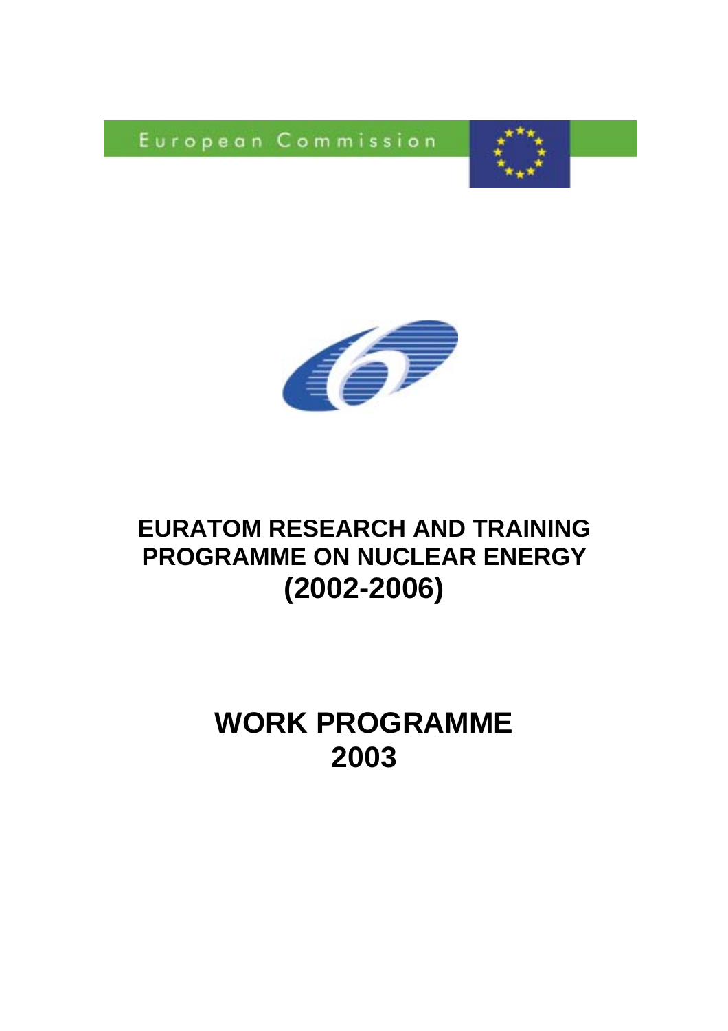European Commission

# EURATOM RESEARCH AND TRAINING PROGRAMME ON NUCLEAR ENERGY (2002-2006)

# WORK PROGRAMME 2003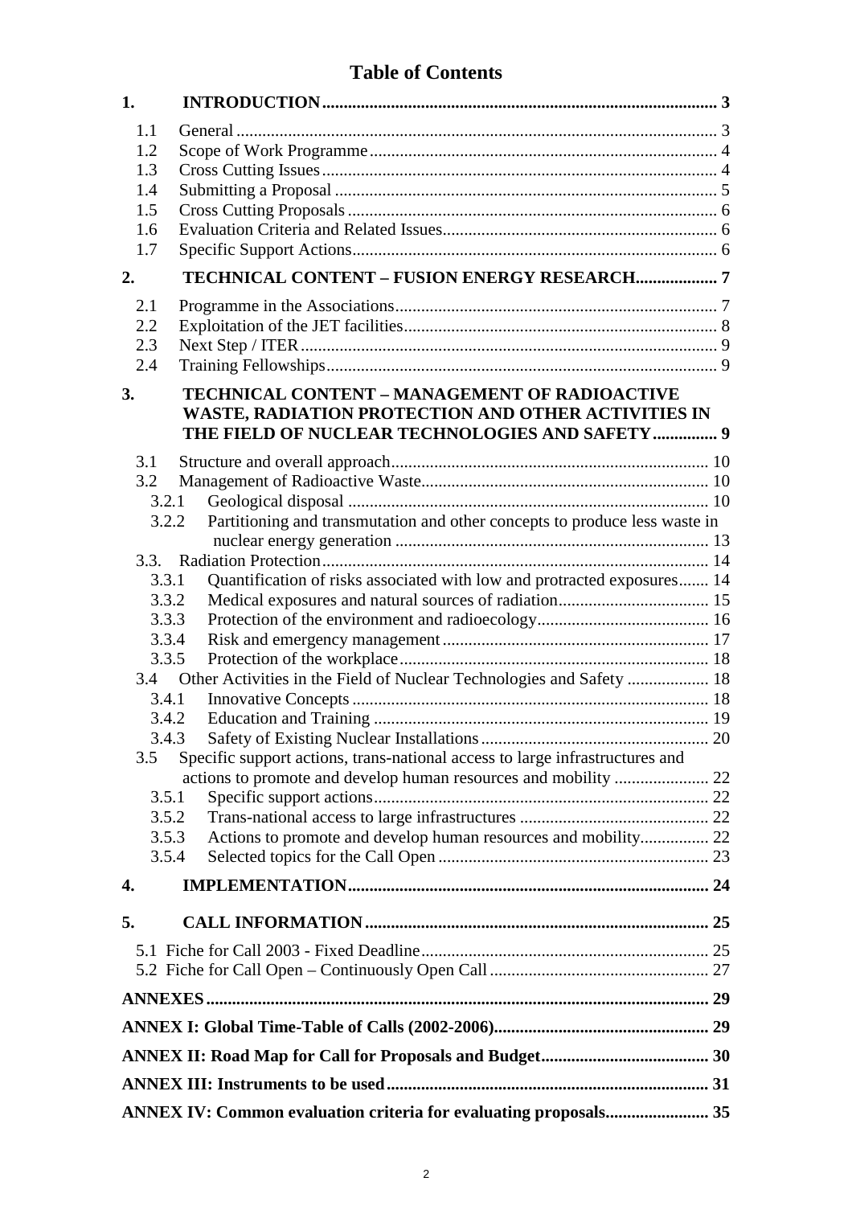# Table of Contents

**1. INTRODUCTION ... 3**

- 1.1 General ... 3
- 1.2 Scope of Work Programme ... 4
- 1.3 Cross Cutting Issues ... 4
- 1.4 Submitting a Proposal ... 5
- 1.5 Cross Cutting Proposals ... 6
- 1.6 Evaluation Criteria and Related Issues ... 6
- 1.7 Specific Support Actions ... 6

**2. TECHNICAL CONTENT – FUSION ENERGY RESEARCH ... 7**

- 2.1 Programme in the Associations ... 7
- 2.2 Exploitation of the JET facilities ... 8
- 2.3 Next Step / ITER ... 9
- 2.4 Training Fellowships ... 9

**3. TECHNICAL CONTENT – MANAGEMENT OF RADIOACTIVE WASTE, RADIATION PROTECTION AND OTHER ACTIVITIES IN THE FIELD OF NUCLEAR TECHNOLOGIES AND SAFETY ... 9**

- 3.1 Structure and overall approach ... 10
- 3.2 Management of Radioactive Waste ... 10
  - 3.2.1 Geological disposal ... 10
  - 3.2.2 Partitioning and transmutation and other concepts to produce less waste in nuclear energy generation ... 13
- 3.3. Radiation Protection ... 14
  - 3.3.1 Quantification of risks associated with low and protracted exposures ... 14
  - 3.3.2 Medical exposures and natural sources of radiation ... 15
  - 3.3.3 Protection of the environment and radioecology ... 16
  - 3.3.4 Risk and emergency management ... 17
  - 3.3.5 Protection of the workplace ... 18
- 3.4 Other Activities in the Field of Nuclear Technologies and Safety ... 18
  - 3.4.1 Innovative Concepts ... 18
  - 3.4.2 Education and Training ... 19
  - 3.4.3 Safety of Existing Nuclear Installations ... 20
- 3.5 Specific support actions, trans-national access to large infrastructures and actions to promote and develop human resources and mobility ... 22
  - 3.5.1 Specific support actions ... 22
  - 3.5.2 Trans-national access to large infrastructures ... 22
  - 3.5.3 Actions to promote and develop human resources and mobility ... 22
  - 3.5.4 Selected topics for the Call Open ... 23

**4. IMPLEMENTATION ... 24**

**5. CALL INFORMATION ... 25**

- 5.1 Fiche for Call 2003 - Fixed Deadline ... 25
- 5.2 Fiche for Call Open – Continuously Open Call ... 27

**ANNEXES ... 29**

**ANNEX I: Global Time-Table of Calls (2002-2006) ... 29**

**ANNEX II: Road Map for Call for Proposals and Budget ... 30**

**ANNEX III: Instruments to be used ... 31**

**ANNEX IV: Common evaluation criteria for evaluating proposals ... 35**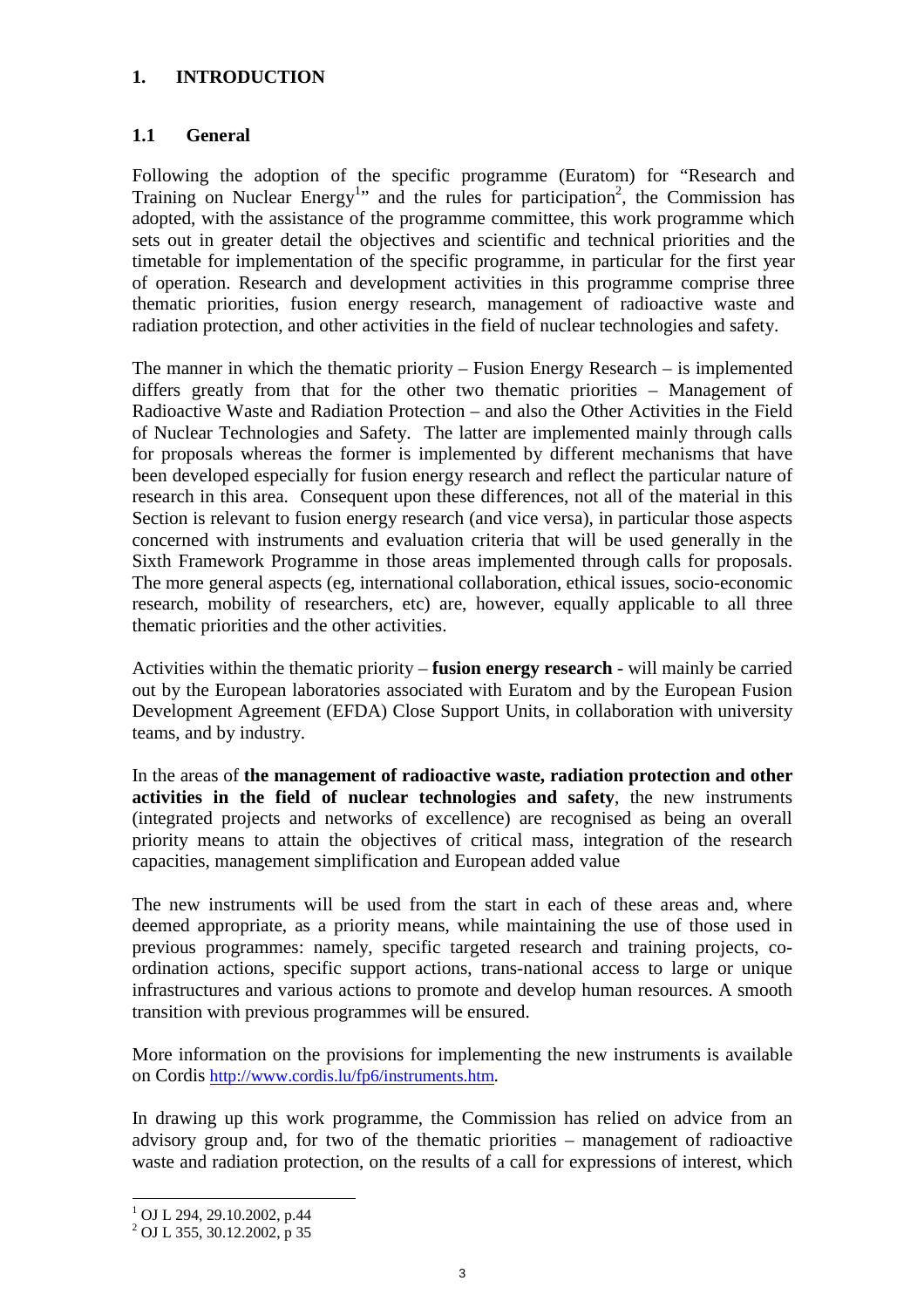# 1. INTRODUCTION

## 1.1 General

Following the adoption of the specific programme (Euratom) for "Research and Training on Nuclear Energy[1]" and the rules for participation[2], the Commission has adopted, with the assistance of the programme committee, this work programme which sets out in greater detail the objectives and scientific and technical priorities and the timetable for implementation of the specific programme, in particular for the first year of operation. Research and development activities in this programme comprise three thematic priorities, fusion energy research, management of radioactive waste and radiation protection, and other activities in the field of nuclear technologies and safety.

The manner in which the thematic priority – Fusion Energy Research – is implemented differs greatly from that for the other two thematic priorities – Management of Radioactive Waste and Radiation Protection – and also the Other Activities in the Field of Nuclear Technologies and Safety. The latter are implemented mainly through calls for proposals whereas the former is implemented by different mechanisms that have been developed especially for fusion energy research and reflect the particular nature of research in this area. Consequent upon these differences, not all of the material in this Section is relevant to fusion energy research (and vice versa), in particular those aspects concerned with instruments and evaluation criteria that will be used generally in the Sixth Framework Programme in those areas implemented through calls for proposals. The more general aspects (eg, international collaboration, ethical issues, socio-economic research, mobility of researchers, etc) are, however, equally applicable to all three thematic priorities and the other activities.

Activities within the thematic priority – **fusion energy research** - will mainly be carried out by the European laboratories associated with Euratom and by the European Fusion Development Agreement (EFDA) Close Support Units, in collaboration with university teams, and by industry.

In the areas of **the management of radioactive waste, radiation protection and other activities in the field of nuclear technologies and safety**, the new instruments (integrated projects and networks of excellence) are recognised as being an overall priority means to attain the objectives of critical mass, integration of the research capacities, management simplification and European added value

The new instruments will be used from the start in each of these areas and, where deemed appropriate, as a priority means, while maintaining the use of those used in previous programmes: namely, specific targeted research and training projects, co-ordination actions, specific support actions, trans-national access to large or unique infrastructures and various actions to promote and develop human resources. A smooth transition with previous programmes will be ensured.

More information on the provisions for implementing the new instruments is available on Cordis http://www.cordis.lu/fp6/instruments.htm.

In drawing up this work programme, the Commission has relied on advice from an advisory group and, for two of the thematic priorities – management of radioactive waste and radiation protection, on the results of a call for expressions of interest, which

---

[1] OJ L 294, 29.10.2002, p.44

[2] OJ L 355, 30.12.2002, p 35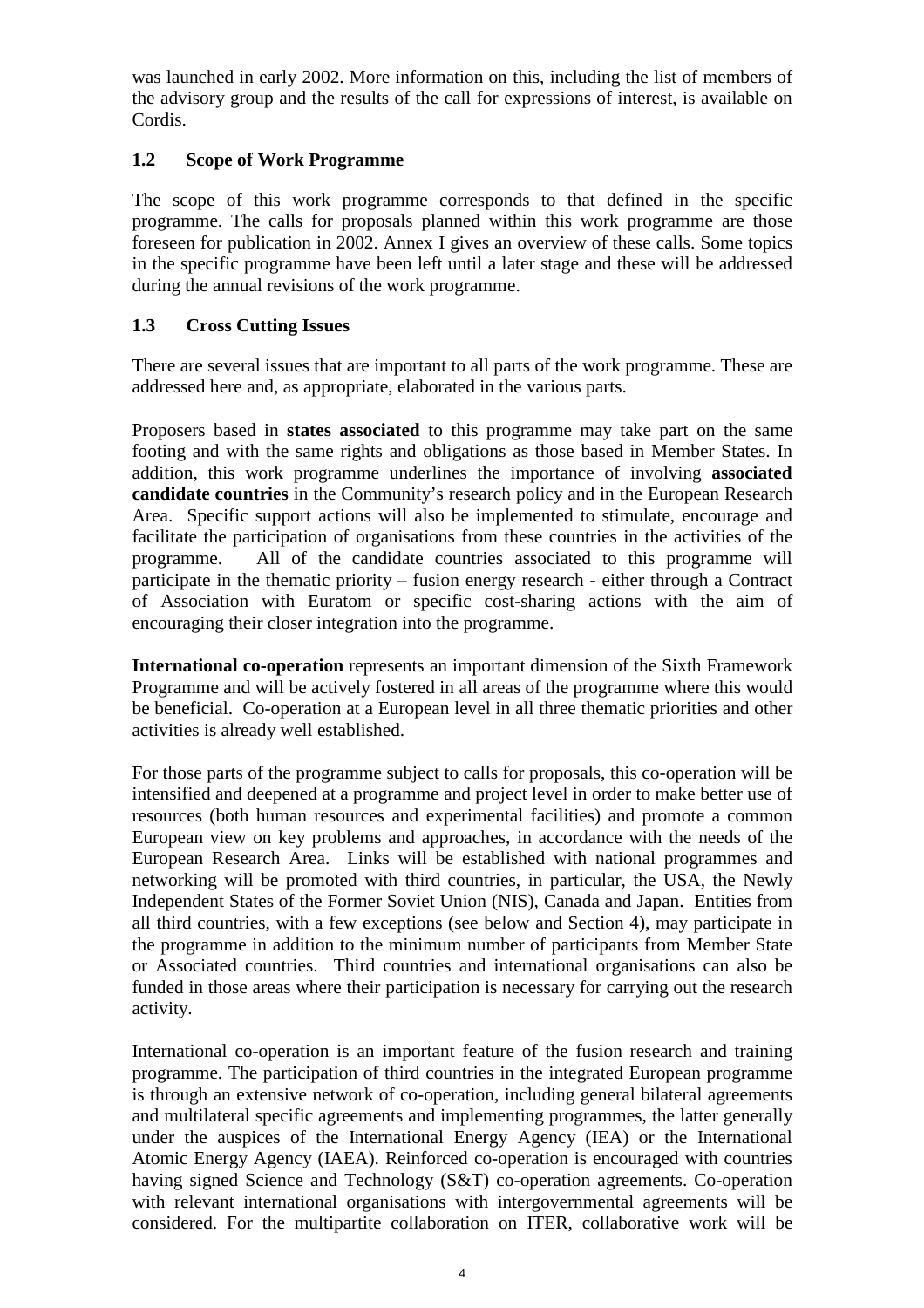was launched in early 2002. More information on this, including the list of members of the advisory group and the results of the call for expressions of interest, is available on Cordis.

### 1.2 Scope of Work Programme

The scope of this work programme corresponds to that defined in the specific programme. The calls for proposals planned within this work programme are those foreseen for publication in 2002. Annex I gives an overview of these calls. Some topics in the specific programme have been left until a later stage and these will be addressed during the annual revisions of the work programme.

### 1.3 Cross Cutting Issues

There are several issues that are important to all parts of the work programme. These are addressed here and, as appropriate, elaborated in the various parts.

Proposers based in **states associated** to this programme may take part on the same footing and with the same rights and obligations as those based in Member States. In addition, this work programme underlines the importance of involving **associated candidate countries** in the Community's research policy and in the European Research Area. Specific support actions will also be implemented to stimulate, encourage and facilitate the participation of organisations from these countries in the activities of the programme. All of the candidate countries associated to this programme will participate in the thematic priority – fusion energy research - either through a Contract of Association with Euratom or specific cost-sharing actions with the aim of encouraging their closer integration into the programme.

**International co-operation** represents an important dimension of the Sixth Framework Programme and will be actively fostered in all areas of the programme where this would be beneficial. Co-operation at a European level in all three thematic priorities and other activities is already well established.

For those parts of the programme subject to calls for proposals, this co-operation will be intensified and deepened at a programme and project level in order to make better use of resources (both human resources and experimental facilities) and promote a common European view on key problems and approaches, in accordance with the needs of the European Research Area. Links will be established with national programmes and networking will be promoted with third countries, in particular, the USA, the Newly Independent States of the Former Soviet Union (NIS), Canada and Japan. Entities from all third countries, with a few exceptions (see below and Section 4), may participate in the programme in addition to the minimum number of participants from Member State or Associated countries. Third countries and international organisations can also be funded in those areas where their participation is necessary for carrying out the research activity.

International co-operation is an important feature of the fusion research and training programme. The participation of third countries in the integrated European programme is through an extensive network of co-operation, including general bilateral agreements and multilateral specific agreements and implementing programmes, the latter generally under the auspices of the International Energy Agency (IEA) or the International Atomic Energy Agency (IAEA). Reinforced co-operation is encouraged with countries having signed Science and Technology (S&T) co-operation agreements. Co-operation with relevant international organisations with intergovernmental agreements will be considered. For the multipartite collaboration on ITER, collaborative work will be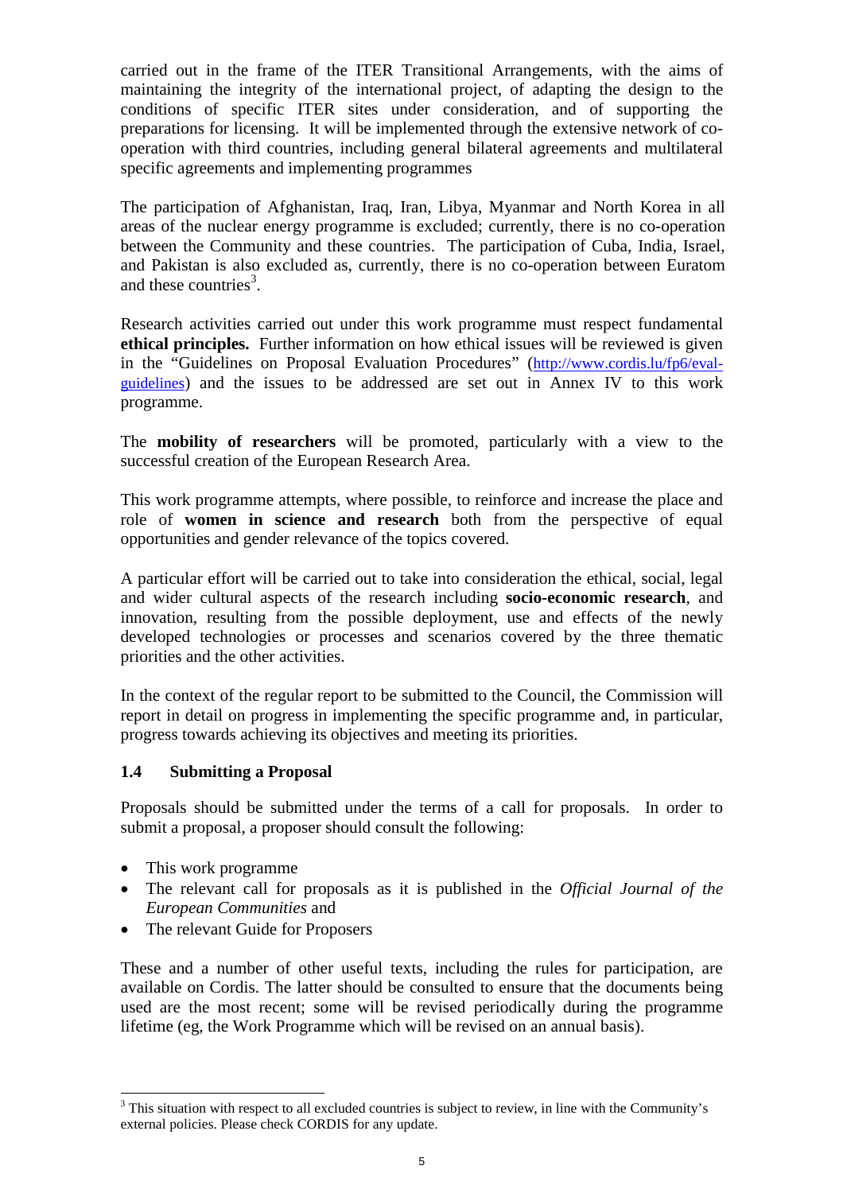carried out in the frame of the ITER Transitional Arrangements, with the aims of maintaining the integrity of the international project, of adapting the design to the conditions of specific ITER sites under consideration, and of supporting the preparations for licensing. It will be implemented through the extensive network of co-operation with third countries, including general bilateral agreements and multilateral specific agreements and implementing programmes

The participation of Afghanistan, Iraq, Iran, Libya, Myanmar and North Korea in all areas of the nuclear energy programme is excluded; currently, there is no co-operation between the Community and these countries. The participation of Cuba, India, Israel, and Pakistan is also excluded as, currently, there is no co-operation between Euratom and these countries[3].

Research activities carried out under this work programme must respect fundamental **ethical principles.** Further information on how ethical issues will be reviewed is given in the "Guidelines on Proposal Evaluation Procedures" (http://www.cordis.lu/fp6/eval-guidelines) and the issues to be addressed are set out in Annex IV to this work programme.

The **mobility of researchers** will be promoted, particularly with a view to the successful creation of the European Research Area.

This work programme attempts, where possible, to reinforce and increase the place and role of **women in science and research** both from the perspective of equal opportunities and gender relevance of the topics covered.

A particular effort will be carried out to take into consideration the ethical, social, legal and wider cultural aspects of the research including **socio-economic research**, and innovation, resulting from the possible deployment, use and effects of the newly developed technologies or processes and scenarios covered by the three thematic priorities and the other activities.

In the context of the regular report to be submitted to the Council, the Commission will report in detail on progress in implementing the specific programme and, in particular, progress towards achieving its objectives and meeting its priorities.

### 1.4 Submitting a Proposal

Proposals should be submitted under the terms of a call for proposals. In order to submit a proposal, a proposer should consult the following:

- This work programme
- The relevant call for proposals as it is published in the *Official Journal of the European Communities* and
- The relevant Guide for Proposers

These and a number of other useful texts, including the rules for participation, are available on Cordis. The latter should be consulted to ensure that the documents being used are the most recent; some will be revised periodically during the programme lifetime (eg, the Work Programme which will be revised on an annual basis).

---

[3] This situation with respect to all excluded countries is subject to review, in line with the Community's external policies. Please check CORDIS for any update.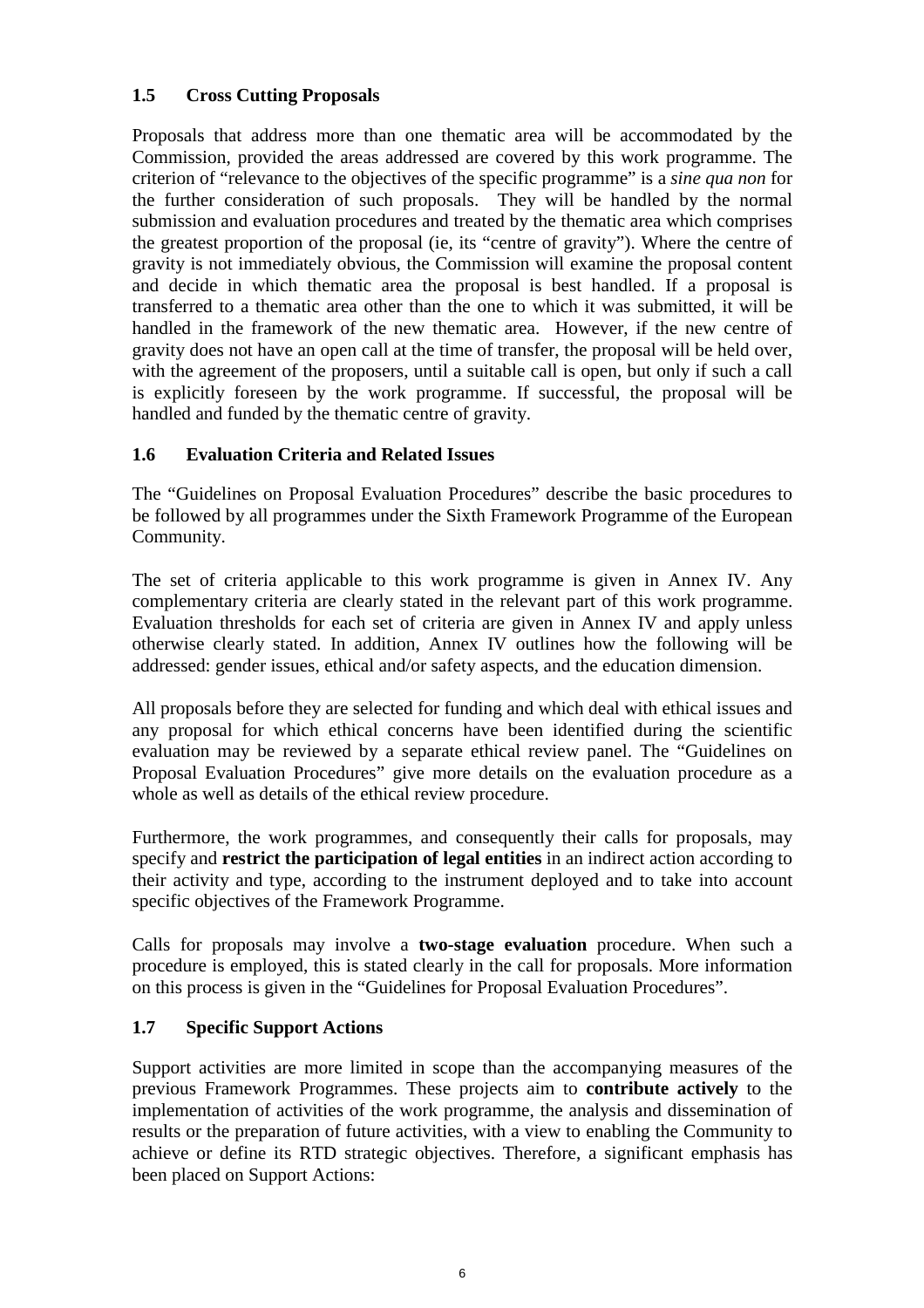### 1.5 Cross Cutting Proposals

Proposals that address more than one thematic area will be accommodated by the Commission, provided the areas addressed are covered by this work programme. The criterion of "relevance to the objectives of the specific programme" is a *sine qua non* for the further consideration of such proposals. They will be handled by the normal submission and evaluation procedures and treated by the thematic area which comprises the greatest proportion of the proposal (ie, its "centre of gravity"). Where the centre of gravity is not immediately obvious, the Commission will examine the proposal content and decide in which thematic area the proposal is best handled. If a proposal is transferred to a thematic area other than the one to which it was submitted, it will be handled in the framework of the new thematic area. However, if the new centre of gravity does not have an open call at the time of transfer, the proposal will be held over, with the agreement of the proposers, until a suitable call is open, but only if such a call is explicitly foreseen by the work programme. If successful, the proposal will be handled and funded by the thematic centre of gravity.

### 1.6 Evaluation Criteria and Related Issues

The "Guidelines on Proposal Evaluation Procedures" describe the basic procedures to be followed by all programmes under the Sixth Framework Programme of the European Community.

The set of criteria applicable to this work programme is given in Annex IV. Any complementary criteria are clearly stated in the relevant part of this work programme. Evaluation thresholds for each set of criteria are given in Annex IV and apply unless otherwise clearly stated. In addition, Annex IV outlines how the following will be addressed: gender issues, ethical and/or safety aspects, and the education dimension.

All proposals before they are selected for funding and which deal with ethical issues and any proposal for which ethical concerns have been identified during the scientific evaluation may be reviewed by a separate ethical review panel. The "Guidelines on Proposal Evaluation Procedures" give more details on the evaluation procedure as a whole as well as details of the ethical review procedure.

Furthermore, the work programmes, and consequently their calls for proposals, may specify and **restrict the participation of legal entities** in an indirect action according to their activity and type, according to the instrument deployed and to take into account specific objectives of the Framework Programme.

Calls for proposals may involve a **two-stage evaluation** procedure. When such a procedure is employed, this is stated clearly in the call for proposals. More information on this process is given in the "Guidelines for Proposal Evaluation Procedures".

### 1.7 Specific Support Actions

Support activities are more limited in scope than the accompanying measures of the previous Framework Programmes. These projects aim to **contribute actively** to the implementation of activities of the work programme, the analysis and dissemination of results or the preparation of future activities, with a view to enabling the Community to achieve or define its RTD strategic objectives. Therefore, a significant emphasis has been placed on Support Actions: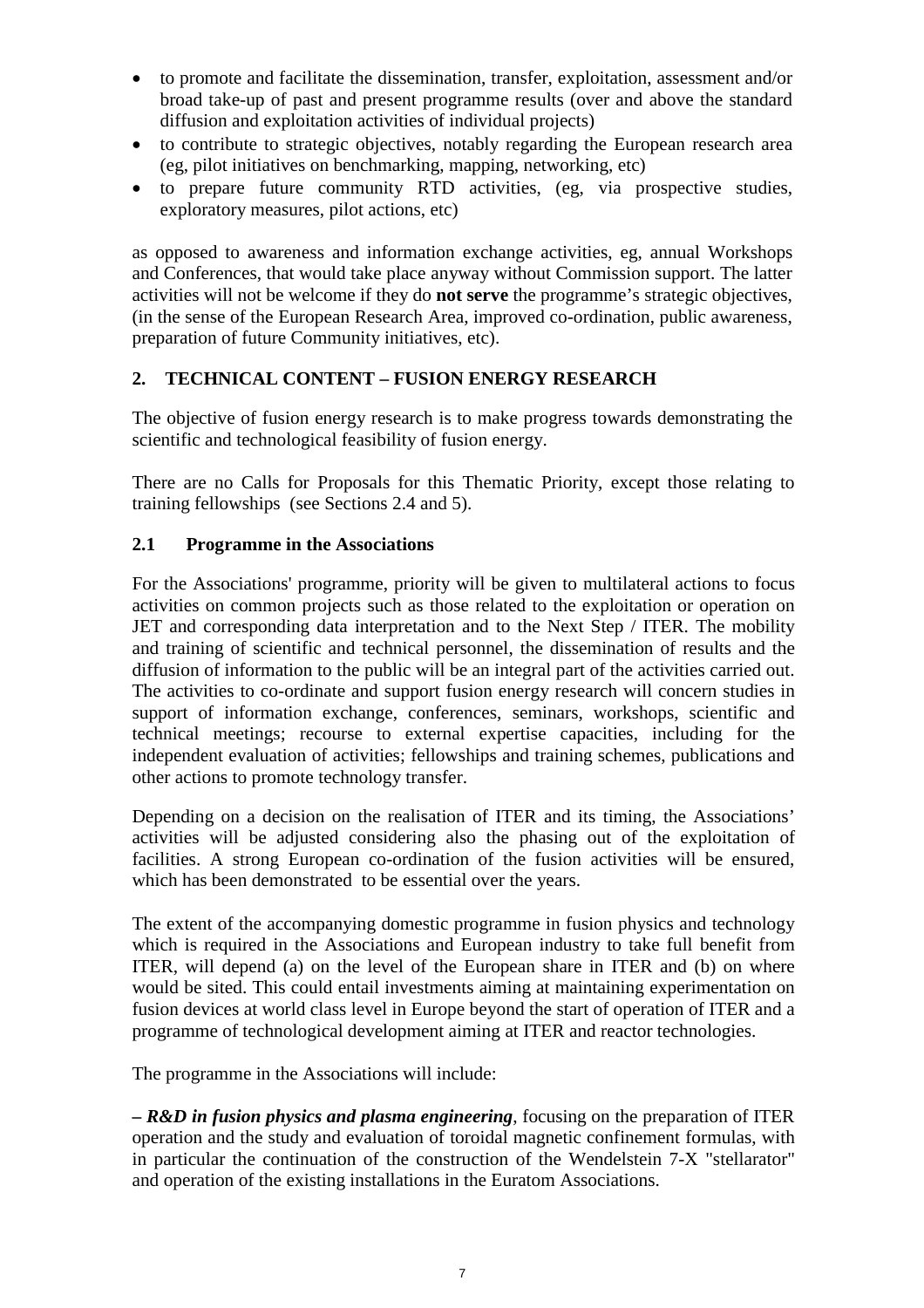- to promote and facilitate the dissemination, transfer, exploitation, assessment and/or broad take-up of past and present programme results (over and above the standard diffusion and exploitation activities of individual projects)
- to contribute to strategic objectives, notably regarding the European research area (eg, pilot initiatives on benchmarking, mapping, networking, etc)
- to prepare future community RTD activities, (eg, via prospective studies, exploratory measures, pilot actions, etc)

as opposed to awareness and information exchange activities, eg, annual Workshops and Conferences, that would take place anyway without Commission support. The latter activities will not be welcome if they do **not serve** the programme's strategic objectives, (in the sense of the European Research Area, improved co-ordination, public awareness, preparation of future Community initiatives, etc).

## 2. TECHNICAL CONTENT – FUSION ENERGY RESEARCH

The objective of fusion energy research is to make progress towards demonstrating the scientific and technological feasibility of fusion energy.

There are no Calls for Proposals for this Thematic Priority, except those relating to training fellowships (see Sections 2.4 and 5).

### 2.1 Programme in the Associations

For the Associations' programme, priority will be given to multilateral actions to focus activities on common projects such as those related to the exploitation or operation on JET and corresponding data interpretation and to the Next Step / ITER. The mobility and training of scientific and technical personnel, the dissemination of results and the diffusion of information to the public will be an integral part of the activities carried out. The activities to co-ordinate and support fusion energy research will concern studies in support of information exchange, conferences, seminars, workshops, scientific and technical meetings; recourse to external expertise capacities, including for the independent evaluation of activities; fellowships and training schemes, publications and other actions to promote technology transfer.

Depending on a decision on the realisation of ITER and its timing, the Associations' activities will be adjusted considering also the phasing out of the exploitation of facilities. A strong European co-ordination of the fusion activities will be ensured, which has been demonstrated to be essential over the years.

The extent of the accompanying domestic programme in fusion physics and technology which is required in the Associations and European industry to take full benefit from ITER, will depend (a) on the level of the European share in ITER and (b) on where would be sited. This could entail investments aiming at maintaining experimentation on fusion devices at world class level in Europe beyond the start of operation of ITER and a programme of technological development aiming at ITER and reactor technologies.

The programme in the Associations will include:

***– R&D in fusion physics and plasma engineering***, focusing on the preparation of ITER operation and the study and evaluation of toroidal magnetic confinement formulas, with in particular the continuation of the construction of the Wendelstein 7-X "stellarator" and operation of the existing installations in the Euratom Associations.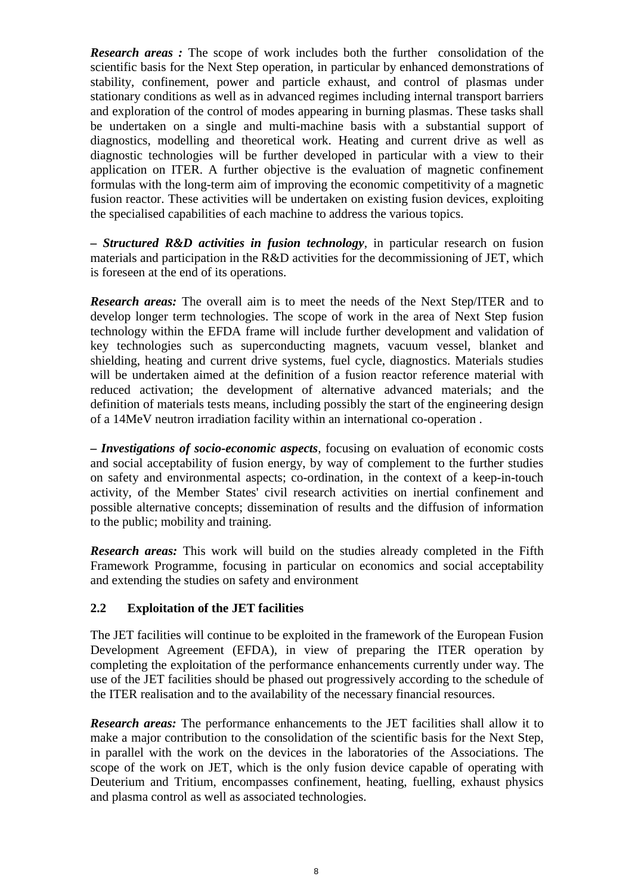***Research areas :*** The scope of work includes both the further consolidation of the scientific basis for the Next Step operation, in particular by enhanced demonstrations of stability, confinement, power and particle exhaust, and control of plasmas under stationary conditions as well as in advanced regimes including internal transport barriers and exploration of the control of modes appearing in burning plasmas. These tasks shall be undertaken on a single and multi-machine basis with a substantial support of diagnostics, modelling and theoretical work. Heating and current drive as well as diagnostic technologies will be further developed in particular with a view to their application on ITER. A further objective is the evaluation of magnetic confinement formulas with the long-term aim of improving the economic competitivity of a magnetic fusion reactor. These activities will be undertaken on existing fusion devices, exploiting the specialised capabilities of each machine to address the various topics.

***– Structured R&D activities in fusion technology***, in particular research on fusion materials and participation in the R&D activities for the decommissioning of JET, which is foreseen at the end of its operations.

***Research areas:*** The overall aim is to meet the needs of the Next Step/ITER and to develop longer term technologies. The scope of work in the area of Next Step fusion technology within the EFDA frame will include further development and validation of key technologies such as superconducting magnets, vacuum vessel, blanket and shielding, heating and current drive systems, fuel cycle, diagnostics. Materials studies will be undertaken aimed at the definition of a fusion reactor reference material with reduced activation; the development of alternative advanced materials; and the definition of materials tests means, including possibly the start of the engineering design of a 14MeV neutron irradiation facility within an international co-operation .

***– Investigations of socio-economic aspects***, focusing on evaluation of economic costs and social acceptability of fusion energy, by way of complement to the further studies on safety and environmental aspects; co-ordination, in the context of a keep-in-touch activity, of the Member States' civil research activities on inertial confinement and possible alternative concepts; dissemination of results and the diffusion of information to the public; mobility and training.

***Research areas:*** This work will build on the studies already completed in the Fifth Framework Programme, focusing in particular on economics and social acceptability and extending the studies on safety and environment

### 2.2 Exploitation of the JET facilities

The JET facilities will continue to be exploited in the framework of the European Fusion Development Agreement (EFDA), in view of preparing the ITER operation by completing the exploitation of the performance enhancements currently under way. The use of the JET facilities should be phased out progressively according to the schedule of the ITER realisation and to the availability of the necessary financial resources.

***Research areas:*** The performance enhancements to the JET facilities shall allow it to make a major contribution to the consolidation of the scientific basis for the Next Step, in parallel with the work on the devices in the laboratories of the Associations. The scope of the work on JET, which is the only fusion device capable of operating with Deuterium and Tritium, encompasses confinement, heating, fuelling, exhaust physics and plasma control as well as associated technologies.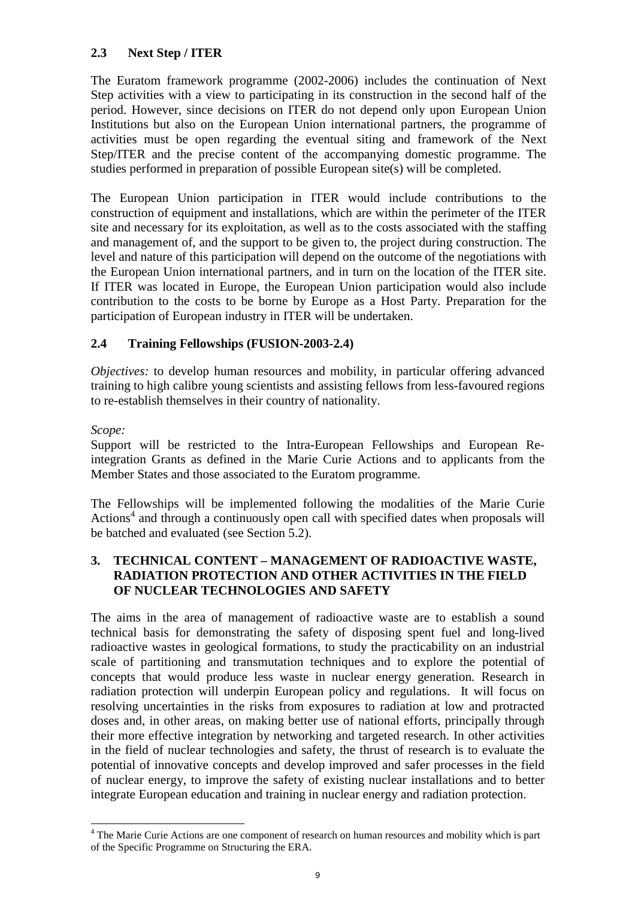## 2.3 Next Step / ITER

The Euratom framework programme (2002-2006) includes the continuation of Next Step activities with a view to participating in its construction in the second half of the period. However, since decisions on ITER do not depend only upon European Union Institutions but also on the European Union international partners, the programme of activities must be open regarding the eventual siting and framework of the Next Step/ITER and the precise content of the accompanying domestic programme. The studies performed in preparation of possible European site(s) will be completed.

The European Union participation in ITER would include contributions to the construction of equipment and installations, which are within the perimeter of the ITER site and necessary for its exploitation, as well as to the costs associated with the staffing and management of, and the support to be given to, the project during construction. The level and nature of this participation will depend on the outcome of the negotiations with the European Union international partners, and in turn on the location of the ITER site. If ITER was located in Europe, the European Union participation would also include contribution to the costs to be borne by Europe as a Host Party. Preparation for the participation of European industry in ITER will be undertaken.

## 2.4 Training Fellowships (FUSION-2003-2.4)

*Objectives:* to develop human resources and mobility, in particular offering advanced training to high calibre young scientists and assisting fellows from less-favoured regions to re-establish themselves in their country of nationality.

*Scope:*

Support will be restricted to the Intra-European Fellowships and European Re-integration Grants as defined in the Marie Curie Actions and to applicants from the Member States and those associated to the Euratom programme.

The Fellowships will be implemented following the modalities of the Marie Curie Actions[4] and through a continuously open call with specified dates when proposals will be batched and evaluated (see Section 5.2).

# 3. TECHNICAL CONTENT – MANAGEMENT OF RADIOACTIVE WASTE, RADIATION PROTECTION AND OTHER ACTIVITIES IN THE FIELD OF NUCLEAR TECHNOLOGIES AND SAFETY

The aims in the area of management of radioactive waste are to establish a sound technical basis for demonstrating the safety of disposing spent fuel and long-lived radioactive wastes in geological formations, to study the practicability on an industrial scale of partitioning and transmutation techniques and to explore the potential of concepts that would produce less waste in nuclear energy generation. Research in radiation protection will underpin European policy and regulations. It will focus on resolving uncertainties in the risks from exposures to radiation at low and protracted doses and, in other areas, on making better use of national efforts, principally through their more effective integration by networking and targeted research. In other activities in the field of nuclear technologies and safety, the thrust of research is to evaluate the potential of innovative concepts and develop improved and safer processes in the field of nuclear energy, to improve the safety of existing nuclear installations and to better integrate European education and training in nuclear energy and radiation protection.

---

[4] The Marie Curie Actions are one component of research on human resources and mobility which is part of the Specific Programme on Structuring the ERA.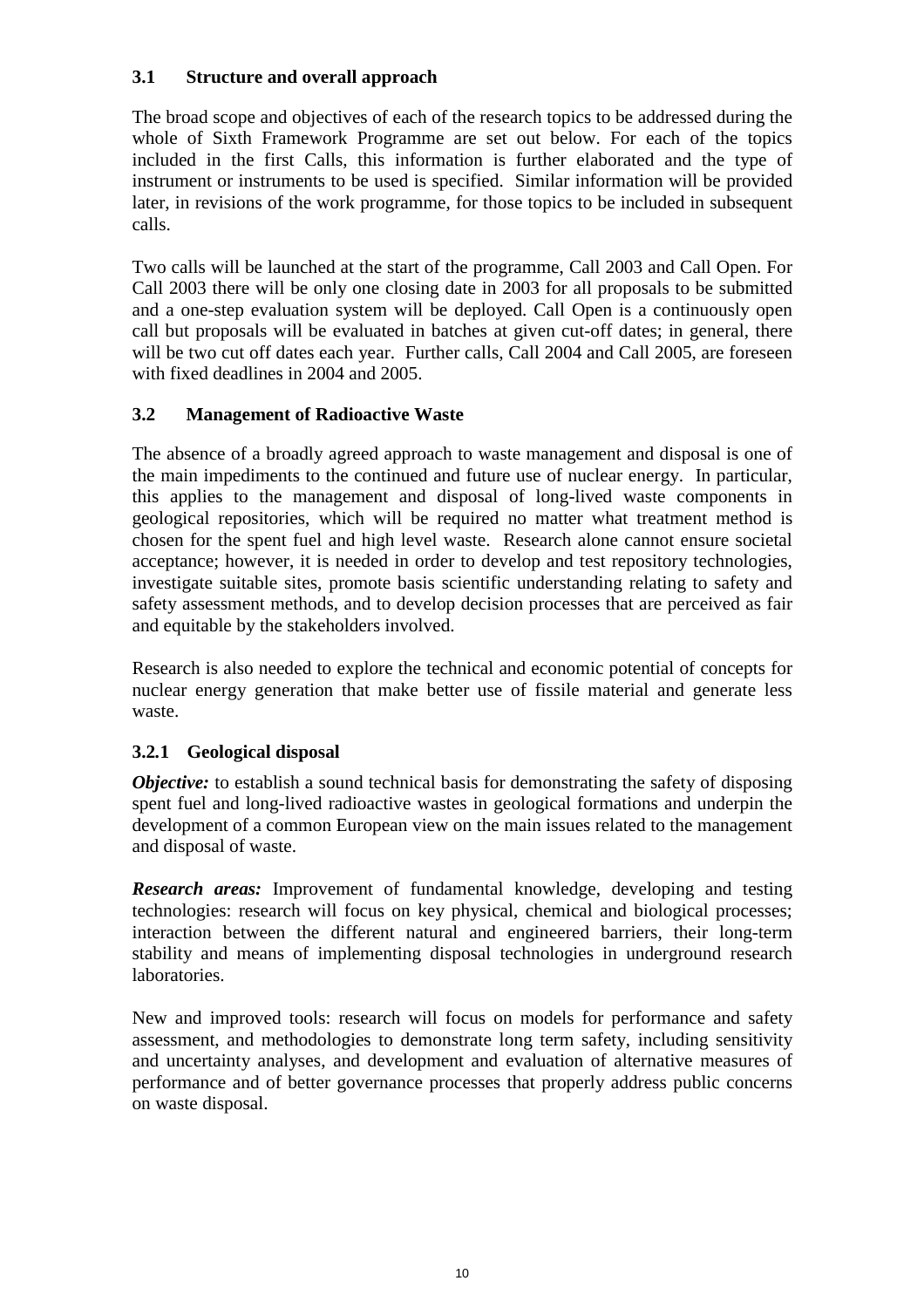### 3.1 Structure and overall approach

The broad scope and objectives of each of the research topics to be addressed during the whole of Sixth Framework Programme are set out below. For each of the topics included in the first Calls, this information is further elaborated and the type of instrument or instruments to be used is specified. Similar information will be provided later, in revisions of the work programme, for those topics to be included in subsequent calls.

Two calls will be launched at the start of the programme, Call 2003 and Call Open. For Call 2003 there will be only one closing date in 2003 for all proposals to be submitted and a one-step evaluation system will be deployed. Call Open is a continuously open call but proposals will be evaluated in batches at given cut-off dates; in general, there will be two cut off dates each year. Further calls, Call 2004 and Call 2005, are foreseen with fixed deadlines in 2004 and 2005.

### 3.2 Management of Radioactive Waste

The absence of a broadly agreed approach to waste management and disposal is one of the main impediments to the continued and future use of nuclear energy. In particular, this applies to the management and disposal of long-lived waste components in geological repositories, which will be required no matter what treatment method is chosen for the spent fuel and high level waste. Research alone cannot ensure societal acceptance; however, it is needed in order to develop and test repository technologies, investigate suitable sites, promote basis scientific understanding relating to safety and safety assessment methods, and to develop decision processes that are perceived as fair and equitable by the stakeholders involved.

Research is also needed to explore the technical and economic potential of concepts for nuclear energy generation that make better use of fissile material and generate less waste.

#### 3.2.1 Geological disposal

***Objective:*** to establish a sound technical basis for demonstrating the safety of disposing spent fuel and long-lived radioactive wastes in geological formations and underpin the development of a common European view on the main issues related to the management and disposal of waste.

***Research areas:*** Improvement of fundamental knowledge, developing and testing technologies: research will focus on key physical, chemical and biological processes; interaction between the different natural and engineered barriers, their long-term stability and means of implementing disposal technologies in underground research laboratories.

New and improved tools: research will focus on models for performance and safety assessment, and methodologies to demonstrate long term safety, including sensitivity and uncertainty analyses, and development and evaluation of alternative measures of performance and of better governance processes that properly address public concerns on waste disposal.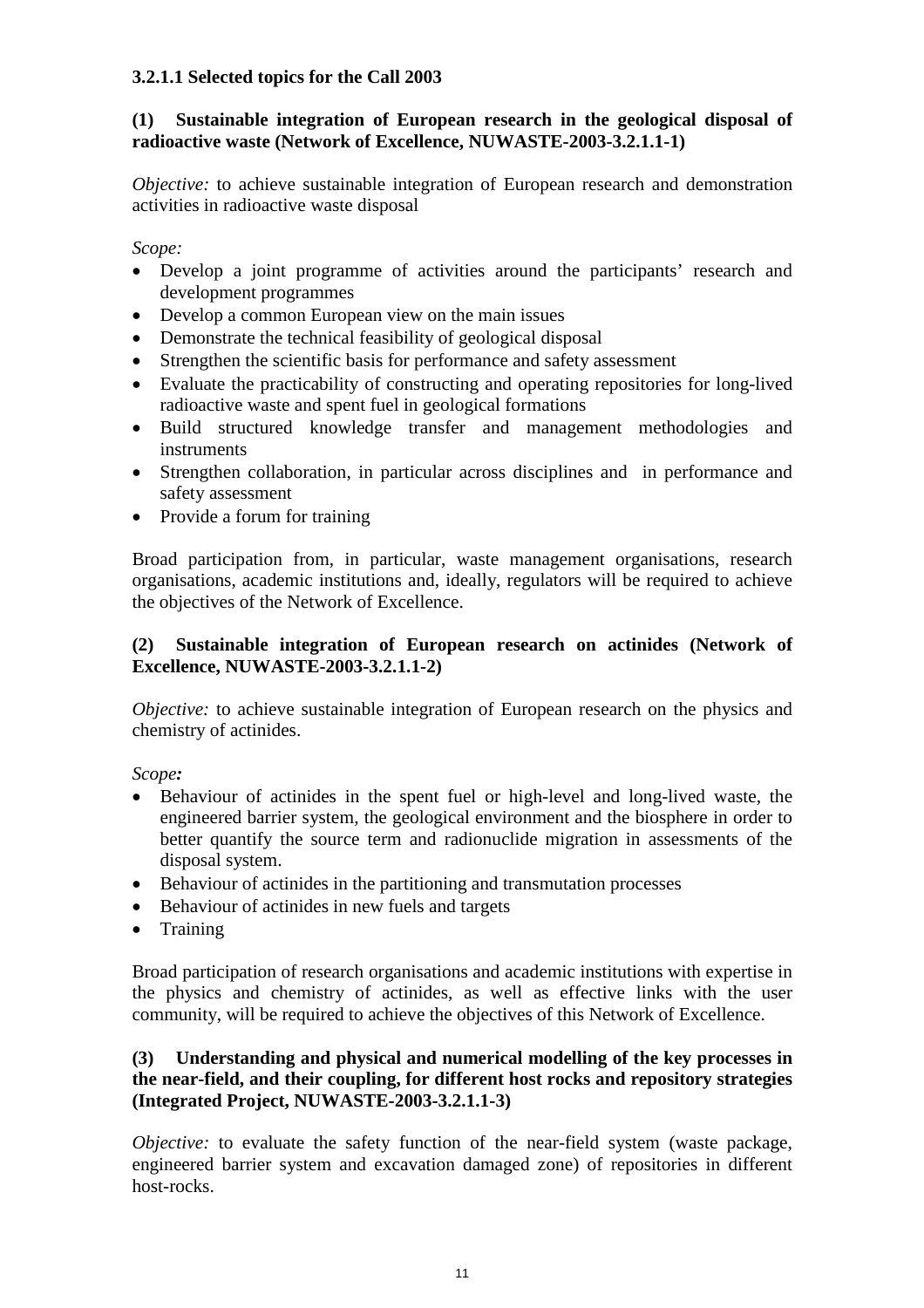**3.2.1.1 Selected topics for the Call 2003**

**(1) Sustainable integration of European research in the geological disposal of radioactive waste (Network of Excellence, NUWASTE-2003-3.2.1.1-1)**

*Objective:* to achieve sustainable integration of European research and demonstration activities in radioactive waste disposal

*Scope:*

- Develop a joint programme of activities around the participants' research and development programmes
- Develop a common European view on the main issues
- Demonstrate the technical feasibility of geological disposal
- Strengthen the scientific basis for performance and safety assessment
- Evaluate the practicability of constructing and operating repositories for long-lived radioactive waste and spent fuel in geological formations
- Build structured knowledge transfer and management methodologies and instruments
- Strengthen collaboration, in particular across disciplines and in performance and safety assessment
- Provide a forum for training

Broad participation from, in particular, waste management organisations, research organisations, academic institutions and, ideally, regulators will be required to achieve the objectives of the Network of Excellence.

**(2) Sustainable integration of European research on actinides (Network of Excellence, NUWASTE-2003-3.2.1.1-2)**

*Objective:* to achieve sustainable integration of European research on the physics and chemistry of actinides.

*Scope:*

- Behaviour of actinides in the spent fuel or high-level and long-lived waste, the engineered barrier system, the geological environment and the biosphere in order to better quantify the source term and radionuclide migration in assessments of the disposal system.
- Behaviour of actinides in the partitioning and transmutation processes
- Behaviour of actinides in new fuels and targets
- Training

Broad participation of research organisations and academic institutions with expertise in the physics and chemistry of actinides, as well as effective links with the user community, will be required to achieve the objectives of this Network of Excellence.

**(3) Understanding and physical and numerical modelling of the key processes in the near-field, and their coupling, for different host rocks and repository strategies (Integrated Project, NUWASTE-2003-3.2.1.1-3)**

*Objective:* to evaluate the safety function of the near-field system (waste package, engineered barrier system and excavation damaged zone) of repositories in different host-rocks.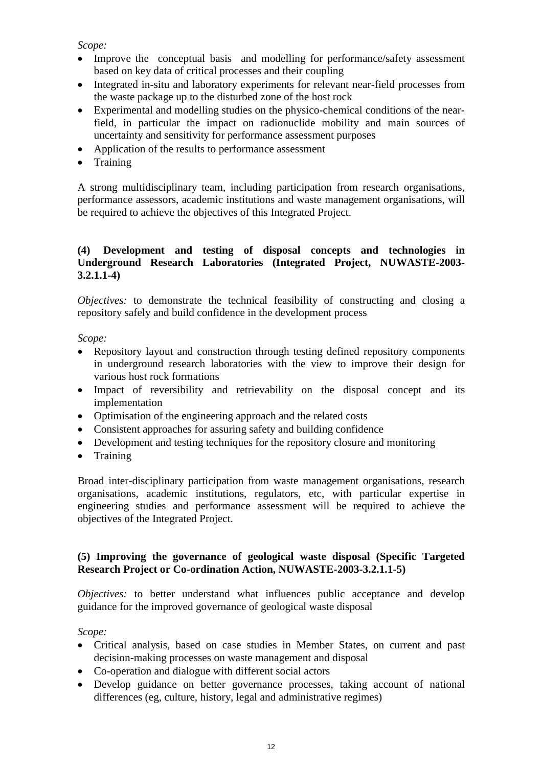*Scope:*

- Improve the conceptual basis and modelling for performance/safety assessment based on key data of critical processes and their coupling
- Integrated in-situ and laboratory experiments for relevant near-field processes from the waste package up to the disturbed zone of the host rock
- Experimental and modelling studies on the physico-chemical conditions of the near-field, in particular the impact on radionuclide mobility and main sources of uncertainty and sensitivity for performance assessment purposes
- Application of the results to performance assessment
- Training

A strong multidisciplinary team, including participation from research organisations, performance assessors, academic institutions and waste management organisations, will be required to achieve the objectives of this Integrated Project.

**(4) Development and testing of disposal concepts and technologies in Underground Research Laboratories (Integrated Project, NUWASTE-2003-3.2.1.1-4)**

*Objectives:* to demonstrate the technical feasibility of constructing and closing a repository safely and build confidence in the development process

*Scope:*

- Repository layout and construction through testing defined repository components in underground research laboratories with the view to improve their design for various host rock formations
- Impact of reversibility and retrievability on the disposal concept and its implementation
- Optimisation of the engineering approach and the related costs
- Consistent approaches for assuring safety and building confidence
- Development and testing techniques for the repository closure and monitoring
- Training

Broad inter-disciplinary participation from waste management organisations, research organisations, academic institutions, regulators, etc, with particular expertise in engineering studies and performance assessment will be required to achieve the objectives of the Integrated Project.

**(5) Improving the governance of geological waste disposal (Specific Targeted Research Project or Co-ordination Action, NUWASTE-2003-3.2.1.1-5)**

*Objectives:* to better understand what influences public acceptance and develop guidance for the improved governance of geological waste disposal

*Scope:*

- Critical analysis, based on case studies in Member States, on current and past decision-making processes on waste management and disposal
- Co-operation and dialogue with different social actors
- Develop guidance on better governance processes, taking account of national differences (eg, culture, history, legal and administrative regimes)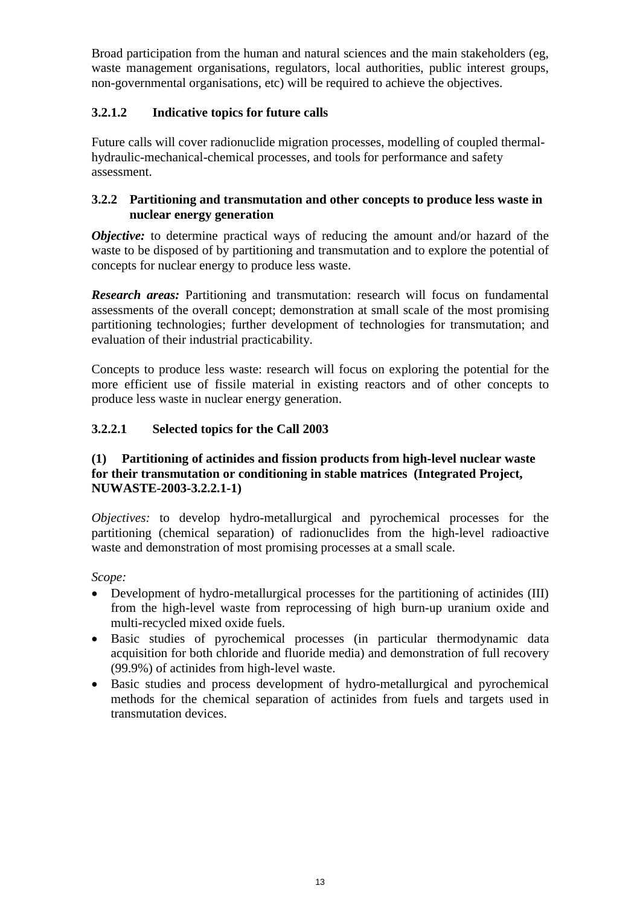Broad participation from the human and natural sciences and the main stakeholders (eg, waste management organisations, regulators, local authorities, public interest groups, non-governmental organisations, etc) will be required to achieve the objectives.

#### 3.2.1.2 Indicative topics for future calls

Future calls will cover radionuclide migration processes, modelling of coupled thermal-hydraulic-mechanical-chemical processes, and tools for performance and safety assessment.

### 3.2.2 Partitioning and transmutation and other concepts to produce less waste in nuclear energy generation

***Objective:*** to determine practical ways of reducing the amount and/or hazard of the waste to be disposed of by partitioning and transmutation and to explore the potential of concepts for nuclear energy to produce less waste.

***Research areas:*** Partitioning and transmutation: research will focus on fundamental assessments of the overall concept; demonstration at small scale of the most promising partitioning technologies; further development of technologies for transmutation; and evaluation of their industrial practicability.

Concepts to produce less waste: research will focus on exploring the potential for the more efficient use of fissile material in existing reactors and of other concepts to produce less waste in nuclear energy generation.

#### 3.2.2.1 Selected topics for the Call 2003

**(1) Partitioning of actinides and fission products from high-level nuclear waste for their transmutation or conditioning in stable matrices (Integrated Project, NUWASTE-2003-3.2.2.1-1)**

*Objectives:* to develop hydro-metallurgical and pyrochemical processes for the partitioning (chemical separation) of radionuclides from the high-level radioactive waste and demonstration of most promising processes at a small scale.

*Scope:*

- Development of hydro-metallurgical processes for the partitioning of actinides (III) from the high-level waste from reprocessing of high burn-up uranium oxide and multi-recycled mixed oxide fuels.
- Basic studies of pyrochemical processes (in particular thermodynamic data acquisition for both chloride and fluoride media) and demonstration of full recovery (99.9%) of actinides from high-level waste.
- Basic studies and process development of hydro-metallurgical and pyrochemical methods for the chemical separation of actinides from fuels and targets used in transmutation devices.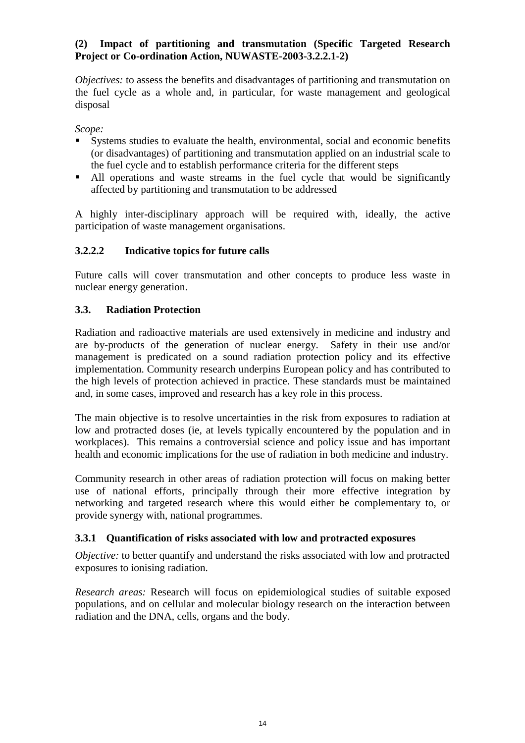**(2) Impact of partitioning and transmutation (Specific Targeted Research Project or Co-ordination Action, NUWASTE-2003-3.2.2.1-2)**

*Objectives:* to assess the benefits and disadvantages of partitioning and transmutation on the fuel cycle as a whole and, in particular, for waste management and geological disposal

*Scope:*

- Systems studies to evaluate the health, environmental, social and economic benefits (or disadvantages) of partitioning and transmutation applied on an industrial scale to the fuel cycle and to establish performance criteria for the different steps
- All operations and waste streams in the fuel cycle that would be significantly affected by partitioning and transmutation to be addressed

A highly inter-disciplinary approach will be required with, ideally, the active participation of waste management organisations.

#### 3.2.2.2 Indicative topics for future calls

Future calls will cover transmutation and other concepts to produce less waste in nuclear energy generation.

## 3.3. Radiation Protection

Radiation and radioactive materials are used extensively in medicine and industry and are by-products of the generation of nuclear energy. Safety in their use and/or management is predicated on a sound radiation protection policy and its effective implementation. Community research underpins European policy and has contributed to the high levels of protection achieved in practice. These standards must be maintained and, in some cases, improved and research has a key role in this process.

The main objective is to resolve uncertainties in the risk from exposures to radiation at low and protracted doses (ie, at levels typically encountered by the population and in workplaces). This remains a controversial science and policy issue and has important health and economic implications for the use of radiation in both medicine and industry.

Community research in other areas of radiation protection will focus on making better use of national efforts, principally through their more effective integration by networking and targeted research where this would either be complementary to, or provide synergy with, national programmes.

### 3.3.1 Quantification of risks associated with low and protracted exposures

*Objective:* to better quantify and understand the risks associated with low and protracted exposures to ionising radiation.

*Research areas:* Research will focus on epidemiological studies of suitable exposed populations, and on cellular and molecular biology research on the interaction between radiation and the DNA, cells, organs and the body.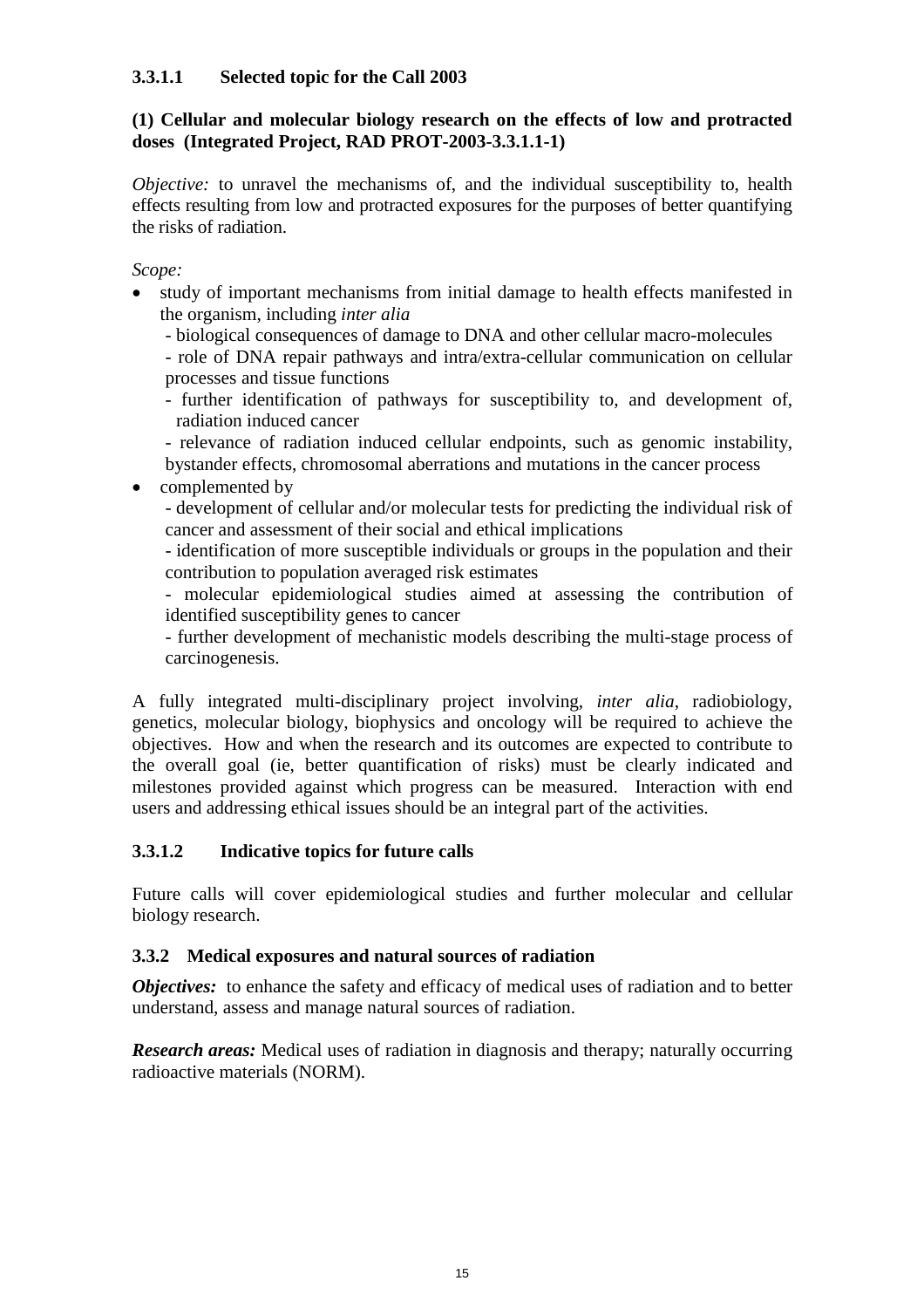#### 3.3.1.1 Selected topic for the Call 2003

**(1) Cellular and molecular biology research on the effects of low and protracted doses (Integrated Project, RAD PROT-2003-3.3.1.1-1)**

*Objective:* to unravel the mechanisms of, and the individual susceptibility to, health effects resulting from low and protracted exposures for the purposes of better quantifying the risks of radiation.

*Scope:*

- study of important mechanisms from initial damage to health effects manifested in the organism, including *inter alia*
  - biological consequences of damage to DNA and other cellular macro-molecules
  - role of DNA repair pathways and intra/extra-cellular communication on cellular processes and tissue functions
  - further identification of pathways for susceptibility to, and development of, radiation induced cancer
  - relevance of radiation induced cellular endpoints, such as genomic instability, bystander effects, chromosomal aberrations and mutations in the cancer process
- complemented by
  - development of cellular and/or molecular tests for predicting the individual risk of cancer and assessment of their social and ethical implications
  - identification of more susceptible individuals or groups in the population and their contribution to population averaged risk estimates
  - molecular epidemiological studies aimed at assessing the contribution of identified susceptibility genes to cancer
  - further development of mechanistic models describing the multi-stage process of carcinogenesis.

A fully integrated multi-disciplinary project involving, *inter alia*, radiobiology, genetics, molecular biology, biophysics and oncology will be required to achieve the objectives. How and when the research and its outcomes are expected to contribute to the overall goal (ie, better quantification of risks) must be clearly indicated and milestones provided against which progress can be measured. Interaction with end users and addressing ethical issues should be an integral part of the activities.

#### 3.3.1.2 Indicative topics for future calls

Future calls will cover epidemiological studies and further molecular and cellular biology research.

### 3.3.2 Medical exposures and natural sources of radiation

***Objectives:*** to enhance the safety and efficacy of medical uses of radiation and to better understand, assess and manage natural sources of radiation.

***Research areas:*** Medical uses of radiation in diagnosis and therapy; naturally occurring radioactive materials (NORM).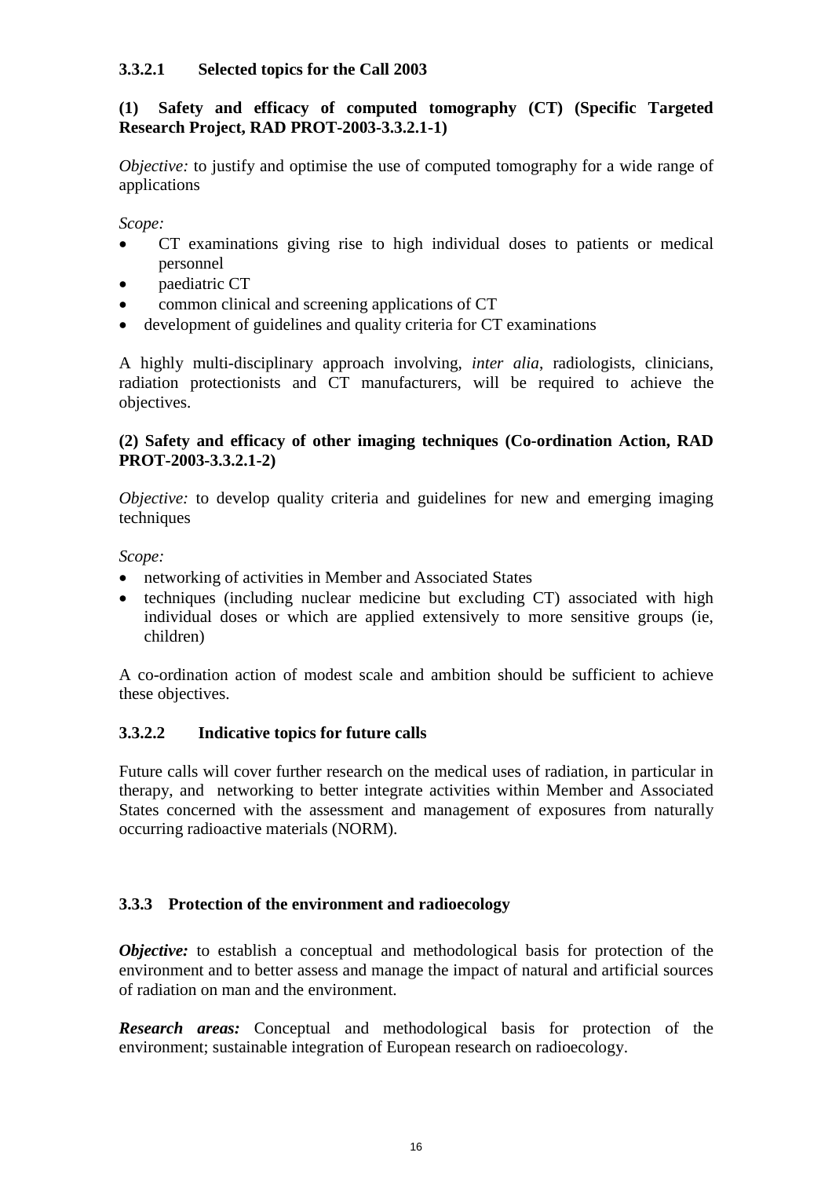### 3.3.2.1 Selected topics for the Call 2003

**(1) Safety and efficacy of computed tomography (CT) (Specific Targeted Research Project, RAD PROT-2003-3.3.2.1-1)**

*Objective:* to justify and optimise the use of computed tomography for a wide range of applications

*Scope:*

- CT examinations giving rise to high individual doses to patients or medical personnel
- paediatric CT
- common clinical and screening applications of CT
- development of guidelines and quality criteria for CT examinations

A highly multi-disciplinary approach involving, *inter alia*, radiologists, clinicians, radiation protectionists and CT manufacturers, will be required to achieve the objectives.

**(2) Safety and efficacy of other imaging techniques (Co-ordination Action, RAD PROT-2003-3.3.2.1-2)**

*Objective:* to develop quality criteria and guidelines for new and emerging imaging techniques

*Scope:*

- networking of activities in Member and Associated States
- techniques (including nuclear medicine but excluding CT) associated with high individual doses or which are applied extensively to more sensitive groups (ie, children)

A co-ordination action of modest scale and ambition should be sufficient to achieve these objectives.

### 3.3.2.2 Indicative topics for future calls

Future calls will cover further research on the medical uses of radiation, in particular in therapy, and networking to better integrate activities within Member and Associated States concerned with the assessment and management of exposures from naturally occurring radioactive materials (NORM).

## 3.3.3 Protection of the environment and radioecology

***Objective:*** to establish a conceptual and methodological basis for protection of the environment and to better assess and manage the impact of natural and artificial sources of radiation on man and the environment.

***Research areas:*** Conceptual and methodological basis for protection of the environment; sustainable integration of European research on radioecology.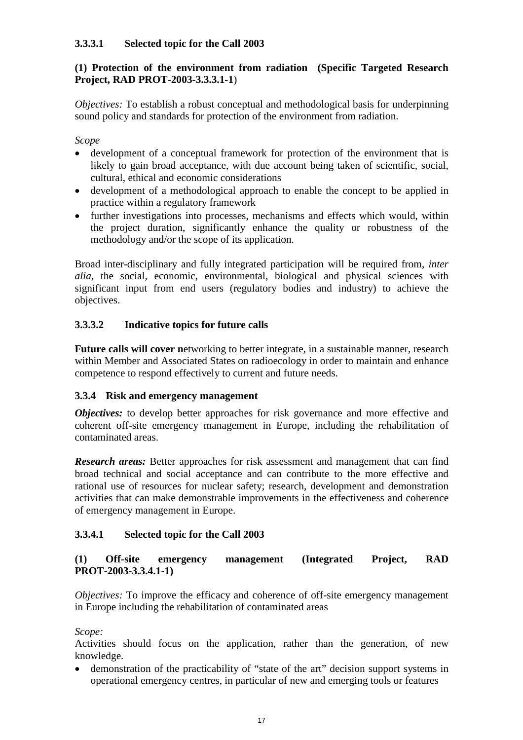#### 3.3.3.1 Selected topic for the Call 2003

**(1) Protection of the environment from radiation (Specific Targeted Research Project, RAD PROT-2003-3.3.3.1-1**)

*Objectives:* To establish a robust conceptual and methodological basis for underpinning sound policy and standards for protection of the environment from radiation.

*Scope*

- development of a conceptual framework for protection of the environment that is likely to gain broad acceptance, with due account being taken of scientific, social, cultural, ethical and economic considerations
- development of a methodological approach to enable the concept to be applied in practice within a regulatory framework
- further investigations into processes, mechanisms and effects which would, within the project duration, significantly enhance the quality or robustness of the methodology and/or the scope of its application.

Broad inter-disciplinary and fully integrated participation will be required from, *inter alia*, the social, economic, environmental, biological and physical sciences with significant input from end users (regulatory bodies and industry) to achieve the objectives.

#### 3.3.3.2 Indicative topics for future calls

**Future calls will cover n**etworking to better integrate, in a sustainable manner, research within Member and Associated States on radioecology in order to maintain and enhance competence to respond effectively to current and future needs.

### 3.3.4 Risk and emergency management

***Objectives:*** to develop better approaches for risk governance and more effective and coherent off-site emergency management in Europe, including the rehabilitation of contaminated areas.

***Research areas:*** Better approaches for risk assessment and management that can find broad technical and social acceptance and can contribute to the more effective and rational use of resources for nuclear safety; research, development and demonstration activities that can make demonstrable improvements in the effectiveness and coherence of emergency management in Europe.

#### 3.3.4.1 Selected topic for the Call 2003

**(1) Off-site emergency management (Integrated Project, RAD PROT-2003-3.3.4.1-1)**

*Objectives:* To improve the efficacy and coherence of off-site emergency management in Europe including the rehabilitation of contaminated areas

*Scope:*

Activities should focus on the application, rather than the generation, of new knowledge.

- demonstration of the practicability of "state of the art" decision support systems in operational emergency centres, in particular of new and emerging tools or features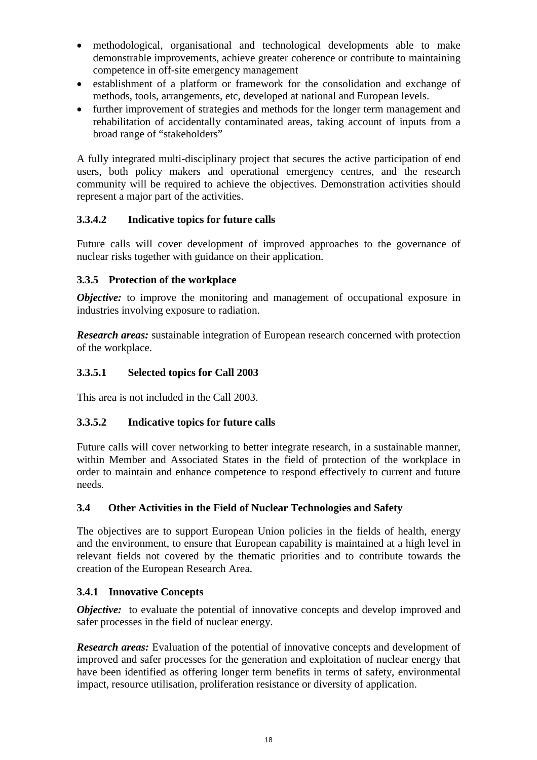- methodological, organisational and technological developments able to make demonstrable improvements, achieve greater coherence or contribute to maintaining competence in off-site emergency management
- establishment of a platform or framework for the consolidation and exchange of methods, tools, arrangements, etc, developed at national and European levels.
- further improvement of strategies and methods for the longer term management and rehabilitation of accidentally contaminated areas, taking account of inputs from a broad range of "stakeholders"

A fully integrated multi-disciplinary project that secures the active participation of end users, both policy makers and operational emergency centres, and the research community will be required to achieve the objectives. Demonstration activities should represent a major part of the activities.

#### 3.3.4.2 Indicative topics for future calls

Future calls will cover development of improved approaches to the governance of nuclear risks together with guidance on their application.

### 3.3.5 Protection of the workplace

***Objective:*** to improve the monitoring and management of occupational exposure in industries involving exposure to radiation.

***Research areas:*** sustainable integration of European research concerned with protection of the workplace.

#### 3.3.5.1 Selected topics for Call 2003

This area is not included in the Call 2003.

#### 3.3.5.2 Indicative topics for future calls

Future calls will cover networking to better integrate research, in a sustainable manner, within Member and Associated States in the field of protection of the workplace in order to maintain and enhance competence to respond effectively to current and future needs.

## 3.4 Other Activities in the Field of Nuclear Technologies and Safety

The objectives are to support European Union policies in the fields of health, energy and the environment, to ensure that European capability is maintained at a high level in relevant fields not covered by the thematic priorities and to contribute towards the creation of the European Research Area.

### 3.4.1 Innovative Concepts

***Objective:*** to evaluate the potential of innovative concepts and develop improved and safer processes in the field of nuclear energy.

***Research areas:*** Evaluation of the potential of innovative concepts and development of improved and safer processes for the generation and exploitation of nuclear energy that have been identified as offering longer term benefits in terms of safety, environmental impact, resource utilisation, proliferation resistance or diversity of application.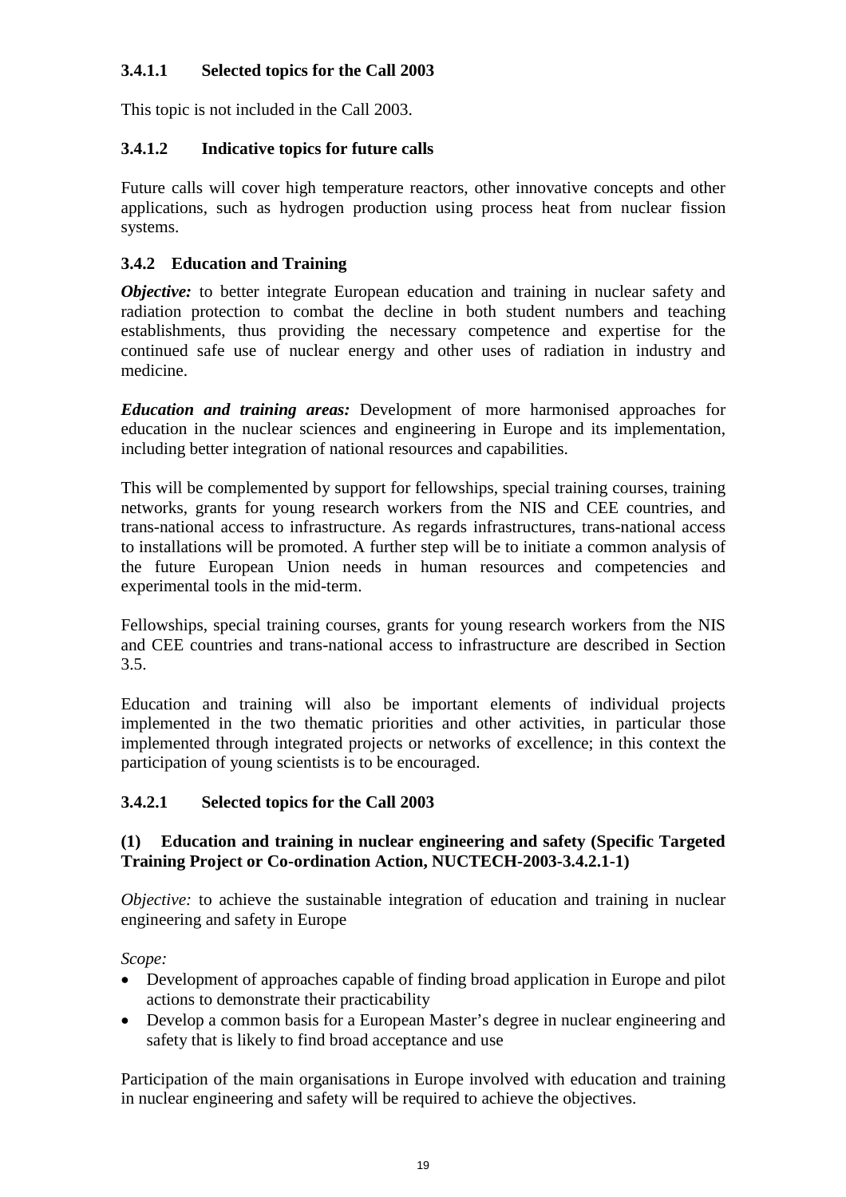#### 3.4.1.1 Selected topics for the Call 2003

This topic is not included in the Call 2003.

#### 3.4.1.2 Indicative topics for future calls

Future calls will cover high temperature reactors, other innovative concepts and other applications, such as hydrogen production using process heat from nuclear fission systems.

### 3.4.2 Education and Training

***Objective:*** to better integrate European education and training in nuclear safety and radiation protection to combat the decline in both student numbers and teaching establishments, thus providing the necessary competence and expertise for the continued safe use of nuclear energy and other uses of radiation in industry and medicine.

***Education and training areas:*** Development of more harmonised approaches for education in the nuclear sciences and engineering in Europe and its implementation, including better integration of national resources and capabilities.

This will be complemented by support for fellowships, special training courses, training networks, grants for young research workers from the NIS and CEE countries, and trans-national access to infrastructure. As regards infrastructures, trans-national access to installations will be promoted. A further step will be to initiate a common analysis of the future European Union needs in human resources and competencies and experimental tools in the mid-term.

Fellowships, special training courses, grants for young research workers from the NIS and CEE countries and trans-national access to infrastructure are described in Section 3.5.

Education and training will also be important elements of individual projects implemented in the two thematic priorities and other activities, in particular those implemented through integrated projects or networks of excellence; in this context the participation of young scientists is to be encouraged.

#### 3.4.2.1 Selected topics for the Call 2003

**(1) Education and training in nuclear engineering and safety (Specific Targeted Training Project or Co-ordination Action, NUCTECH-2003-3.4.2.1-1)**

*Objective:* to achieve the sustainable integration of education and training in nuclear engineering and safety in Europe

*Scope:*

- Development of approaches capable of finding broad application in Europe and pilot actions to demonstrate their practicability
- Develop a common basis for a European Master's degree in nuclear engineering and safety that is likely to find broad acceptance and use

Participation of the main organisations in Europe involved with education and training in nuclear engineering and safety will be required to achieve the objectives.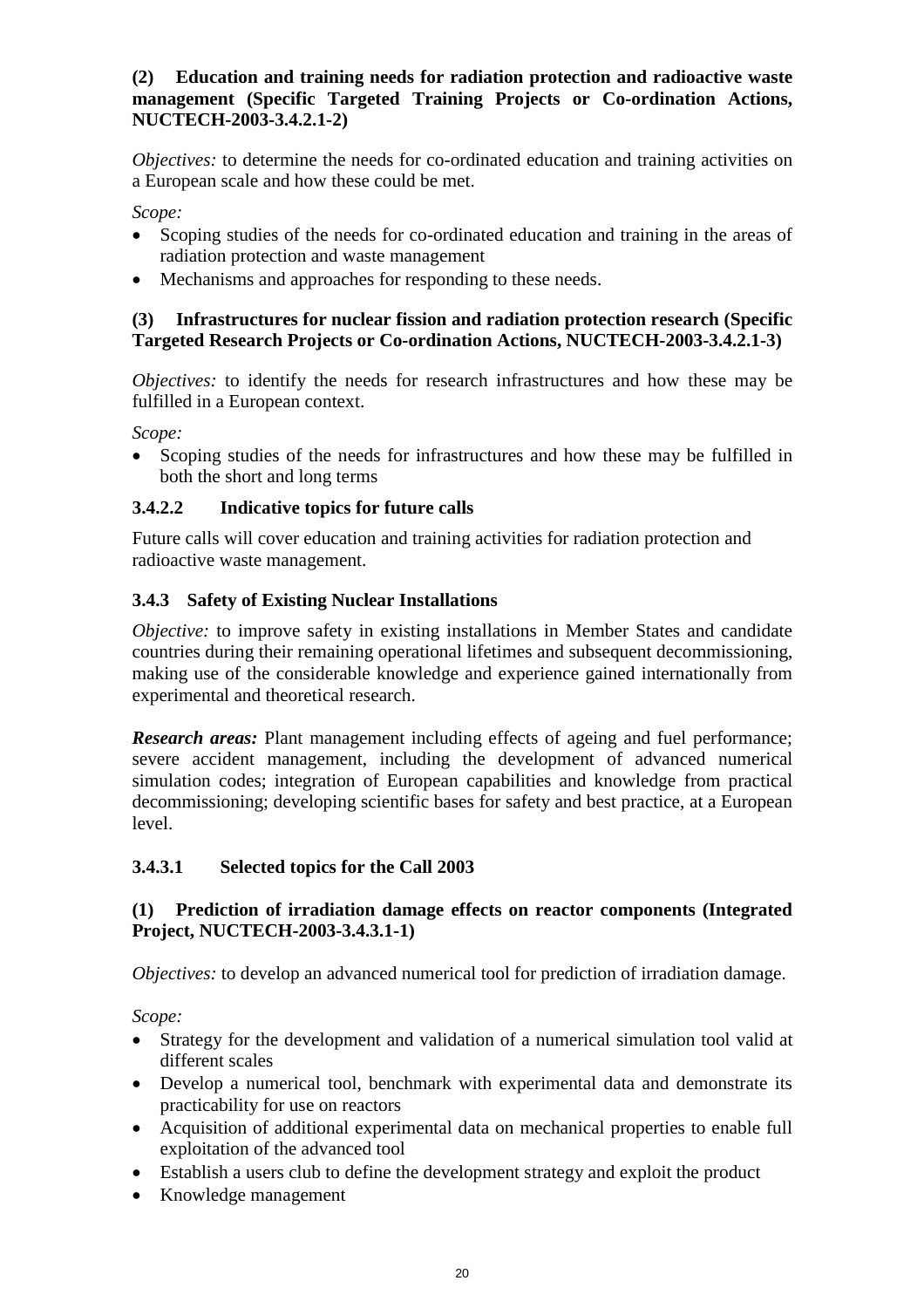**(2) Education and training needs for radiation protection and radioactive waste management (Specific Targeted Training Projects or Co-ordination Actions, NUCTECH-2003-3.4.2.1-2)**

*Objectives:* to determine the needs for co-ordinated education and training activities on a European scale and how these could be met.

*Scope:*

- Scoping studies of the needs for co-ordinated education and training in the areas of radiation protection and waste management
- Mechanisms and approaches for responding to these needs.

**(3) Infrastructures for nuclear fission and radiation protection research (Specific Targeted Research Projects or Co-ordination Actions, NUCTECH-2003-3.4.2.1-3)**

*Objectives:* to identify the needs for research infrastructures and how these may be fulfilled in a European context.

*Scope:*

- Scoping studies of the needs for infrastructures and how these may be fulfilled in both the short and long terms

#### 3.4.2.2 Indicative topics for future calls

Future calls will cover education and training activities for radiation protection and radioactive waste management.

### 3.4.3 Safety of Existing Nuclear Installations

*Objective:* to improve safety in existing installations in Member States and candidate countries during their remaining operational lifetimes and subsequent decommissioning, making use of the considerable knowledge and experience gained internationally from experimental and theoretical research.

***Research areas:*** Plant management including effects of ageing and fuel performance; severe accident management, including the development of advanced numerical simulation codes; integration of European capabilities and knowledge from practical decommissioning; developing scientific bases for safety and best practice, at a European level.

#### 3.4.3.1 Selected topics for the Call 2003

**(1) Prediction of irradiation damage effects on reactor components (Integrated Project, NUCTECH-2003-3.4.3.1-1)**

*Objectives:* to develop an advanced numerical tool for prediction of irradiation damage.

*Scope:*

- Strategy for the development and validation of a numerical simulation tool valid at different scales
- Develop a numerical tool, benchmark with experimental data and demonstrate its practicability for use on reactors
- Acquisition of additional experimental data on mechanical properties to enable full exploitation of the advanced tool
- Establish a users club to define the development strategy and exploit the product
- Knowledge management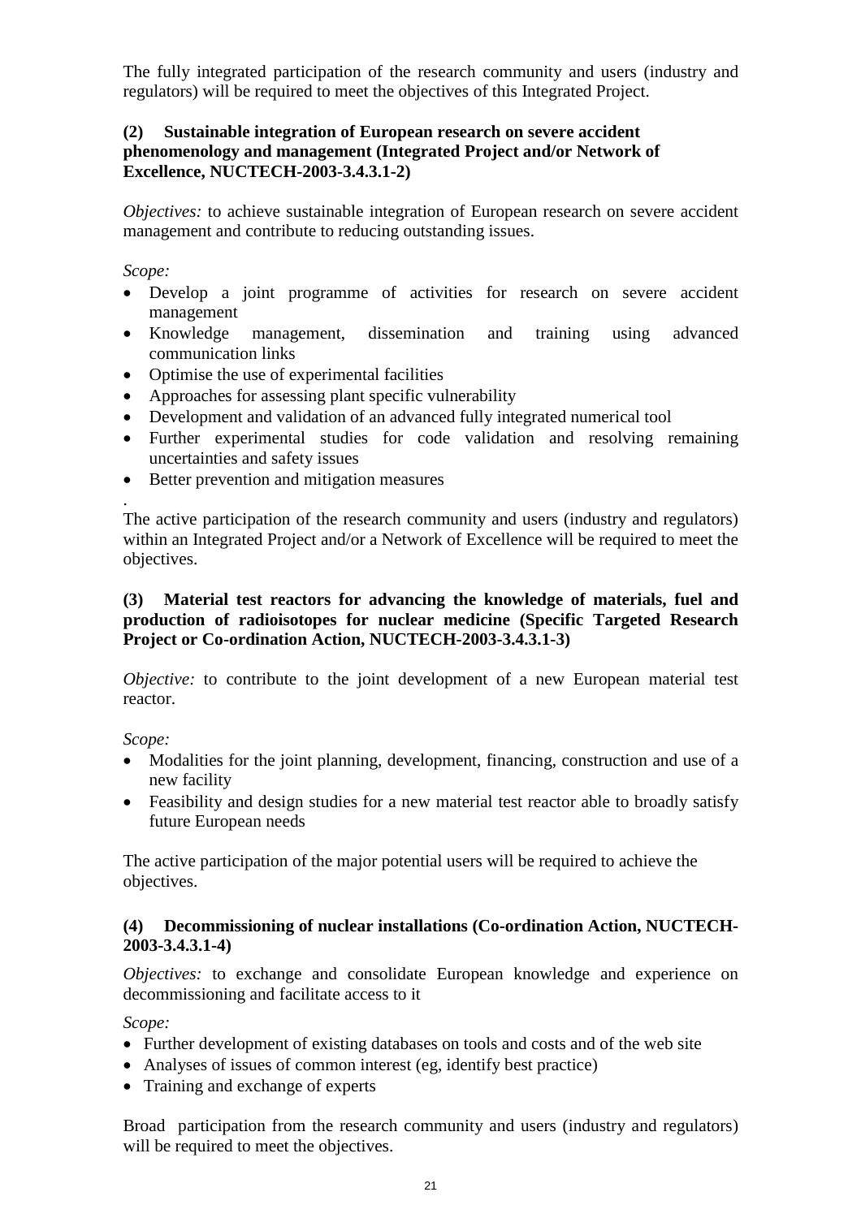The fully integrated participation of the research community and users (industry and regulators) will be required to meet the objectives of this Integrated Project.

**(2) Sustainable integration of European research on severe accident phenomenology and management (Integrated Project and/or Network of Excellence, NUCTECH-2003-3.4.3.1-2)**

*Objectives:* to achieve sustainable integration of European research on severe accident management and contribute to reducing outstanding issues.

*Scope:*

- Develop a joint programme of activities for research on severe accident management
- Knowledge management, dissemination and training using advanced communication links
- Optimise the use of experimental facilities
- Approaches for assessing plant specific vulnerability
- Development and validation of an advanced fully integrated numerical tool
- Further experimental studies for code validation and resolving remaining uncertainties and safety issues
- Better prevention and mitigation measures

.
The active participation of the research community and users (industry and regulators) within an Integrated Project and/or a Network of Excellence will be required to meet the objectives.

**(3) Material test reactors for advancing the knowledge of materials, fuel and production of radioisotopes for nuclear medicine (Specific Targeted Research Project or Co-ordination Action, NUCTECH-2003-3.4.3.1-3)**

*Objective:* to contribute to the joint development of a new European material test reactor.

*Scope:*

- Modalities for the joint planning, development, financing, construction and use of a new facility
- Feasibility and design studies for a new material test reactor able to broadly satisfy future European needs

The active participation of the major potential users will be required to achieve the objectives.

**(4) Decommissioning of nuclear installations (Co-ordination Action, NUCTECH-2003-3.4.3.1-4)**

*Objectives:* to exchange and consolidate European knowledge and experience on decommissioning and facilitate access to it

*Scope:*

- Further development of existing databases on tools and costs and of the web site
- Analyses of issues of common interest (eg, identify best practice)
- Training and exchange of experts

Broad participation from the research community and users (industry and regulators) will be required to meet the objectives.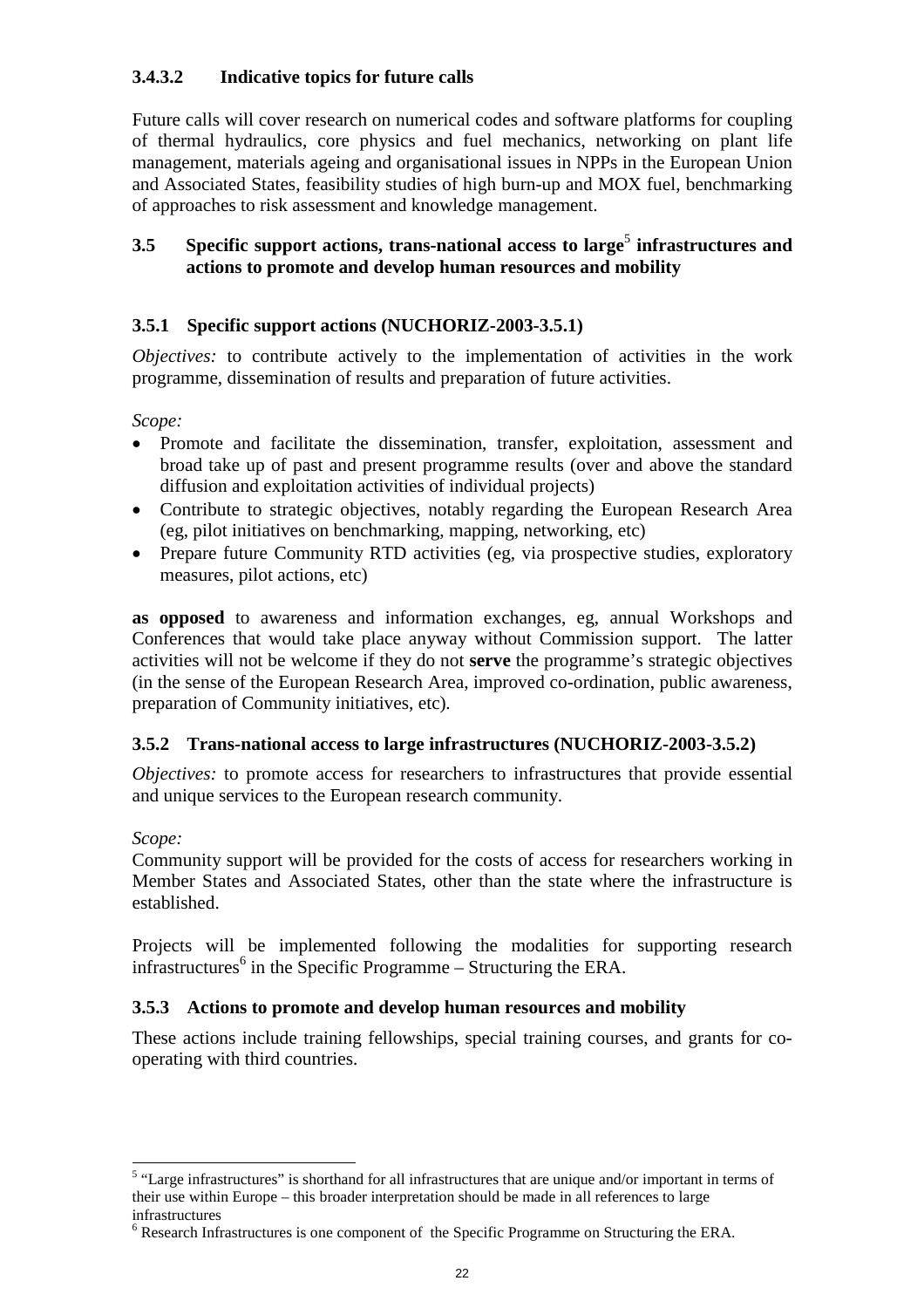#### 3.4.3.2 Indicative topics for future calls

Future calls will cover research on numerical codes and software platforms for coupling of thermal hydraulics, core physics and fuel mechanics, networking on plant life management, materials ageing and organisational issues in NPPs in the European Union and Associated States, feasibility studies of high burn-up and MOX fuel, benchmarking of approaches to risk assessment and knowledge management.

## 3.5 Specific support actions, trans-national access to large[5] infrastructures and actions to promote and develop human resources and mobility

### 3.5.1 Specific support actions (NUCHORIZ-2003-3.5.1)

*Objectives:* to contribute actively to the implementation of activities in the work programme, dissemination of results and preparation of future activities.

*Scope:*

- Promote and facilitate the dissemination, transfer, exploitation, assessment and broad take up of past and present programme results (over and above the standard diffusion and exploitation activities of individual projects)
- Contribute to strategic objectives, notably regarding the European Research Area (eg, pilot initiatives on benchmarking, mapping, networking, etc)
- Prepare future Community RTD activities (eg, via prospective studies, exploratory measures, pilot actions, etc)

**as opposed** to awareness and information exchanges, eg, annual Workshops and Conferences that would take place anyway without Commission support. The latter activities will not be welcome if they do not **serve** the programme's strategic objectives (in the sense of the European Research Area, improved co-ordination, public awareness, preparation of Community initiatives, etc).

### 3.5.2 Trans-national access to large infrastructures (NUCHORIZ-2003-3.5.2)

*Objectives:* to promote access for researchers to infrastructures that provide essential and unique services to the European research community.

*Scope:*

Community support will be provided for the costs of access for researchers working in Member States and Associated States, other than the state where the infrastructure is established.

Projects will be implemented following the modalities for supporting research infrastructures[6] in the Specific Programme – Structuring the ERA.

### 3.5.3 Actions to promote and develop human resources and mobility

These actions include training fellowships, special training courses, and grants for co-operating with third countries.

---

[5] "Large infrastructures" is shorthand for all infrastructures that are unique and/or important in terms of their use within Europe – this broader interpretation should be made in all references to large infrastructures

[6] Research Infrastructures is one component of the Specific Programme on Structuring the ERA.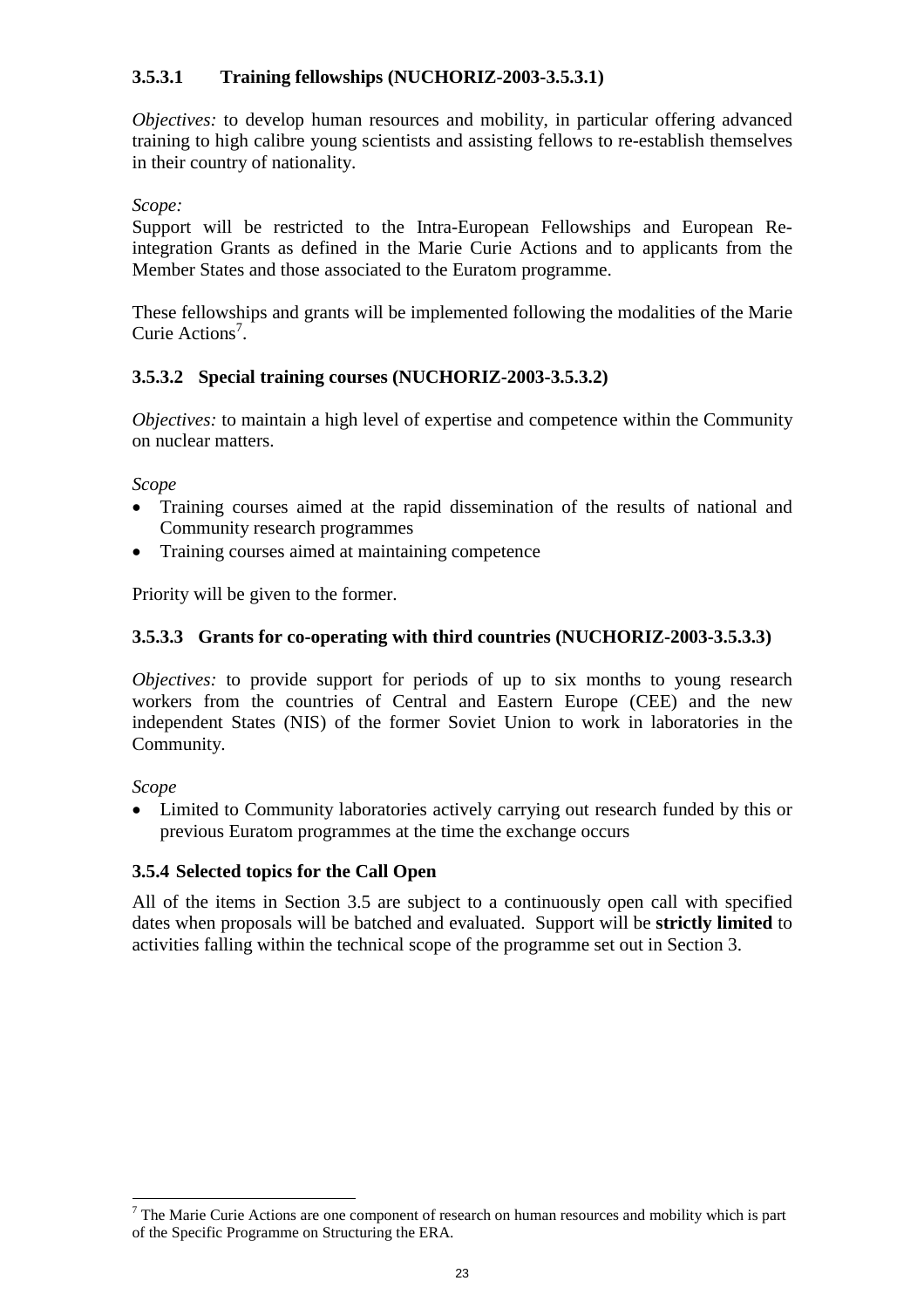### 3.5.3.1 Training fellowships (NUCHORIZ-2003-3.5.3.1)

*Objectives:* to develop human resources and mobility, in particular offering advanced training to high calibre young scientists and assisting fellows to re-establish themselves in their country of nationality.

*Scope:*

Support will be restricted to the Intra-European Fellowships and European Re-integration Grants as defined in the Marie Curie Actions and to applicants from the Member States and those associated to the Euratom programme.

These fellowships and grants will be implemented following the modalities of the Marie Curie Actions[7].

### 3.5.3.2 Special training courses (NUCHORIZ-2003-3.5.3.2)

*Objectives:* to maintain a high level of expertise and competence within the Community on nuclear matters.

*Scope*

- Training courses aimed at the rapid dissemination of the results of national and Community research programmes
- Training courses aimed at maintaining competence

Priority will be given to the former.

### 3.5.3.3 Grants for co-operating with third countries (NUCHORIZ-2003-3.5.3.3)

*Objectives:* to provide support for periods of up to six months to young research workers from the countries of Central and Eastern Europe (CEE) and the new independent States (NIS) of the former Soviet Union to work in laboratories in the Community.

*Scope*

- Limited to Community laboratories actively carrying out research funded by this or previous Euratom programmes at the time the exchange occurs

### 3.5.4 Selected topics for the Call Open

All of the items in Section 3.5 are subject to a continuously open call with specified dates when proposals will be batched and evaluated. Support will be **strictly limited** to activities falling within the technical scope of the programme set out in Section 3.

[7] The Marie Curie Actions are one component of research on human resources and mobility which is part of the Specific Programme on Structuring the ERA.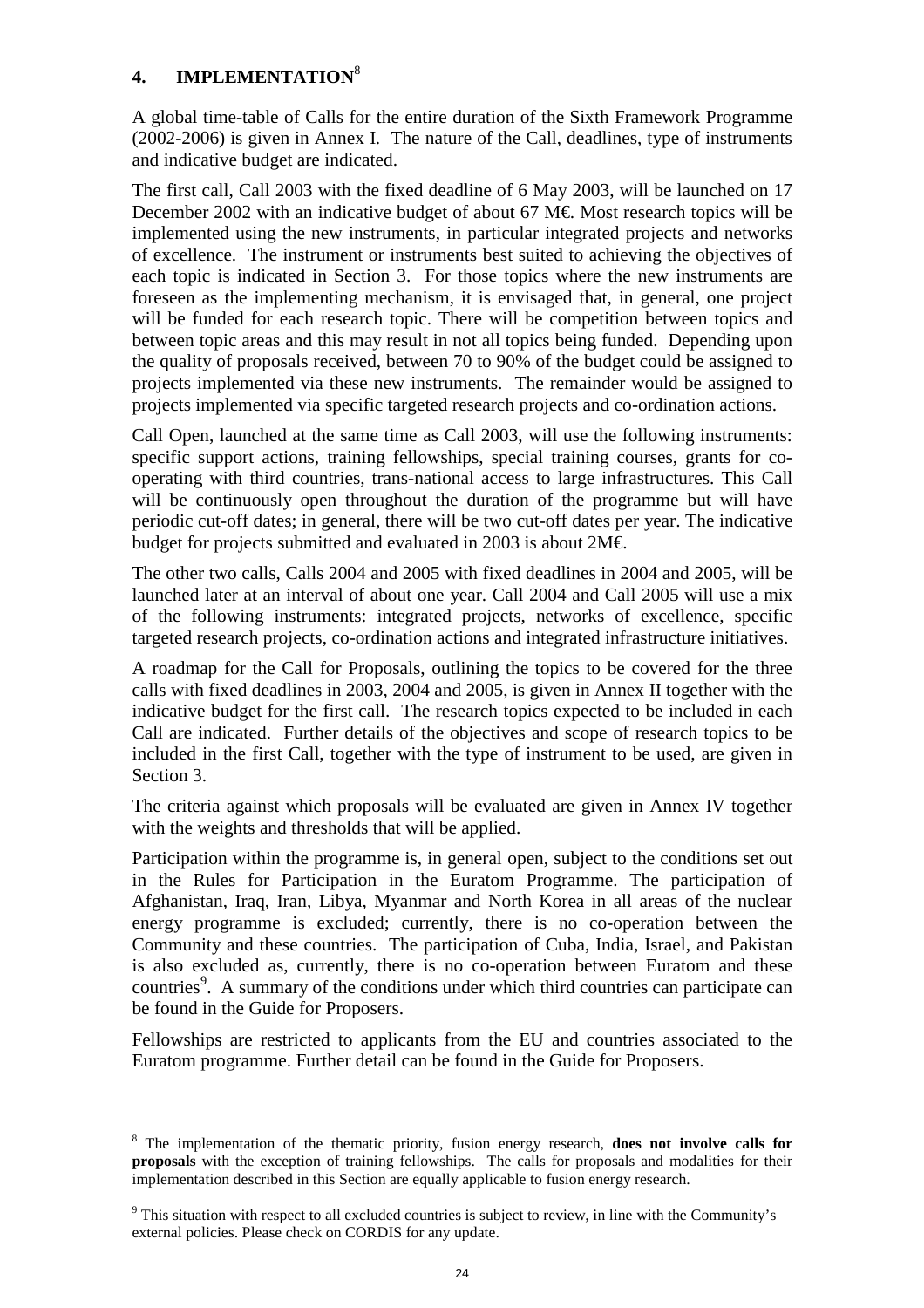## 4. IMPLEMENTATION[8]

A global time-table of Calls for the entire duration of the Sixth Framework Programme (2002-2006) is given in Annex I. The nature of the Call, deadlines, type of instruments and indicative budget are indicated.

The first call, Call 2003 with the fixed deadline of 6 May 2003, will be launched on 17 December 2002 with an indicative budget of about 67 M€. Most research topics will be implemented using the new instruments, in particular integrated projects and networks of excellence. The instrument or instruments best suited to achieving the objectives of each topic is indicated in Section 3. For those topics where the new instruments are foreseen as the implementing mechanism, it is envisaged that, in general, one project will be funded for each research topic. There will be competition between topics and between topic areas and this may result in not all topics being funded. Depending upon the quality of proposals received, between 70 to 90% of the budget could be assigned to projects implemented via these new instruments. The remainder would be assigned to projects implemented via specific targeted research projects and co-ordination actions.

Call Open, launched at the same time as Call 2003, will use the following instruments: specific support actions, training fellowships, special training courses, grants for co-operating with third countries, trans-national access to large infrastructures. This Call will be continuously open throughout the duration of the programme but will have periodic cut-off dates; in general, there will be two cut-off dates per year. The indicative budget for projects submitted and evaluated in 2003 is about 2M€.

The other two calls, Calls 2004 and 2005 with fixed deadlines in 2004 and 2005, will be launched later at an interval of about one year. Call 2004 and Call 2005 will use a mix of the following instruments: integrated projects, networks of excellence, specific targeted research projects, co-ordination actions and integrated infrastructure initiatives.

A roadmap for the Call for Proposals, outlining the topics to be covered for the three calls with fixed deadlines in 2003, 2004 and 2005, is given in Annex II together with the indicative budget for the first call. The research topics expected to be included in each Call are indicated. Further details of the objectives and scope of research topics to be included in the first Call, together with the type of instrument to be used, are given in Section 3.

The criteria against which proposals will be evaluated are given in Annex IV together with the weights and thresholds that will be applied.

Participation within the programme is, in general open, subject to the conditions set out in the Rules for Participation in the Euratom Programme. The participation of Afghanistan, Iraq, Iran, Libya, Myanmar and North Korea in all areas of the nuclear energy programme is excluded; currently, there is no co-operation between the Community and these countries. The participation of Cuba, India, Israel, and Pakistan is also excluded as, currently, there is no co-operation between Euratom and these countries[9]. A summary of the conditions under which third countries can participate can be found in the Guide for Proposers.

Fellowships are restricted to applicants from the EU and countries associated to the Euratom programme. Further detail can be found in the Guide for Proposers.

---

[8] The implementation of the thematic priority, fusion energy research, **does not involve calls for proposals** with the exception of training fellowships. The calls for proposals and modalities for their implementation described in this Section are equally applicable to fusion energy research.

[9] This situation with respect to all excluded countries is subject to review, in line with the Community's external policies. Please check on CORDIS for any update.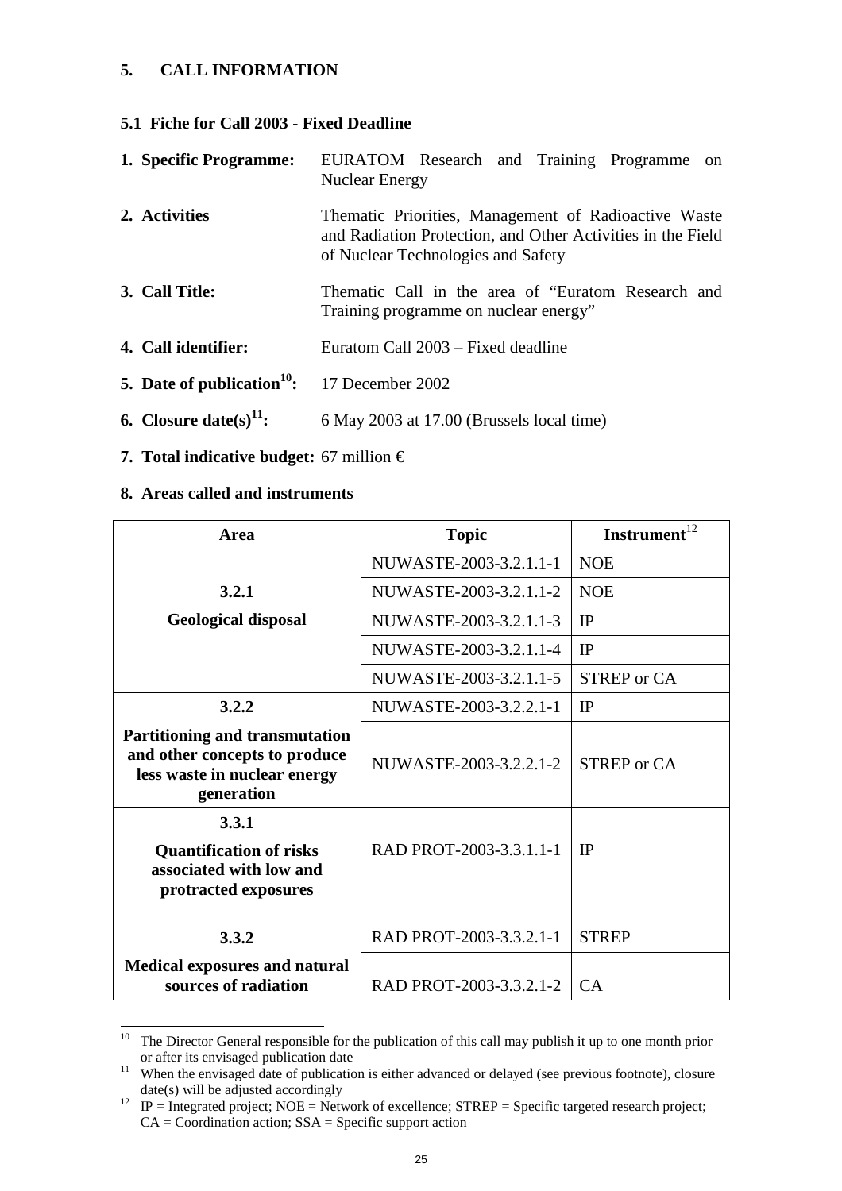## 5. CALL INFORMATION

### 5.1 Fiche for Call 2003 - Fixed Deadline

**1. Specific Programme:** EURATOM Research and Training Programme on Nuclear Energy

**2. Activities** Thematic Priorities, Management of Radioactive Waste and Radiation Protection, and Other Activities in the Field of Nuclear Technologies and Safety

**3. Call Title:** Thematic Call in the area of "Euratom Research and Training programme on nuclear energy"

**4. Call identifier:** Euratom Call 2003 – Fixed deadline

**5. Date of publication[10]:** 17 December 2002

**6. Closure date(s)[11]:** 6 May 2003 at 17.00 (Brussels local time)

**7. Total indicative budget:** 67 million €

**8. Areas called and instruments**

| Area | Topic | Instrument[12] |
|---|---|---|
| **3.2.1 Geological disposal** | NUWASTE-2003-3.2.1.1-1 | NOE |
| | NUWASTE-2003-3.2.1.1-2 | NOE |
| | NUWASTE-2003-3.2.1.1-3 | IP |
| | NUWASTE-2003-3.2.1.1-4 | IP |
| | NUWASTE-2003-3.2.1.1-5 | STREP or CA |
| **3.2.2 Partitioning and transmutation and other concepts to produce less waste in nuclear energy generation** | NUWASTE-2003-3.2.2.1-1 | IP |
| | NUWASTE-2003-3.2.2.1-2 | STREP or CA |
| **3.3.1 Quantification of risks associated with low and protracted exposures** | RAD PROT-2003-3.3.1.1-1 | IP |
| **3.3.2 Medical exposures and natural sources of radiation** | RAD PROT-2003-3.3.2.1-1 | STREP |
| | RAD PROT-2003-3.3.2.1-2 | CA |

[10] The Director General responsible for the publication of this call may publish it up to one month prior or after its envisaged publication date

[11] When the envisaged date of publication is either advanced or delayed (see previous footnote), closure date(s) will be adjusted accordingly

[12] IP = Integrated project; NOE = Network of excellence; STREP = Specific targeted research project; CA = Coordination action; SSA = Specific support action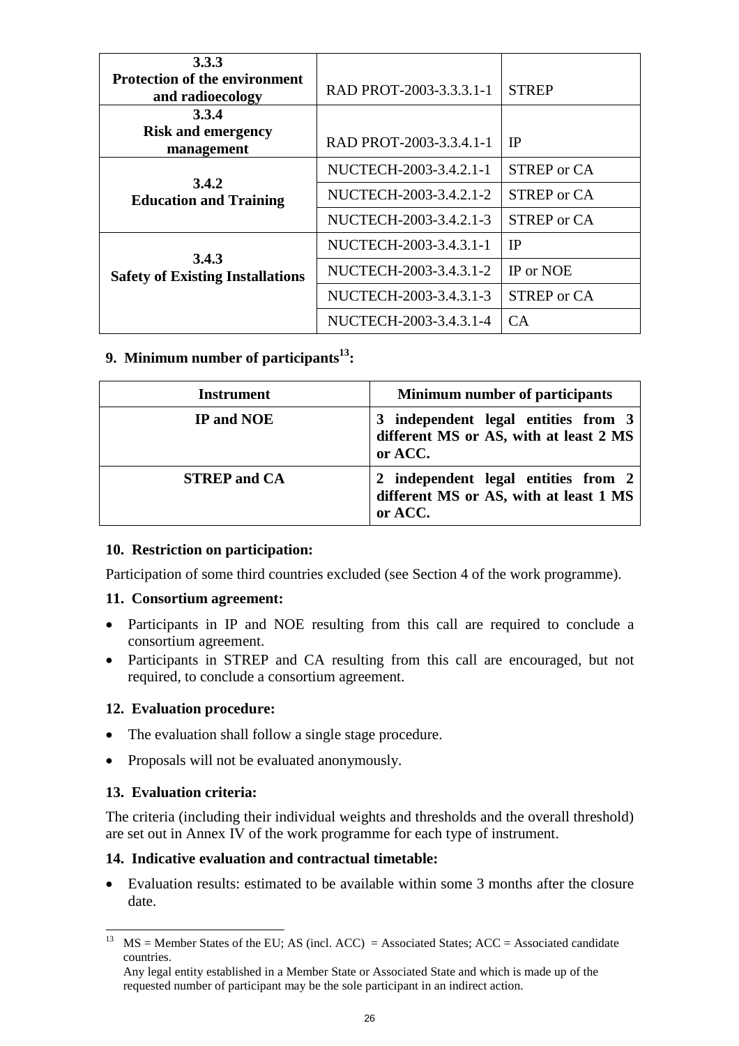| | | |
|---|---|---|
| **3.3.3 Protection of the environment and radioecology** | RAD PROT-2003-3.3.3.1-1 | STREP |
| **3.3.4 Risk and emergency management** | RAD PROT-2003-3.3.4.1-1 | IP |
| **3.4.2 Education and Training** | NUCTECH-2003-3.4.2.1-1 | STREP or CA |
| | NUCTECH-2003-3.4.2.1-2 | STREP or CA |
| | NUCTECH-2003-3.4.2.1-3 | STREP or CA |
| **3.4.3 Safety of Existing Installations** | NUCTECH-2003-3.4.3.1-1 | IP |
| | NUCTECH-2003-3.4.3.1-2 | IP or NOE |
| | NUCTECH-2003-3.4.3.1-3 | STREP or CA |
| | NUCTECH-2003-3.4.3.1-4 | CA |

**9. Minimum number of participants[13]:**

| Instrument | Minimum number of participants |
|---|---|
| **IP and NOE** | **3 independent legal entities from 3 different MS or AS, with at least 2 MS or ACC.** |
| **STREP and CA** | **2 independent legal entities from 2 different MS or AS, with at least 1 MS or ACC.** |

**10. Restriction on participation:**

Participation of some third countries excluded (see Section 4 of the work programme).

**11. Consortium agreement:**

- Participants in IP and NOE resulting from this call are required to conclude a consortium agreement.
- Participants in STREP and CA resulting from this call are encouraged, but not required, to conclude a consortium agreement.

**12. Evaluation procedure:**

- The evaluation shall follow a single stage procedure.
- Proposals will not be evaluated anonymously.

**13. Evaluation criteria:**

The criteria (including their individual weights and thresholds and the overall threshold) are set out in Annex IV of the work programme for each type of instrument.

**14. Indicative evaluation and contractual timetable:**

- Evaluation results: estimated to be available within some 3 months after the closure date.

---

[13] MS = Member States of the EU; AS (incl. ACC) = Associated States; ACC = Associated candidate countries.
Any legal entity established in a Member State or Associated State and which is made up of the requested number of participant may be the sole participant in an indirect action.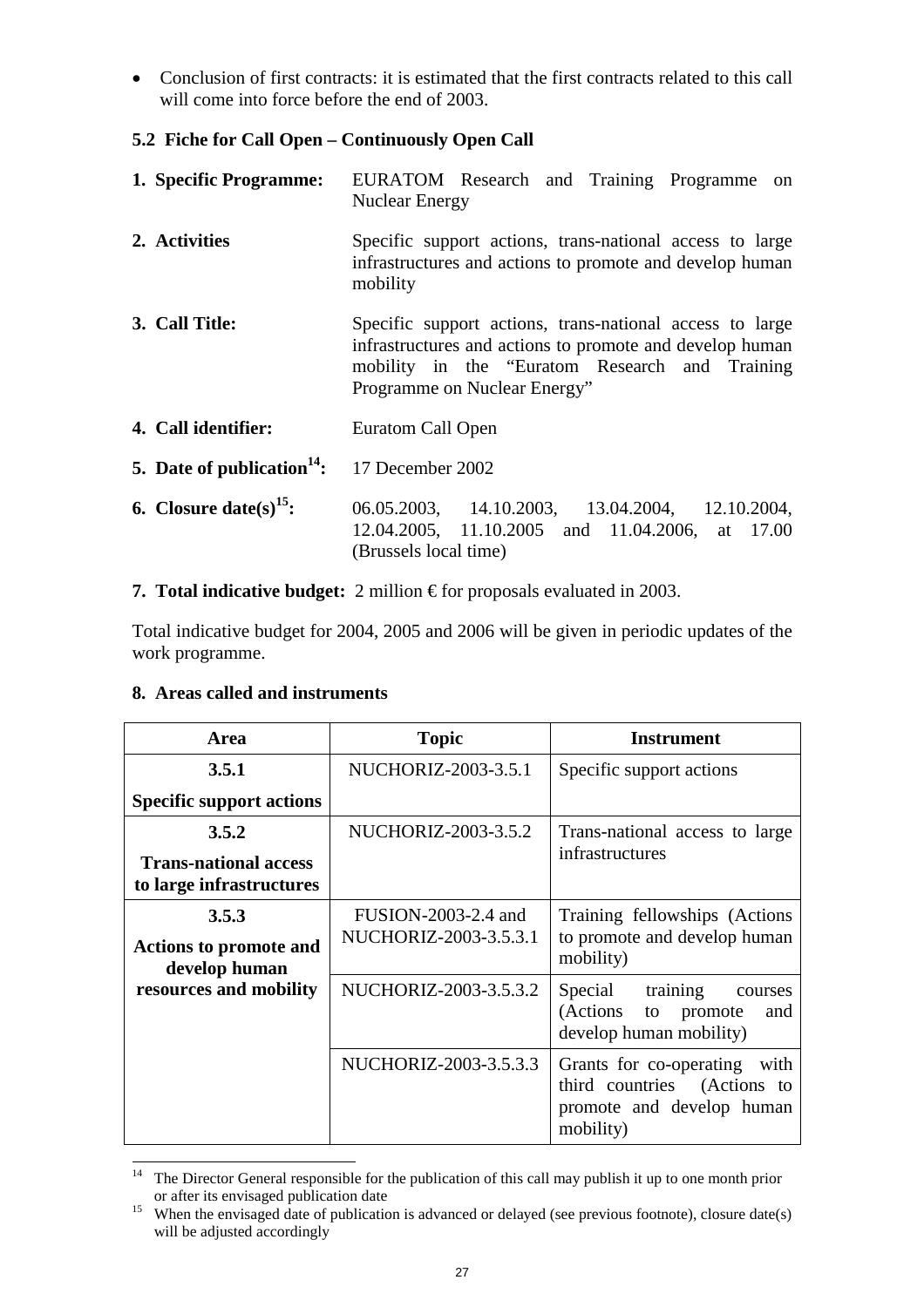- Conclusion of first contracts: it is estimated that the first contracts related to this call will come into force before the end of 2003.

### 5.2 Fiche for Call Open – Continuously Open Call

**1. Specific Programme:** EURATOM Research and Training Programme on Nuclear Energy

**2. Activities** Specific support actions, trans-national access to large infrastructures and actions to promote and develop human mobility

**3. Call Title:** Specific support actions, trans-national access to large infrastructures and actions to promote and develop human mobility in the "Euratom Research and Training Programme on Nuclear Energy"

**4. Call identifier:** Euratom Call Open

**5. Date of publication[14]:** 17 December 2002

**6. Closure date(s)[15]:** 06.05.2003, 14.10.2003, 13.04.2004, 12.10.2004, 12.04.2005, 11.10.2005 and 11.04.2006, at 17.00 (Brussels local time)

**7. Total indicative budget:** 2 million € for proposals evaluated in 2003.

Total indicative budget for 2004, 2005 and 2006 will be given in periodic updates of the work programme.

**8. Areas called and instruments**

| Area | Topic | Instrument |
|---|---|---|
| **3.5.1** **Specific support actions** | NUCHORIZ-2003-3.5.1 | Specific support actions |
| **3.5.2** **Trans-national access to large infrastructures** | NUCHORIZ-2003-3.5.2 | Trans-national access to large infrastructures |
| **3.5.3** **Actions to promote and develop human resources and mobility** | FUSION-2003-2.4 and NUCHORIZ-2003-3.5.3.1 | Training fellowships (Actions to promote and develop human mobility) |
| | NUCHORIZ-2003-3.5.3.2 | Special training courses (Actions to promote and develop human mobility) |
| | NUCHORIZ-2003-3.5.3.3 | Grants for co-operating with third countries (Actions to promote and develop human mobility) |

---

[14] The Director General responsible for the publication of this call may publish it up to one month prior or after its envisaged publication date

[15] When the envisaged date of publication is advanced or delayed (see previous footnote), closure date(s) will be adjusted accordingly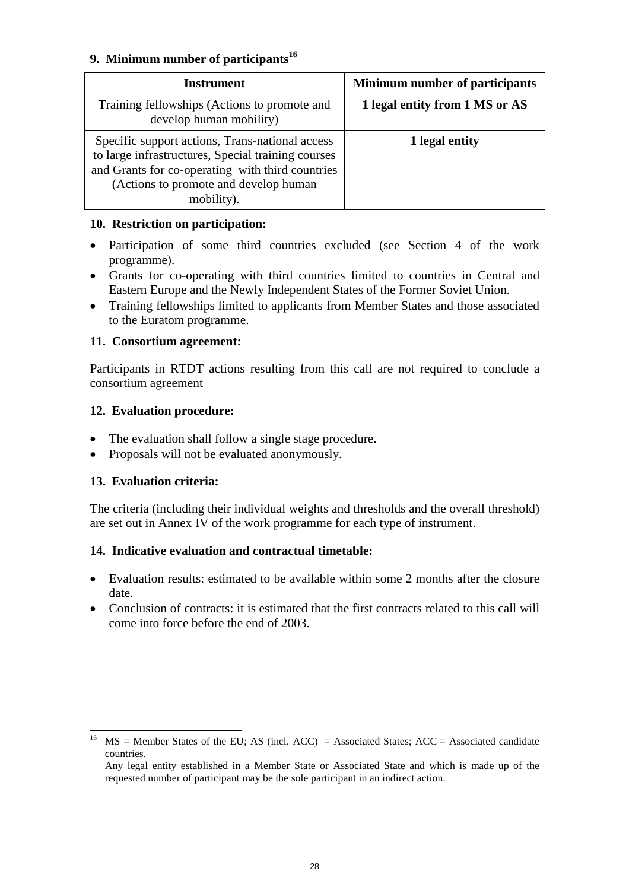## 9. Minimum number of participants[16]

| Instrument | Minimum number of participants |
|---|---|
| Training fellowships (Actions to promote and develop human mobility) | **1 legal entity from 1 MS or AS** |
| Specific support actions, Trans-national access to large infrastructures, Special training courses and Grants for co-operating with third countries (Actions to promote and develop human mobility). | **1 legal entity** |

## 10. Restriction on participation:

- Participation of some third countries excluded (see Section 4 of the work programme).
- Grants for co-operating with third countries limited to countries in Central and Eastern Europe and the Newly Independent States of the Former Soviet Union.
- Training fellowships limited to applicants from Member States and those associated to the Euratom programme.

## 11. Consortium agreement:

Participants in RTDT actions resulting from this call are not required to conclude a consortium agreement

## 12. Evaluation procedure:

- The evaluation shall follow a single stage procedure.
- Proposals will not be evaluated anonymously.

## 13. Evaluation criteria:

The criteria (including their individual weights and thresholds and the overall threshold) are set out in Annex IV of the work programme for each type of instrument.

## 14. Indicative evaluation and contractual timetable:

- Evaluation results: estimated to be available within some 2 months after the closure date.
- Conclusion of contracts: it is estimated that the first contracts related to this call will come into force before the end of 2003.

---

[16] MS = Member States of the EU; AS (incl. ACC) = Associated States; ACC = Associated candidate countries.
Any legal entity established in a Member State or Associated State and which is made up of the requested number of participant may be the sole participant in an indirect action.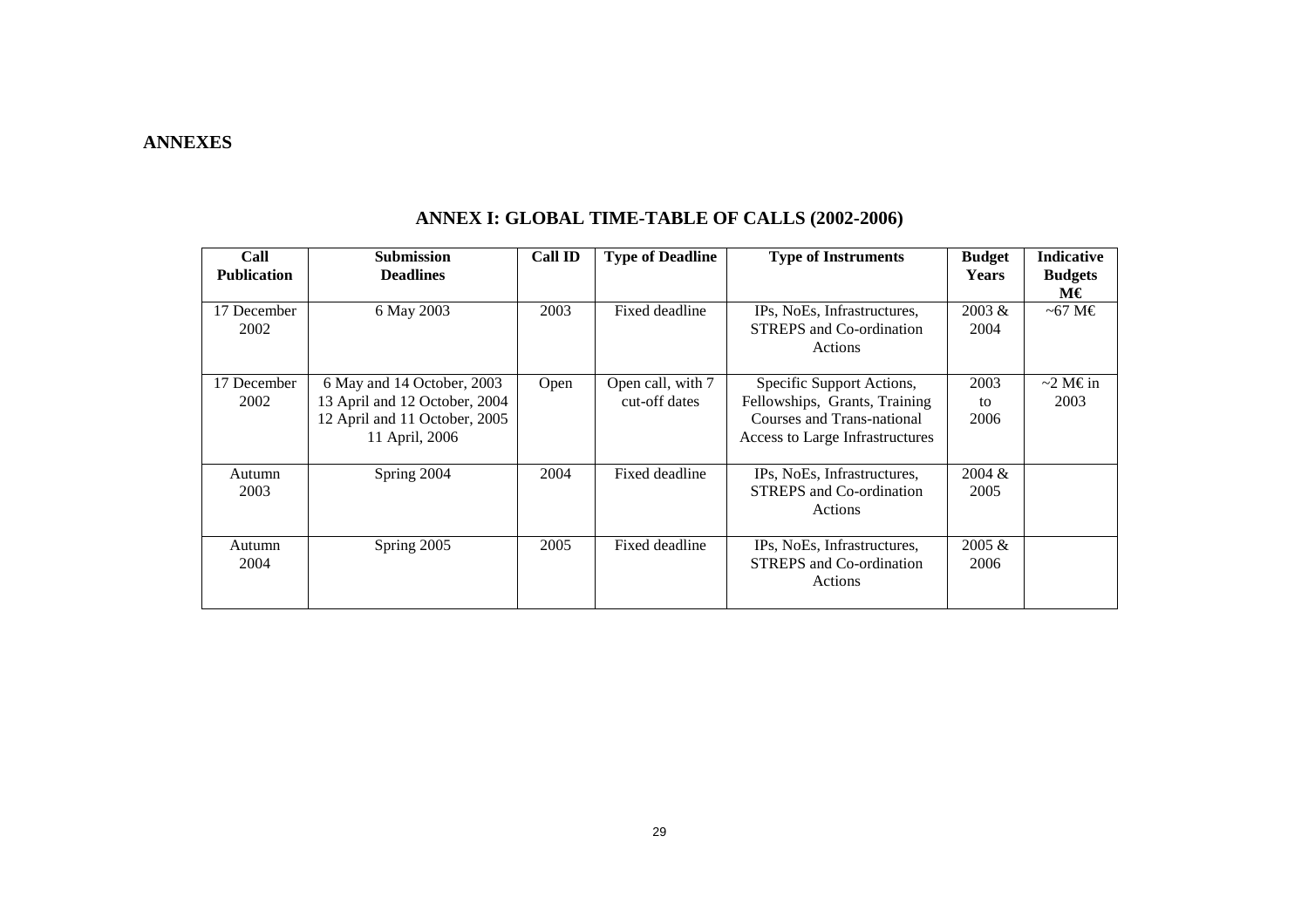# ANNEXES

## ANNEX I: GLOBAL TIME-TABLE OF CALLS (2002-2006)

| Call Publication | Submission Deadlines | Call ID | Type of Deadline | Type of Instruments | Budget Years | Indicative Budgets M€ |
|---|---|---|---|---|---|---|
| 17 December 2002 | 6 May 2003 | 2003 | Fixed deadline | IPs, NoEs, Infrastructures, STREPS and Co-ordination Actions | 2003 & 2004 | ~67 M€ |
| 17 December 2002 | 6 May and 14 October, 2003<br>13 April and 12 October, 2004<br>12 April and 11 October, 2005<br>11 April, 2006 | Open | Open call, with 7 cut-off dates | Specific Support Actions, Fellowships, Grants, Training Courses and Trans-national Access to Large Infrastructures | 2003 to 2006 | ~2 M€ in 2003 |
| Autumn 2003 | Spring 2004 | 2004 | Fixed deadline | IPs, NoEs, Infrastructures, STREPS and Co-ordination Actions | 2004 & 2005 | |
| Autumn 2004 | Spring 2005 | 2005 | Fixed deadline | IPs, NoEs, Infrastructures, STREPS and Co-ordination Actions | 2005 & 2006 | |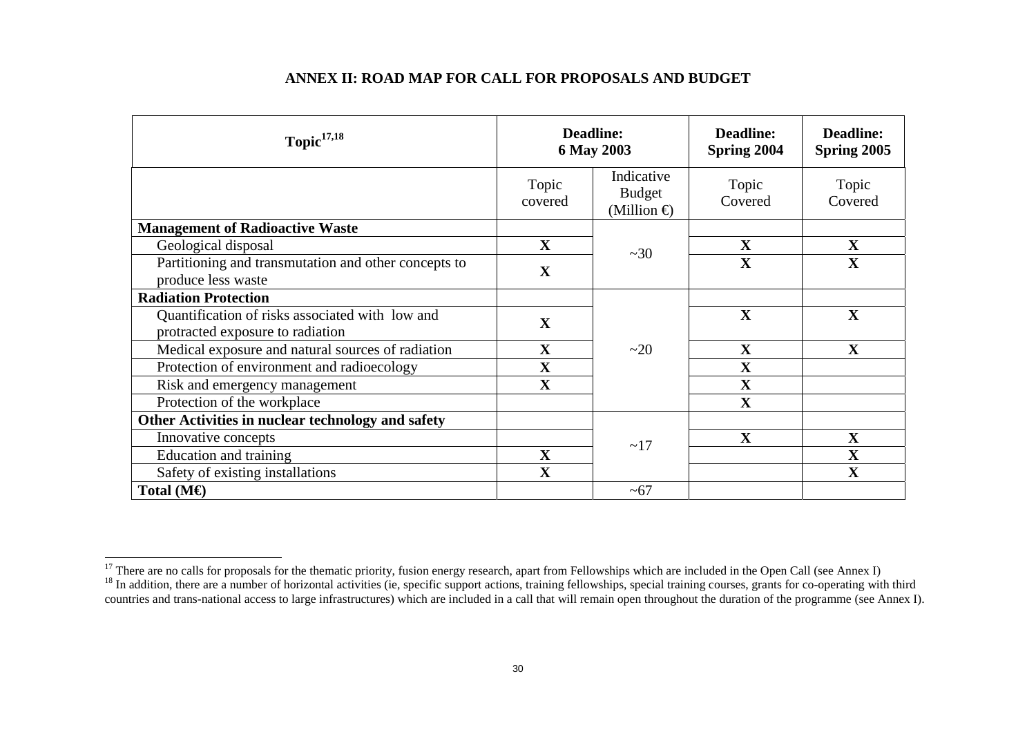## ANNEX II: ROAD MAP FOR CALL FOR PROPOSALS AND BUDGET

| Topic[17,18] | Deadline: 6 May 2003 | | Deadline: Spring 2004 | Deadline: Spring 2005 |
|---|---|---|---|---|
| | Topic covered | Indicative Budget (Million €) | Topic Covered | Topic Covered |
| **Management of Radioactive Waste** | | ~30 | | |
| Geological disposal | **X** | | **X** | **X** |
| Partitioning and transmutation and other concepts to produce less waste | **X** | | **X** | **X** |
| **Radiation Protection** | | ~20 | | |
| Quantification of risks associated with low and protracted exposure to radiation | **X** | | **X** | **X** |
| Medical exposure and natural sources of radiation | **X** | | **X** | **X** |
| Protection of environment and radioecology | **X** | | **X** | |
| Risk and emergency management | **X** | | **X** | |
| Protection of the workplace | | | **X** | |
| **Other Activities in nuclear technology and safety** | | ~17 | | |
| Innovative concepts | | | **X** | **X** |
| Education and training | **X** | | | **X** |
| Safety of existing installations | **X** | | | **X** |
| **Total (M€)** | | ~67 | | |

[17] There are no calls for proposals for the thematic priority, fusion energy research, apart from Fellowships which are included in the Open Call (see Annex I)

[18] In addition, there are a number of horizontal activities (ie, specific support actions, training fellowships, special training courses, grants for co-operating with third countries and trans-national access to large infrastructures) which are included in a call that will remain open throughout the duration of the programme (see Annex I).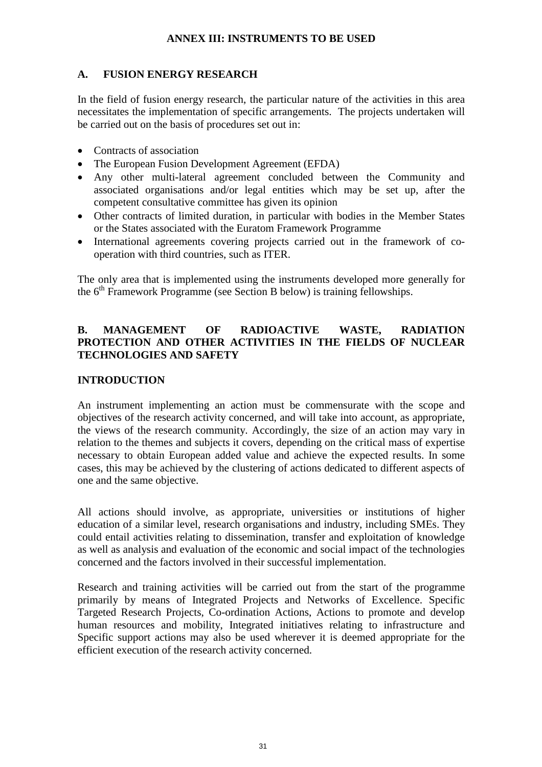# ANNEX III: INSTRUMENTS TO BE USED

## A. FUSION ENERGY RESEARCH

In the field of fusion energy research, the particular nature of the activities in this area necessitates the implementation of specific arrangements. The projects undertaken will be carried out on the basis of procedures set out in:

- Contracts of association
- The European Fusion Development Agreement (EFDA)
- Any other multi-lateral agreement concluded between the Community and associated organisations and/or legal entities which may be set up, after the competent consultative committee has given its opinion
- Other contracts of limited duration, in particular with bodies in the Member States or the States associated with the Euratom Framework Programme
- International agreements covering projects carried out in the framework of co-operation with third countries, such as ITER.

The only area that is implemented using the instruments developed more generally for the 6[th] Framework Programme (see Section B below) is training fellowships.

## B. MANAGEMENT OF RADIOACTIVE WASTE, RADIATION PROTECTION AND OTHER ACTIVITIES IN THE FIELDS OF NUCLEAR TECHNOLOGIES AND SAFETY

### INTRODUCTION

An instrument implementing an action must be commensurate with the scope and objectives of the research activity concerned, and will take into account, as appropriate, the views of the research community. Accordingly, the size of an action may vary in relation to the themes and subjects it covers, depending on the critical mass of expertise necessary to obtain European added value and achieve the expected results. In some cases, this may be achieved by the clustering of actions dedicated to different aspects of one and the same objective.

All actions should involve, as appropriate, universities or institutions of higher education of a similar level, research organisations and industry, including SMEs. They could entail activities relating to dissemination, transfer and exploitation of knowledge as well as analysis and evaluation of the economic and social impact of the technologies concerned and the factors involved in their successful implementation.

Research and training activities will be carried out from the start of the programme primarily by means of Integrated Projects and Networks of Excellence. Specific Targeted Research Projects, Co-ordination Actions, Actions to promote and develop human resources and mobility, Integrated initiatives relating to infrastructure and Specific support actions may also be used wherever it is deemed appropriate for the efficient execution of the research activity concerned.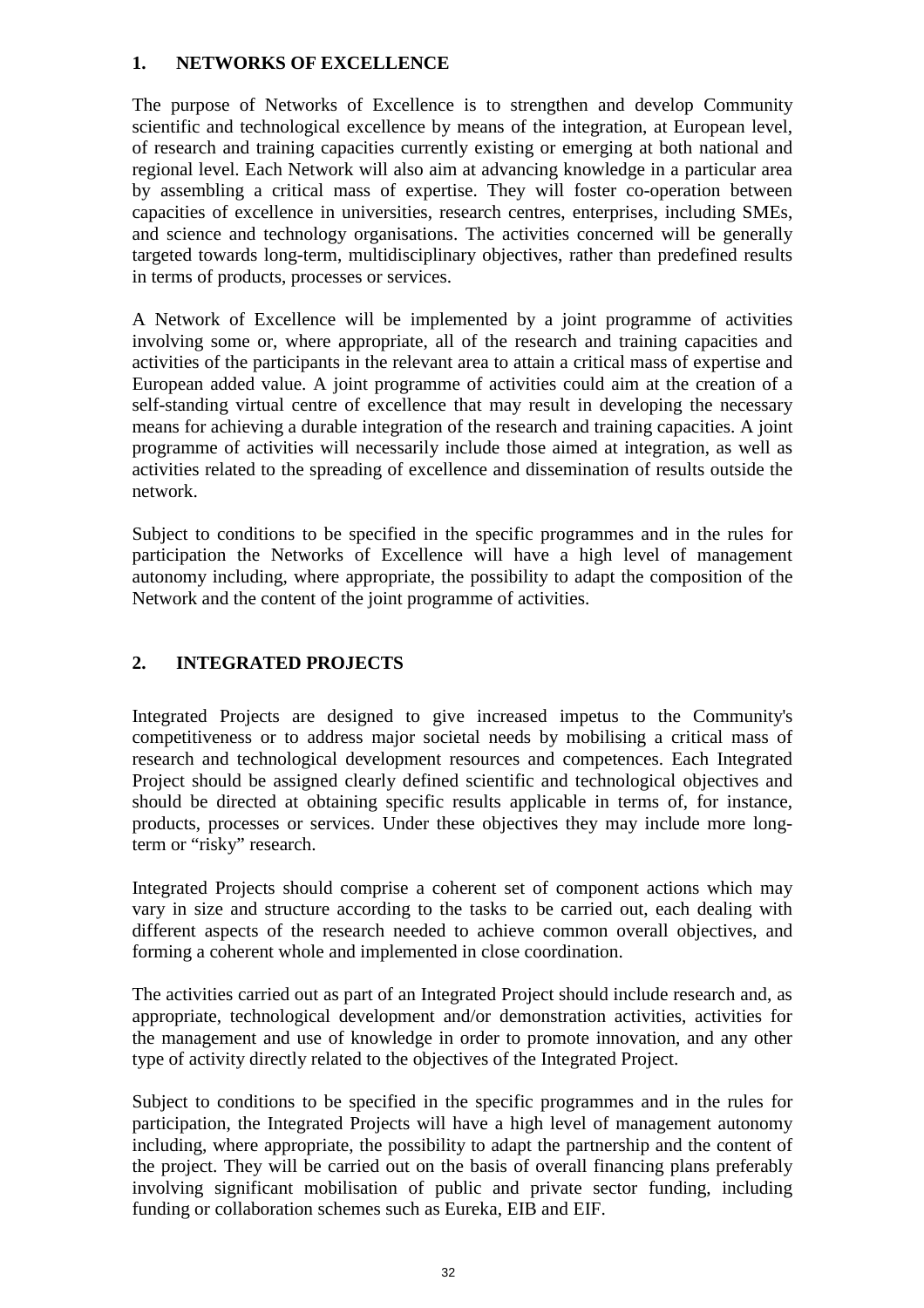## 1. NETWORKS OF EXCELLENCE

The purpose of Networks of Excellence is to strengthen and develop Community scientific and technological excellence by means of the integration, at European level, of research and training capacities currently existing or emerging at both national and regional level. Each Network will also aim at advancing knowledge in a particular area by assembling a critical mass of expertise. They will foster co-operation between capacities of excellence in universities, research centres, enterprises, including SMEs, and science and technology organisations. The activities concerned will be generally targeted towards long-term, multidisciplinary objectives, rather than predefined results in terms of products, processes or services.

A Network of Excellence will be implemented by a joint programme of activities involving some or, where appropriate, all of the research and training capacities and activities of the participants in the relevant area to attain a critical mass of expertise and European added value. A joint programme of activities could aim at the creation of a self-standing virtual centre of excellence that may result in developing the necessary means for achieving a durable integration of the research and training capacities. A joint programme of activities will necessarily include those aimed at integration, as well as activities related to the spreading of excellence and dissemination of results outside the network.

Subject to conditions to be specified in the specific programmes and in the rules for participation the Networks of Excellence will have a high level of management autonomy including, where appropriate, the possibility to adapt the composition of the Network and the content of the joint programme of activities.

## 2. INTEGRATED PROJECTS

Integrated Projects are designed to give increased impetus to the Community's competitiveness or to address major societal needs by mobilising a critical mass of research and technological development resources and competences. Each Integrated Project should be assigned clearly defined scientific and technological objectives and should be directed at obtaining specific results applicable in terms of, for instance, products, processes or services. Under these objectives they may include more long-term or “risky” research.

Integrated Projects should comprise a coherent set of component actions which may vary in size and structure according to the tasks to be carried out, each dealing with different aspects of the research needed to achieve common overall objectives, and forming a coherent whole and implemented in close coordination.

The activities carried out as part of an Integrated Project should include research and, as appropriate, technological development and/or demonstration activities, activities for the management and use of knowledge in order to promote innovation, and any other type of activity directly related to the objectives of the Integrated Project.

Subject to conditions to be specified in the specific programmes and in the rules for participation, the Integrated Projects will have a high level of management autonomy including, where appropriate, the possibility to adapt the partnership and the content of the project. They will be carried out on the basis of overall financing plans preferably involving significant mobilisation of public and private sector funding, including funding or collaboration schemes such as Eureka, EIB and EIF.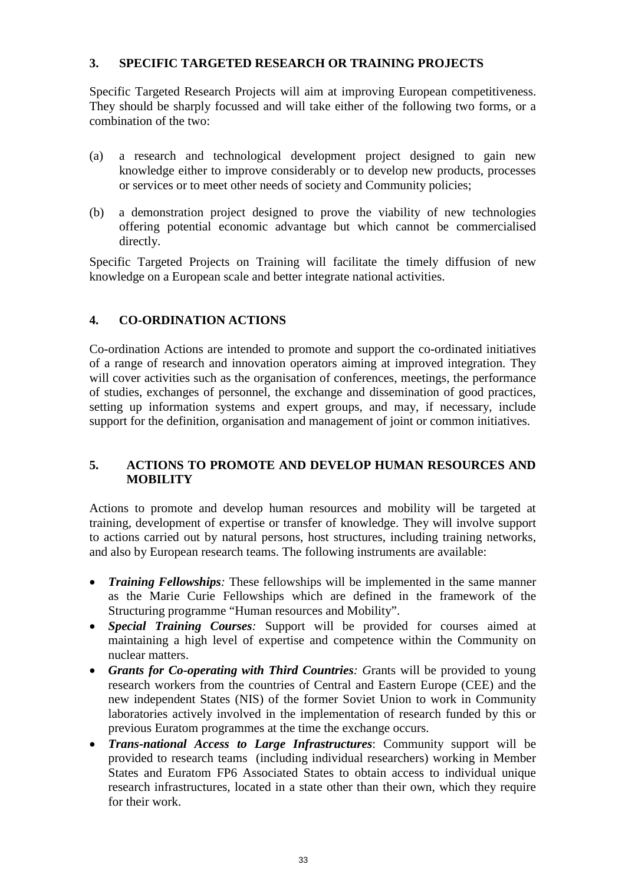## 3. SPECIFIC TARGETED RESEARCH OR TRAINING PROJECTS

Specific Targeted Research Projects will aim at improving European competitiveness. They should be sharply focussed and will take either of the following two forms, or a combination of the two:

(a) a research and technological development project designed to gain new knowledge either to improve considerably or to develop new products, processes or services or to meet other needs of society and Community policies;

(b) a demonstration project designed to prove the viability of new technologies offering potential economic advantage but which cannot be commercialised directly.

Specific Targeted Projects on Training will facilitate the timely diffusion of new knowledge on a European scale and better integrate national activities.

## 4. CO-ORDINATION ACTIONS

Co-ordination Actions are intended to promote and support the co-ordinated initiatives of a range of research and innovation operators aiming at improved integration. They will cover activities such as the organisation of conferences, meetings, the performance of studies, exchanges of personnel, the exchange and dissemination of good practices, setting up information systems and expert groups, and may, if necessary, include support for the definition, organisation and management of joint or common initiatives.

## 5. ACTIONS TO PROMOTE AND DEVELOP HUMAN RESOURCES AND MOBILITY

Actions to promote and develop human resources and mobility will be targeted at training, development of expertise or transfer of knowledge. They will involve support to actions carried out by natural persons, host structures, including training networks, and also by European research teams. The following instruments are available:

- ***Training Fellowships**:* These fellowships will be implemented in the same manner as the Marie Curie Fellowships which are defined in the framework of the Structuring programme "Human resources and Mobility".
- ***Special Training Courses**:* Support will be provided for courses aimed at maintaining a high level of expertise and competence within the Community on nuclear matters.
- ***Grants for Co-operating with Third Countries**: G*rants will be provided to young research workers from the countries of Central and Eastern Europe (CEE) and the new independent States (NIS) of the former Soviet Union to work in Community laboratories actively involved in the implementation of research funded by this or previous Euratom programmes at the time the exchange occurs.
- ***Trans-national Access to Large Infrastructures***: Community support will be provided to research teams (including individual researchers) working in Member States and Euratom FP6 Associated States to obtain access to individual unique research infrastructures, located in a state other than their own, which they require for their work.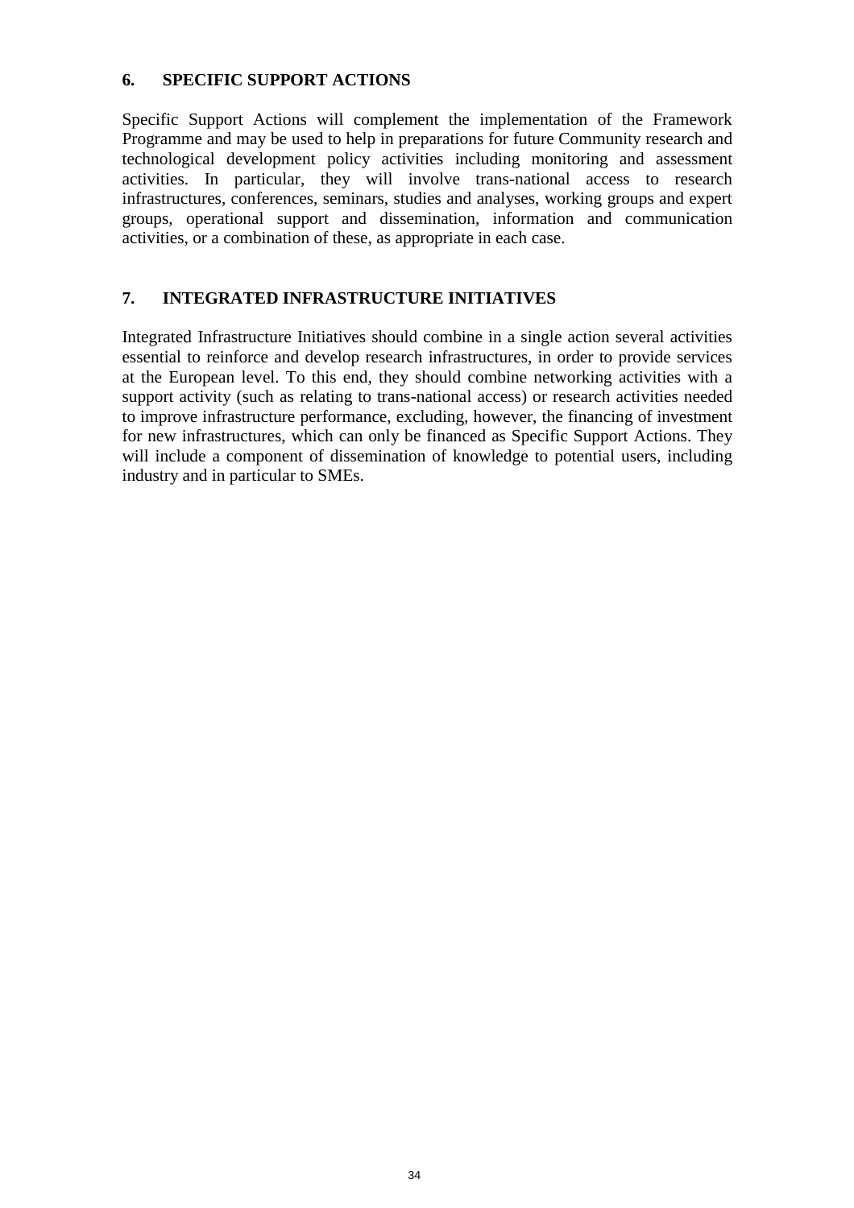## 6. SPECIFIC SUPPORT ACTIONS

Specific Support Actions will complement the implementation of the Framework Programme and may be used to help in preparations for future Community research and technological development policy activities including monitoring and assessment activities. In particular, they will involve trans-national access to research infrastructures, conferences, seminars, studies and analyses, working groups and expert groups, operational support and dissemination, information and communication activities, or a combination of these, as appropriate in each case.

## 7. INTEGRATED INFRASTRUCTURE INITIATIVES

Integrated Infrastructure Initiatives should combine in a single action several activities essential to reinforce and develop research infrastructures, in order to provide services at the European level. To this end, they should combine networking activities with a support activity (such as relating to trans-national access) or research activities needed to improve infrastructure performance, excluding, however, the financing of investment for new infrastructures, which can only be financed as Specific Support Actions. They will include a component of dissemination of knowledge to potential users, including industry and in particular to SMEs.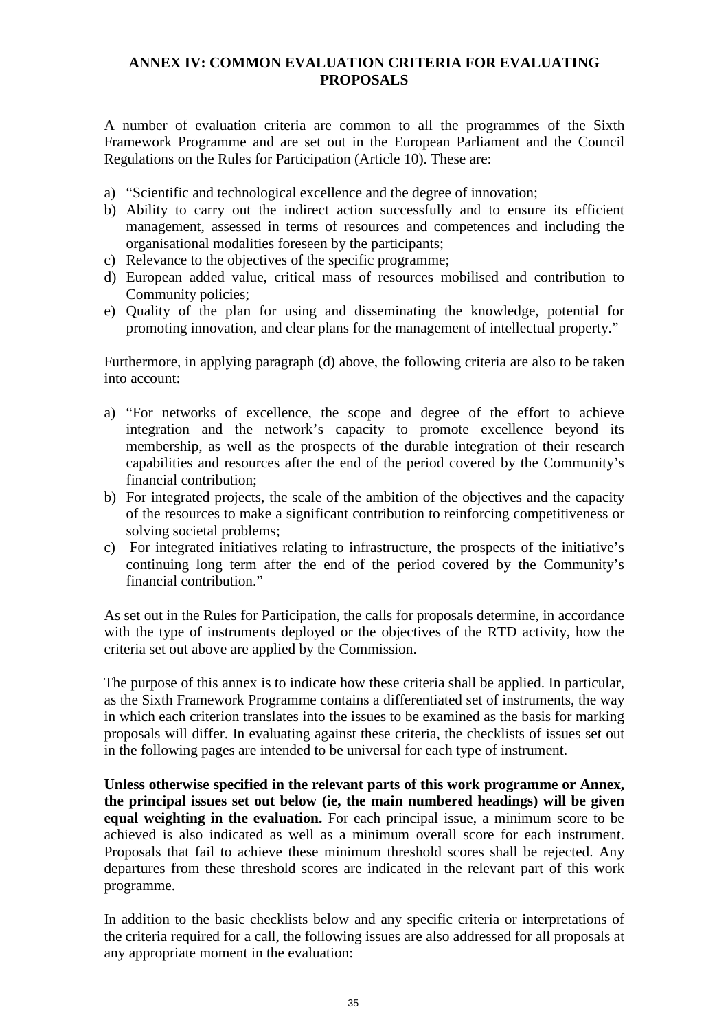## ANNEX IV: COMMON EVALUATION CRITERIA FOR EVALUATING PROPOSALS

A number of evaluation criteria are common to all the programmes of the Sixth Framework Programme and are set out in the European Parliament and the Council Regulations on the Rules for Participation (Article 10). These are:

a) "Scientific and technological excellence and the degree of innovation;
b) Ability to carry out the indirect action successfully and to ensure its efficient management, assessed in terms of resources and competences and including the organisational modalities foreseen by the participants;
c) Relevance to the objectives of the specific programme;
d) European added value, critical mass of resources mobilised and contribution to Community policies;
e) Quality of the plan for using and disseminating the knowledge, potential for promoting innovation, and clear plans for the management of intellectual property."

Furthermore, in applying paragraph (d) above, the following criteria are also to be taken into account:

a) "For networks of excellence, the scope and degree of the effort to achieve integration and the network's capacity to promote excellence beyond its membership, as well as the prospects of the durable integration of their research capabilities and resources after the end of the period covered by the Community's financial contribution;
b) For integrated projects, the scale of the ambition of the objectives and the capacity of the resources to make a significant contribution to reinforcing competitiveness or solving societal problems;
c) For integrated initiatives relating to infrastructure, the prospects of the initiative's continuing long term after the end of the period covered by the Community's financial contribution."

As set out in the Rules for Participation, the calls for proposals determine, in accordance with the type of instruments deployed or the objectives of the RTD activity, how the criteria set out above are applied by the Commission.

The purpose of this annex is to indicate how these criteria shall be applied. In particular, as the Sixth Framework Programme contains a differentiated set of instruments, the way in which each criterion translates into the issues to be examined as the basis for marking proposals will differ. In evaluating against these criteria, the checklists of issues set out in the following pages are intended to be universal for each type of instrument.

**Unless otherwise specified in the relevant parts of this work programme or Annex, the principal issues set out below (ie, the main numbered headings) will be given equal weighting in the evaluation.** For each principal issue, a minimum score to be achieved is also indicated as well as a minimum overall score for each instrument. Proposals that fail to achieve these minimum threshold scores shall be rejected. Any departures from these threshold scores are indicated in the relevant part of this work programme.

In addition to the basic checklists below and any specific criteria or interpretations of the criteria required for a call, the following issues are also addressed for all proposals at any appropriate moment in the evaluation: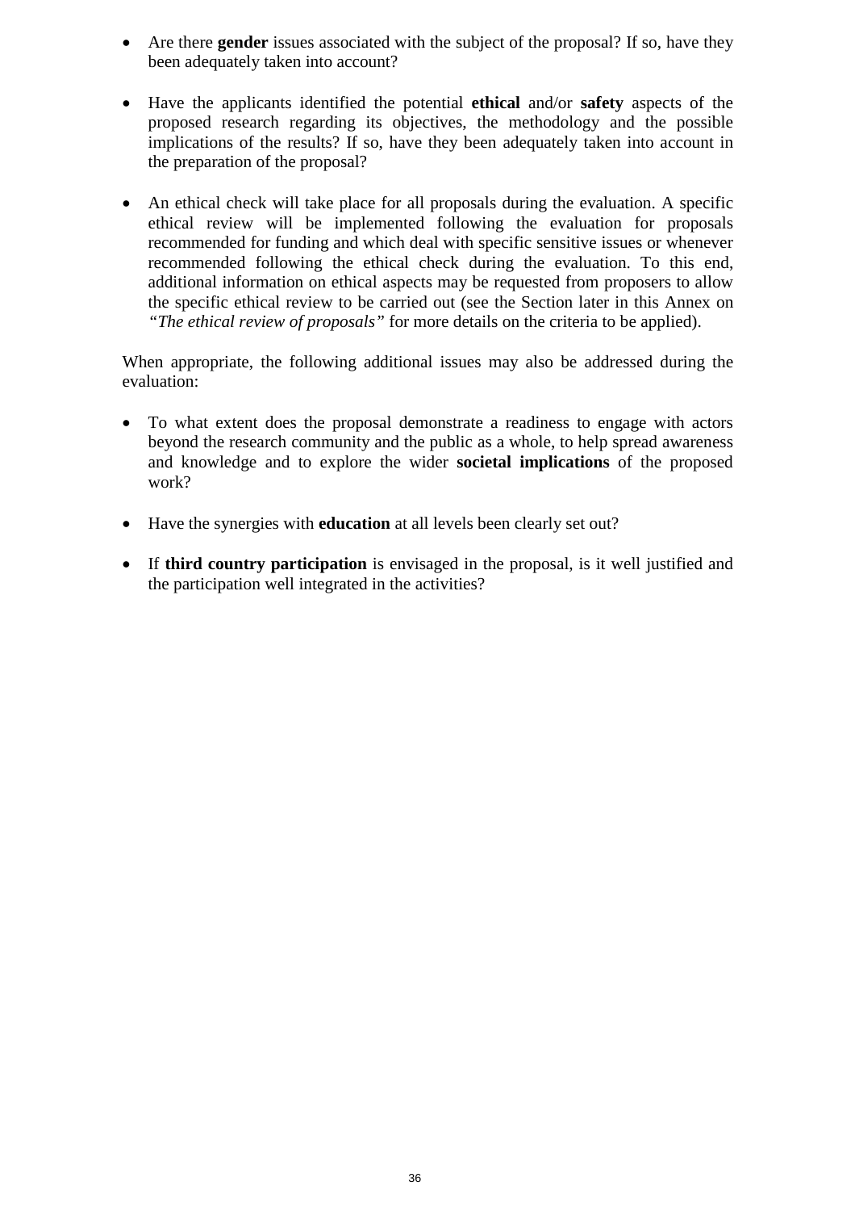- Are there **gender** issues associated with the subject of the proposal? If so, have they been adequately taken into account?

- Have the applicants identified the potential **ethical** and/or **safety** aspects of the proposed research regarding its objectives, the methodology and the possible implications of the results? If so, have they been adequately taken into account in the preparation of the proposal?

- An ethical check will take place for all proposals during the evaluation. A specific ethical review will be implemented following the evaluation for proposals recommended for funding and which deal with specific sensitive issues or whenever recommended following the ethical check during the evaluation. To this end, additional information on ethical aspects may be requested from proposers to allow the specific ethical review to be carried out (see the Section later in this Annex on *"The ethical review of proposals"* for more details on the criteria to be applied).

When appropriate, the following additional issues may also be addressed during the evaluation:

- To what extent does the proposal demonstrate a readiness to engage with actors beyond the research community and the public as a whole, to help spread awareness and knowledge and to explore the wider **societal implications** of the proposed work?

- Have the synergies with **education** at all levels been clearly set out?

- If **third country participation** is envisaged in the proposal, is it well justified and the participation well integrated in the activities?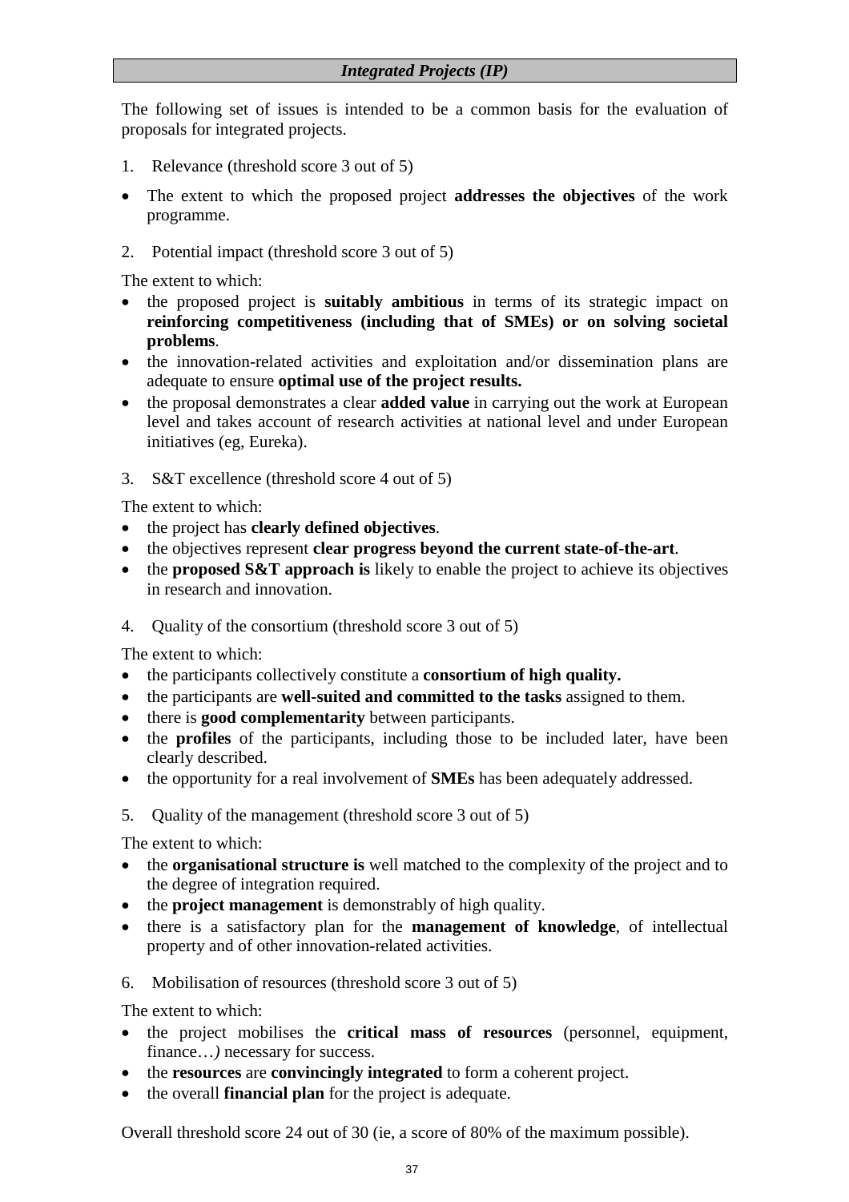### *Integrated Projects (IP)*

The following set of issues is intended to be a common basis for the evaluation of proposals for integrated projects.

1. Relevance (threshold score 3 out of 5)

- The extent to which the proposed project **addresses the objectives** of the work programme.

2. Potential impact (threshold score 3 out of 5)

The extent to which:

- the proposed project is **suitably ambitious** in terms of its strategic impact on **reinforcing competitiveness (including that of SMEs) or on solving societal problems**.
- the innovation-related activities and exploitation and/or dissemination plans are adequate to ensure **optimal use of the project results.**
- the proposal demonstrates a clear **added value** in carrying out the work at European level and takes account of research activities at national level and under European initiatives (eg, Eureka).

3. S&T excellence (threshold score 4 out of 5)

The extent to which:

- the project has **clearly defined objectives**.
- the objectives represent **clear progress beyond the current state-of-the-art**.
- the **proposed S&T approach is** likely to enable the project to achieve its objectives in research and innovation.

4. Quality of the consortium (threshold score 3 out of 5)

The extent to which:

- the participants collectively constitute a **consortium of high quality.**
- the participants are **well-suited and committed to the tasks** assigned to them.
- there is **good complementarity** between participants.
- the **profiles** of the participants, including those to be included later, have been clearly described.
- the opportunity for a real involvement of **SMEs** has been adequately addressed.

5. Quality of the management (threshold score 3 out of 5)

The extent to which:

- the **organisational structure is** well matched to the complexity of the project and to the degree of integration required.
- the **project management** is demonstrably of high quality.
- there is a satisfactory plan for the **management of knowledge**, of intellectual property and of other innovation-related activities.

6. Mobilisation of resources (threshold score 3 out of 5)

The extent to which:

- the project mobilises the **critical mass of resources** (personnel, equipment, finance…*)* necessary for success.
- the **resources** are **convincingly integrated** to form a coherent project.
- the overall **financial plan** for the project is adequate.

Overall threshold score 24 out of 30 (ie, a score of 80% of the maximum possible).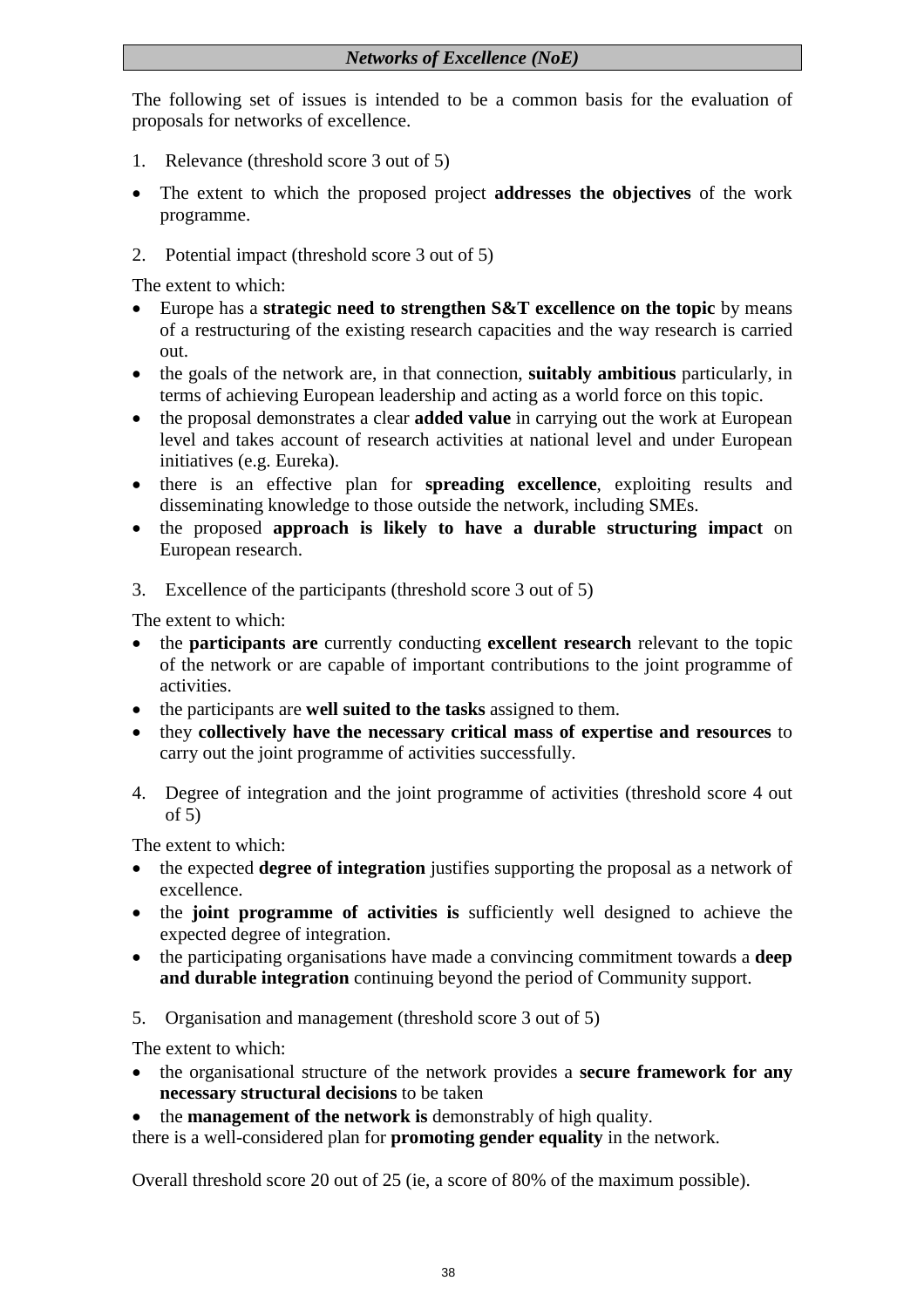## *Networks of Excellence (NoE)*

The following set of issues is intended to be a common basis for the evaluation of proposals for networks of excellence.

1. Relevance (threshold score 3 out of 5)

- The extent to which the proposed project **addresses the objectives** of the work programme.

2. Potential impact (threshold score 3 out of 5)

The extent to which:

- Europe has a **strategic need to strengthen S&T excellence on the topic** by means of a restructuring of the existing research capacities and the way research is carried out.
- the goals of the network are, in that connection, **suitably ambitious** particularly, in terms of achieving European leadership and acting as a world force on this topic.
- the proposal demonstrates a clear **added value** in carrying out the work at European level and takes account of research activities at national level and under European initiatives (e.g. Eureka).
- there is an effective plan for **spreading excellence**, exploiting results and disseminating knowledge to those outside the network, including SMEs.
- the proposed **approach is likely to have a durable structuring impact** on European research.

3. Excellence of the participants (threshold score 3 out of 5)

The extent to which:

- the **participants are** currently conducting **excellent research** relevant to the topic of the network or are capable of important contributions to the joint programme of activities.
- the participants are **well suited to the tasks** assigned to them.
- they **collectively have the necessary critical mass of expertise and resources** to carry out the joint programme of activities successfully.

4. Degree of integration and the joint programme of activities (threshold score 4 out of 5)

The extent to which:

- the expected **degree of integration** justifies supporting the proposal as a network of excellence.
- the **joint programme of activities is** sufficiently well designed to achieve the expected degree of integration.
- the participating organisations have made a convincing commitment towards a **deep and durable integration** continuing beyond the period of Community support.

5. Organisation and management (threshold score 3 out of 5)

The extent to which:

- the organisational structure of the network provides a **secure framework for any necessary structural decisions** to be taken
- the **management of the network is** demonstrably of high quality.

there is a well-considered plan for **promoting gender equality** in the network.

Overall threshold score 20 out of 25 (ie, a score of 80% of the maximum possible).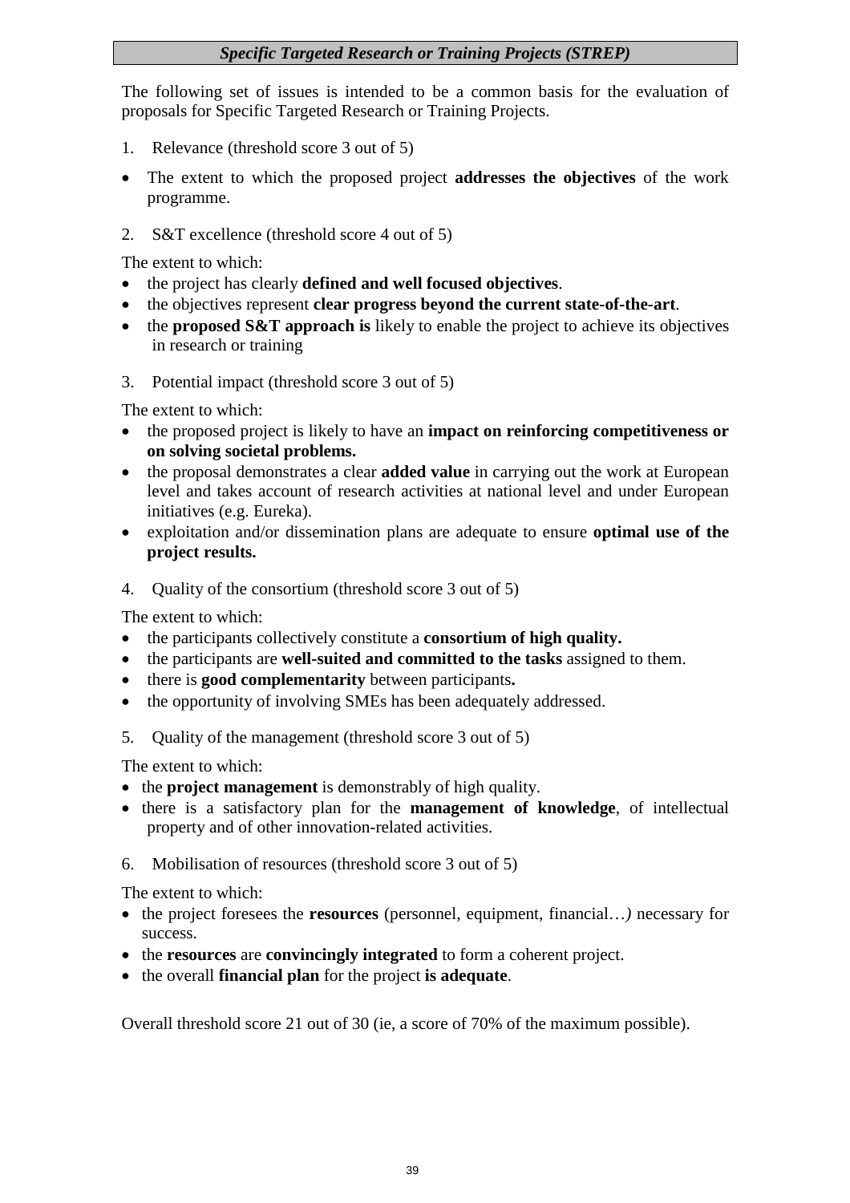## *Specific Targeted Research or Training Projects (STREP)*

The following set of issues is intended to be a common basis for the evaluation of proposals for Specific Targeted Research or Training Projects.

1. Relevance (threshold score 3 out of 5)

- The extent to which the proposed project **addresses the objectives** of the work programme.

2. S&T excellence (threshold score 4 out of 5)

The extent to which:

- the project has clearly **defined and well focused objectives**.
- the objectives represent **clear progress beyond the current state-of-the-art**.
- the **proposed S&T approach is** likely to enable the project to achieve its objectives in research or training

3. Potential impact (threshold score 3 out of 5)

The extent to which:

- the proposed project is likely to have an **impact on reinforcing competitiveness or on solving societal problems.**
- the proposal demonstrates a clear **added value** in carrying out the work at European level and takes account of research activities at national level and under European initiatives (e.g. Eureka).
- exploitation and/or dissemination plans are adequate to ensure **optimal use of the project results.**

4. Quality of the consortium (threshold score 3 out of 5)

The extent to which:

- the participants collectively constitute a **consortium of high quality.**
- the participants are **well-suited and committed to the tasks** assigned to them.
- there is **good complementarity** between participants**.**
- the opportunity of involving SMEs has been adequately addressed.

5. Quality of the management (threshold score 3 out of 5)

The extent to which:

- the **project management** is demonstrably of high quality.
- there is a satisfactory plan for the **management of knowledge**, of intellectual property and of other innovation-related activities.

6. Mobilisation of resources (threshold score 3 out of 5)

The extent to which:

- the project foresees the **resources** (personnel, equipment, financial…*)* necessary for success.
- the **resources** are **convincingly integrated** to form a coherent project.
- the overall **financial plan** for the project **is adequate**.

Overall threshold score 21 out of 30 (ie, a score of 70% of the maximum possible).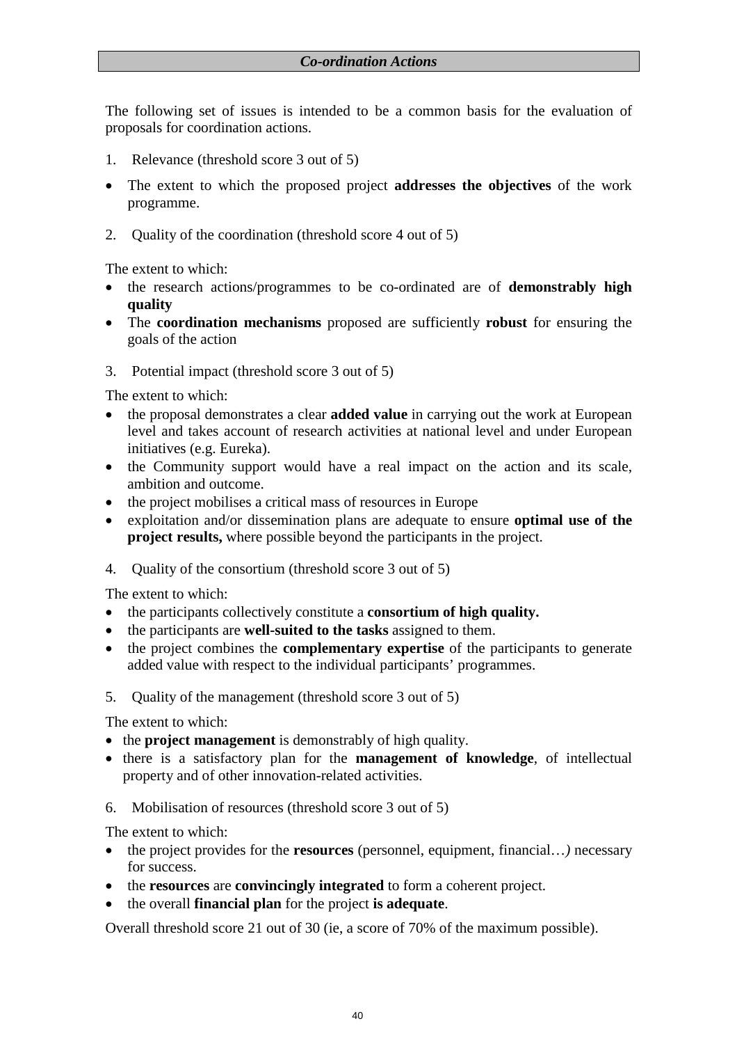## *Co-ordination Actions*

The following set of issues is intended to be a common basis for the evaluation of proposals for coordination actions.

1. Relevance (threshold score 3 out of 5)

- The extent to which the proposed project **addresses the objectives** of the work programme.

2. Quality of the coordination (threshold score 4 out of 5)

The extent to which:

- the research actions/programmes to be co-ordinated are of **demonstrably high quality**
- The **coordination mechanisms** proposed are sufficiently **robust** for ensuring the goals of the action

3. Potential impact (threshold score 3 out of 5)

The extent to which:

- the proposal demonstrates a clear **added value** in carrying out the work at European level and takes account of research activities at national level and under European initiatives (e.g. Eureka).
- the Community support would have a real impact on the action and its scale, ambition and outcome.
- the project mobilises a critical mass of resources in Europe
- exploitation and/or dissemination plans are adequate to ensure **optimal use of the project results,** where possible beyond the participants in the project.

4. Quality of the consortium (threshold score 3 out of 5)

The extent to which:

- the participants collectively constitute a **consortium of high quality.**
- the participants are **well-suited to the tasks** assigned to them.
- the project combines the **complementary expertise** of the participants to generate added value with respect to the individual participants' programmes.

5. Quality of the management (threshold score 3 out of 5)

The extent to which:

- the **project management** is demonstrably of high quality.
- there is a satisfactory plan for the **management of knowledge**, of intellectual property and of other innovation-related activities.

6. Mobilisation of resources (threshold score 3 out of 5)

The extent to which:

- the project provides for the **resources** (personnel, equipment, financial…*)* necessary for success.
- the **resources** are **convincingly integrated** to form a coherent project.
- the overall **financial plan** for the project **is adequate**.

Overall threshold score 21 out of 30 (ie, a score of 70% of the maximum possible).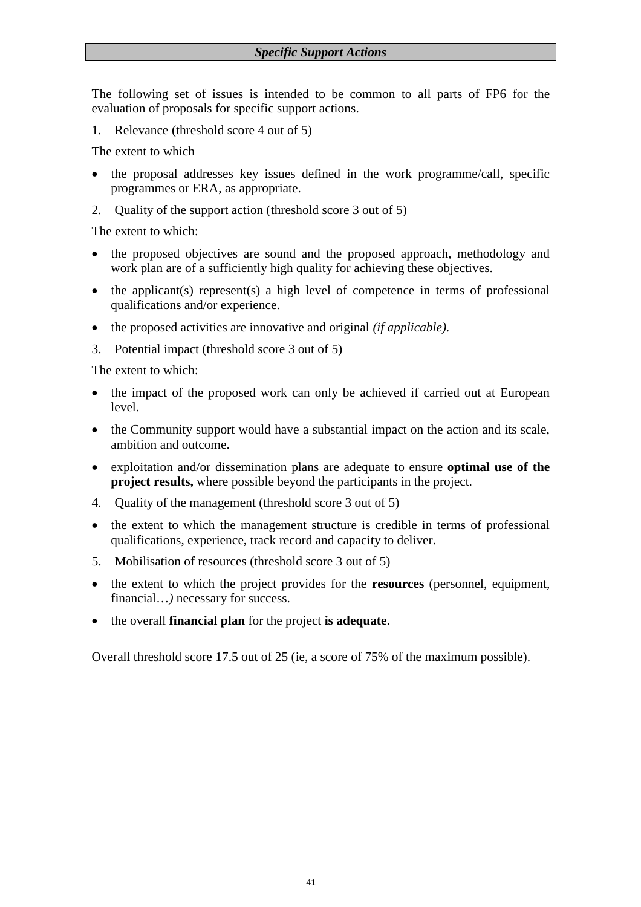## *Specific Support Actions*

The following set of issues is intended to be common to all parts of FP6 for the evaluation of proposals for specific support actions.

1. Relevance (threshold score 4 out of 5)

The extent to which

- the proposal addresses key issues defined in the work programme/call, specific programmes or ERA, as appropriate.

2. Quality of the support action (threshold score 3 out of 5)

The extent to which:

- the proposed objectives are sound and the proposed approach, methodology and work plan are of a sufficiently high quality for achieving these objectives.
- the applicant(s) represent(s) a high level of competence in terms of professional qualifications and/or experience.
- the proposed activities are innovative and original *(if applicable).*

3. Potential impact (threshold score 3 out of 5)

The extent to which:

- the impact of the proposed work can only be achieved if carried out at European level.
- the Community support would have a substantial impact on the action and its scale, ambition and outcome.
- exploitation and/or dissemination plans are adequate to ensure **optimal use of the project results,** where possible beyond the participants in the project.

4. Quality of the management (threshold score 3 out of 5)

- the extent to which the management structure is credible in terms of professional qualifications, experience, track record and capacity to deliver.

5. Mobilisation of resources (threshold score 3 out of 5)

- the extent to which the project provides for the **resources** (personnel, equipment, financial…*)* necessary for success.
- the overall **financial plan** for the project **is adequate**.

Overall threshold score 17.5 out of 25 (ie, a score of 75% of the maximum possible).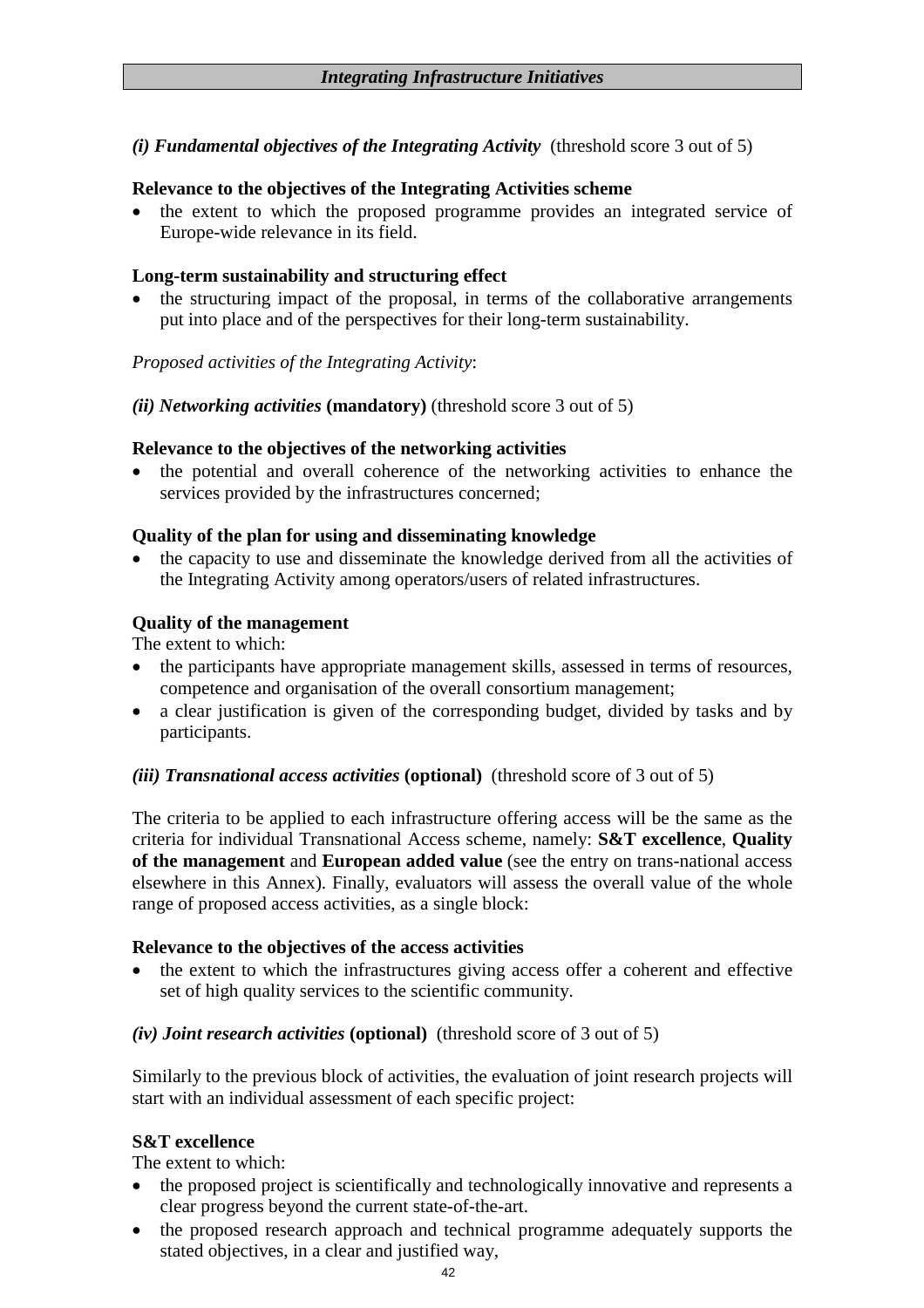***Integrating Infrastructure Initiatives***

***(i) Fundamental objectives of the Integrating Activity*** (threshold score 3 out of 5)

**Relevance to the objectives of the Integrating Activities scheme**

- the extent to which the proposed programme provides an integrated service of Europe-wide relevance in its field.

**Long-term sustainability and structuring effect**

- the structuring impact of the proposal, in terms of the collaborative arrangements put into place and of the perspectives for their long-term sustainability.

*Proposed activities of the Integrating Activity*:

***(ii) Networking activities*** **(mandatory)** (threshold score 3 out of 5)

**Relevance to the objectives of the networking activities**

- the potential and overall coherence of the networking activities to enhance the services provided by the infrastructures concerned;

**Quality of the plan for using and disseminating knowledge**

- the capacity to use and disseminate the knowledge derived from all the activities of the Integrating Activity among operators/users of related infrastructures.

**Quality of the management**

The extent to which:

- the participants have appropriate management skills, assessed in terms of resources, competence and organisation of the overall consortium management;
- a clear justification is given of the corresponding budget, divided by tasks and by participants.

***(iii) Transnational access activities*** **(optional)** (threshold score of 3 out of 5)

The criteria to be applied to each infrastructure offering access will be the same as the criteria for individual Transnational Access scheme, namely: **S&T excellence**, **Quality of the management** and **European added value** (see the entry on trans-national access elsewhere in this Annex). Finally, evaluators will assess the overall value of the whole range of proposed access activities, as a single block:

**Relevance to the objectives of the access activities**

- the extent to which the infrastructures giving access offer a coherent and effective set of high quality services to the scientific community.

***(iv) Joint research activities*** **(optional)** (threshold score of 3 out of 5)

Similarly to the previous block of activities, the evaluation of joint research projects will start with an individual assessment of each specific project:

**S&T excellence**

The extent to which:

- the proposed project is scientifically and technologically innovative and represents a clear progress beyond the current state-of-the-art.
- the proposed research approach and technical programme adequately supports the stated objectives, in a clear and justified way,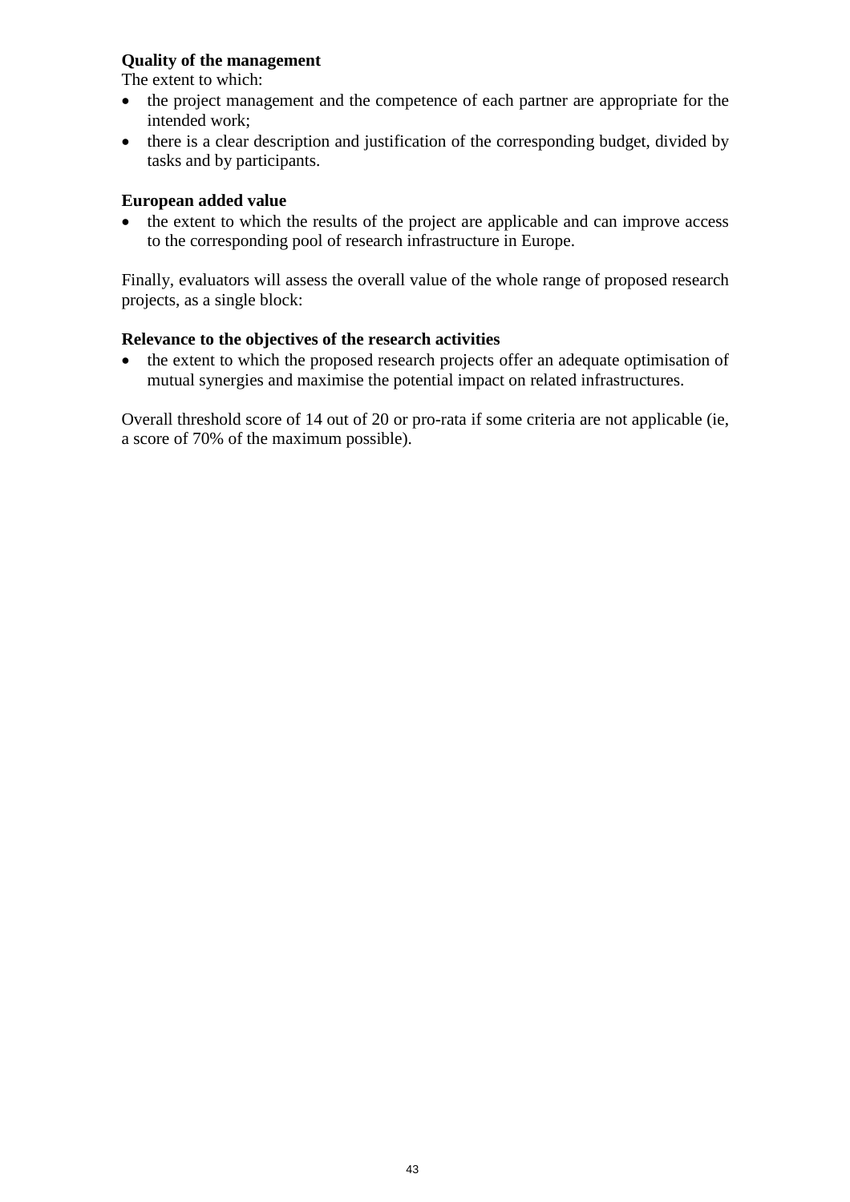**Quality of the management**

The extent to which:

- the project management and the competence of each partner are appropriate for the intended work;
- there is a clear description and justification of the corresponding budget, divided by tasks and by participants.

**European added value**

- the extent to which the results of the project are applicable and can improve access to the corresponding pool of research infrastructure in Europe.

Finally, evaluators will assess the overall value of the whole range of proposed research projects, as a single block:

**Relevance to the objectives of the research activities**

- the extent to which the proposed research projects offer an adequate optimisation of mutual synergies and maximise the potential impact on related infrastructures.

Overall threshold score of 14 out of 20 or pro-rata if some criteria are not applicable (ie, a score of 70% of the maximum possible).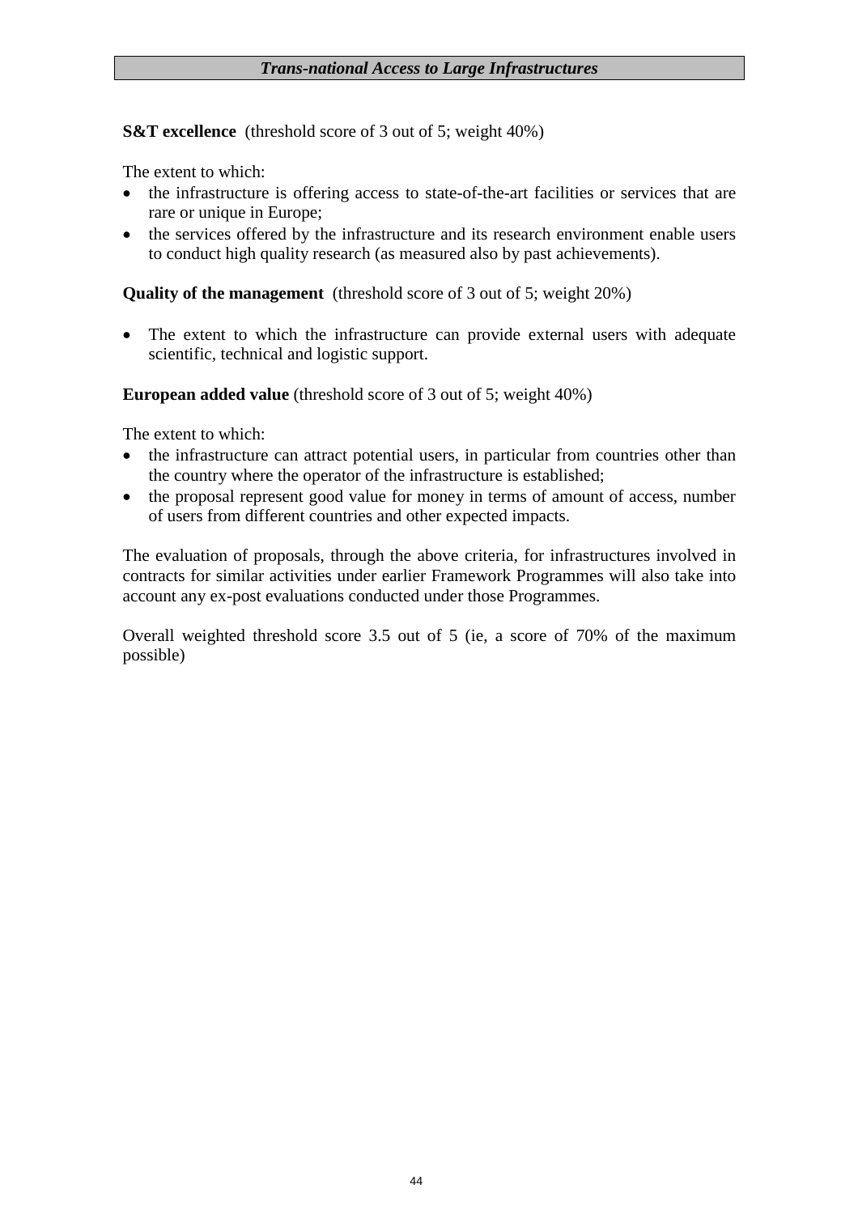### *Trans-national Access to Large Infrastructures*

**S&T excellence** (threshold score of 3 out of 5; weight 40%)

The extent to which:

- the infrastructure is offering access to state-of-the-art facilities or services that are rare or unique in Europe;
- the services offered by the infrastructure and its research environment enable users to conduct high quality research (as measured also by past achievements).

**Quality of the management** (threshold score of 3 out of 5; weight 20%)

- The extent to which the infrastructure can provide external users with adequate scientific, technical and logistic support.

**European added value** (threshold score of 3 out of 5; weight 40%)

The extent to which:

- the infrastructure can attract potential users, in particular from countries other than the country where the operator of the infrastructure is established;
- the proposal represent good value for money in terms of amount of access, number of users from different countries and other expected impacts.

The evaluation of proposals, through the above criteria, for infrastructures involved in contracts for similar activities under earlier Framework Programmes will also take into account any ex-post evaluations conducted under those Programmes.

Overall weighted threshold score 3.5 out of 5 (ie, a score of 70% of the maximum possible)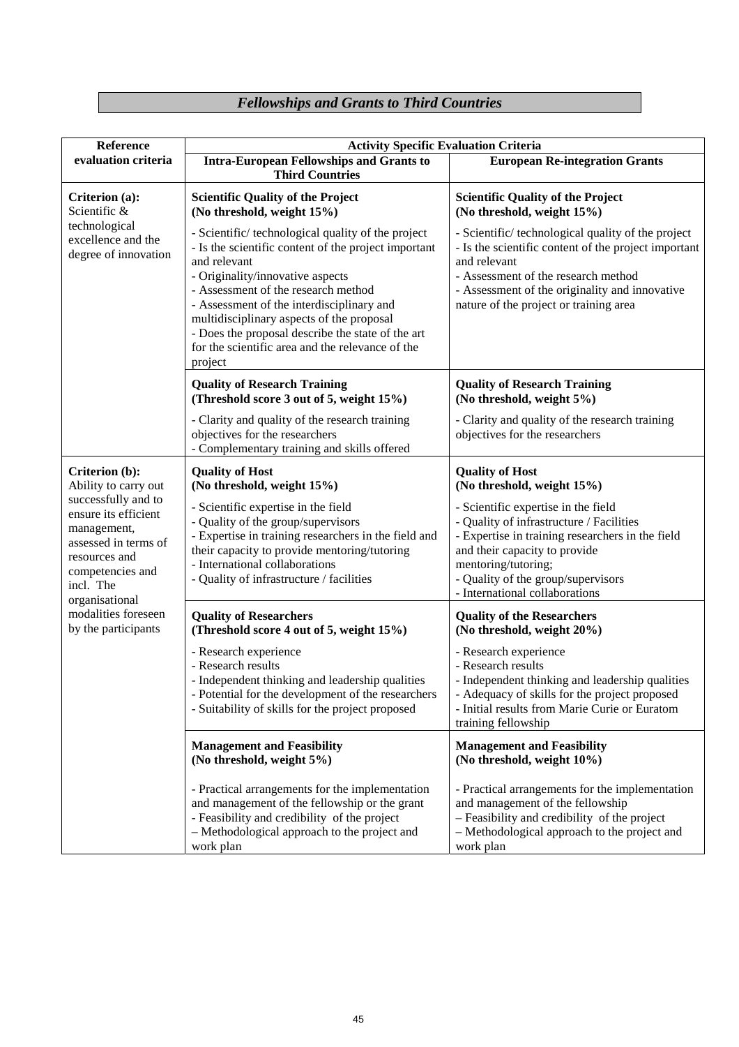## *Fellowships and Grants to Third Countries*

| Reference evaluation criteria | Activity Specific Evaluation Criteria | |
|---|---|---|
| | **Intra-European Fellowships and Grants to Third Countries** | **European Re-integration Grants** |
| **Criterion (a):** Scientific & technological excellence and the degree of innovation | **Scientific Quality of the Project (No threshold, weight 15%)**<br>- Scientific/ technological quality of the project<br>- Is the scientific content of the project important and relevant<br>- Originality/innovative aspects<br>- Assessment of the research method<br>- Assessment of the interdisciplinary and multidisciplinary aspects of the proposal<br>- Does the proposal describe the state of the art for the scientific area and the relevance of the project | **Scientific Quality of the Project (No threshold, weight 15%)**<br>- Scientific/ technological quality of the project<br>- Is the scientific content of the project important and relevant<br>- Assessment of the research method<br>- Assessment of the originality and innovative nature of the project or training area |
| | **Quality of Research Training (Threshold score 3 out of 5, weight 15%)**<br>- Clarity and quality of the research training objectives for the researchers<br>- Complementary training and skills offered | **Quality of Research Training (No threshold, weight 5%)**<br>- Clarity and quality of the research training objectives for the researchers |
| **Criterion (b):** Ability to carry out successfully and to ensure its efficient management, assessed in terms of resources and competencies and incl. The organisational modalities foreseen by the participants | **Quality of Host (No threshold, weight 15%)**<br>- Scientific expertise in the field<br>- Quality of the group/supervisors<br>- Expertise in training researchers in the field and their capacity to provide mentoring/tutoring<br>- International collaborations<br>- Quality of infrastructure / facilities | **Quality of Host (No threshold, weight 15%)**<br>- Scientific expertise in the field<br>- Quality of infrastructure / Facilities<br>- Expertise in training researchers in the field and their capacity to provide mentoring/tutoring;<br>- Quality of the group/supervisors<br>- International collaborations |
| | **Quality of Researchers (Threshold score 4 out of 5, weight 15%)**<br>- Research experience<br>- Research results<br>- Independent thinking and leadership qualities<br>- Potential for the development of the researchers<br>- Suitability of skills for the project proposed | **Quality of the Researchers (No threshold, weight 20%)**<br>- Research experience<br>- Research results<br>- Independent thinking and leadership qualities<br>- Adequacy of skills for the project proposed<br>- Initial results from Marie Curie or Euratom training fellowship |
| | **Management and Feasibility (No threshold, weight 5%)**<br>- Practical arrangements for the implementation and management of the fellowship or the grant<br>- Feasibility and credibility of the project<br>– Methodological approach to the project and work plan | **Management and Feasibility (No threshold, weight 10%)**<br>- Practical arrangements for the implementation and management of the fellowship<br>– Feasibility and credibility of the project<br>– Methodological approach to the project and work plan |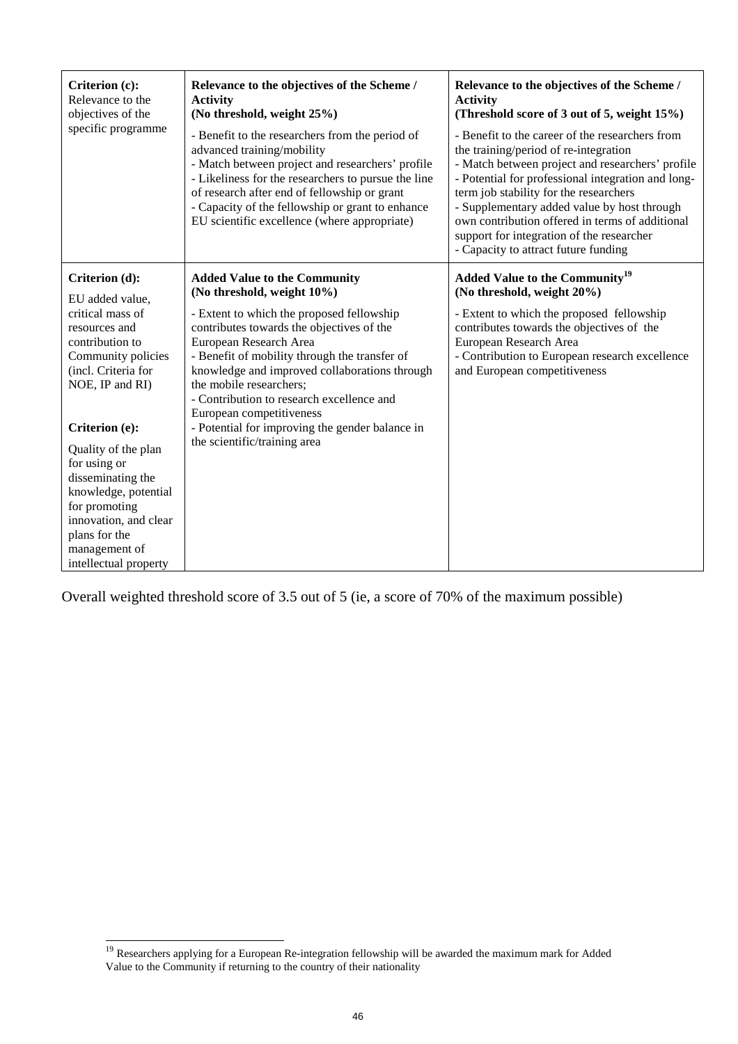| | | |
|---|---|---|
| **Criterion (c):** Relevance to the objectives of the specific programme | **Relevance to the objectives of the Scheme / Activity (No threshold, weight 25%)**<br>- Benefit to the researchers from the period of advanced training/mobility<br>- Match between project and researchers' profile<br>- Likeliness for the researchers to pursue the line of research after end of fellowship or grant<br>- Capacity of the fellowship or grant to enhance EU scientific excellence (where appropriate) | **Relevance to the objectives of the Scheme / Activity (Threshold score of 3 out of 5, weight 15%)**<br>- Benefit to the career of the researchers from the training/period of re-integration<br>- Match between project and researchers' profile<br>- Potential for professional integration and long-term job stability for the researchers<br>- Supplementary added value by host through own contribution offered in terms of additional support for integration of the researcher<br>- Capacity to attract future funding |
| **Criterion (d):** EU added value, critical mass of resources and contribution to Community policies (incl. Criteria for NOE, IP and RI)<br><br>**Criterion (e):** Quality of the plan for using or disseminating the knowledge, potential for promoting innovation, and clear plans for the management of intellectual property | **Added Value to the Community (No threshold, weight 10%)**<br>- Extent to which the proposed fellowship contributes towards the objectives of the European Research Area<br>- Benefit of mobility through the transfer of knowledge and improved collaborations through the mobile researchers;<br>- Contribution to research excellence and European competitiveness<br>- Potential for improving the gender balance in the scientific/training area | **Added Value to the Community[19] (No threshold, weight 20%)**<br>- Extent to which the proposed fellowship contributes towards the objectives of the European Research Area<br>- Contribution to European research excellence and European competitiveness |

Overall weighted threshold score of 3.5 out of 5 (ie, a score of 70% of the maximum possible)

[19] Researchers applying for a European Re-integration fellowship will be awarded the maximum mark for Added Value to the Community if returning to the country of their nationality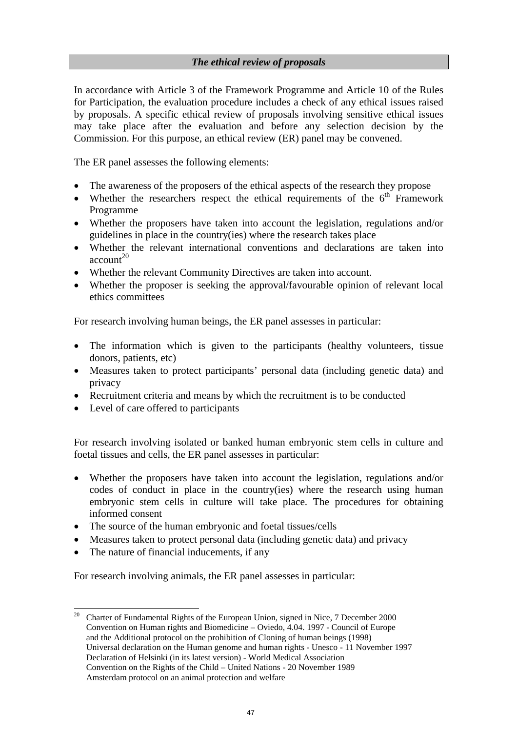***The ethical review of proposals***

In accordance with Article 3 of the Framework Programme and Article 10 of the Rules for Participation, the evaluation procedure includes a check of any ethical issues raised by proposals. A specific ethical review of proposals involving sensitive ethical issues may take place after the evaluation and before any selection decision by the Commission. For this purpose, an ethical review (ER) panel may be convened.

The ER panel assesses the following elements:

- The awareness of the proposers of the ethical aspects of the research they propose
- Whether the researchers respect the ethical requirements of the $6^{th}$ Framework Programme
- Whether the proposers have taken into account the legislation, regulations and/or guidelines in place in the country(ies) where the research takes place
- Whether the relevant international conventions and declarations are taken into account[20]
- Whether the relevant Community Directives are taken into account.
- Whether the proposer is seeking the approval/favourable opinion of relevant local ethics committees

For research involving human beings, the ER panel assesses in particular:

- The information which is given to the participants (healthy volunteers, tissue donors, patients, etc)
- Measures taken to protect participants' personal data (including genetic data) and privacy
- Recruitment criteria and means by which the recruitment is to be conducted
- Level of care offered to participants

For research involving isolated or banked human embryonic stem cells in culture and foetal tissues and cells, the ER panel assesses in particular:

- Whether the proposers have taken into account the legislation, regulations and/or codes of conduct in place in the country(ies) where the research using human embryonic stem cells in culture will take place. The procedures for obtaining informed consent
- The source of the human embryonic and foetal tissues/cells
- Measures taken to protect personal data (including genetic data) and privacy
- The nature of financial inducements, if any

For research involving animals, the ER panel assesses in particular:

---

[20] Charter of Fundamental Rights of the European Union, signed in Nice, 7 December 2000
Convention on Human rights and Biomedicine – Oviedo, 4.04. 1997 - Council of Europe and the Additional protocol on the prohibition of Cloning of human beings (1998)
Universal declaration on the Human genome and human rights - Unesco - 11 November 1997
Declaration of Helsinki (in its latest version) - World Medical Association
Convention on the Rights of the Child – United Nations - 20 November 1989
Amsterdam protocol on an animal protection and welfare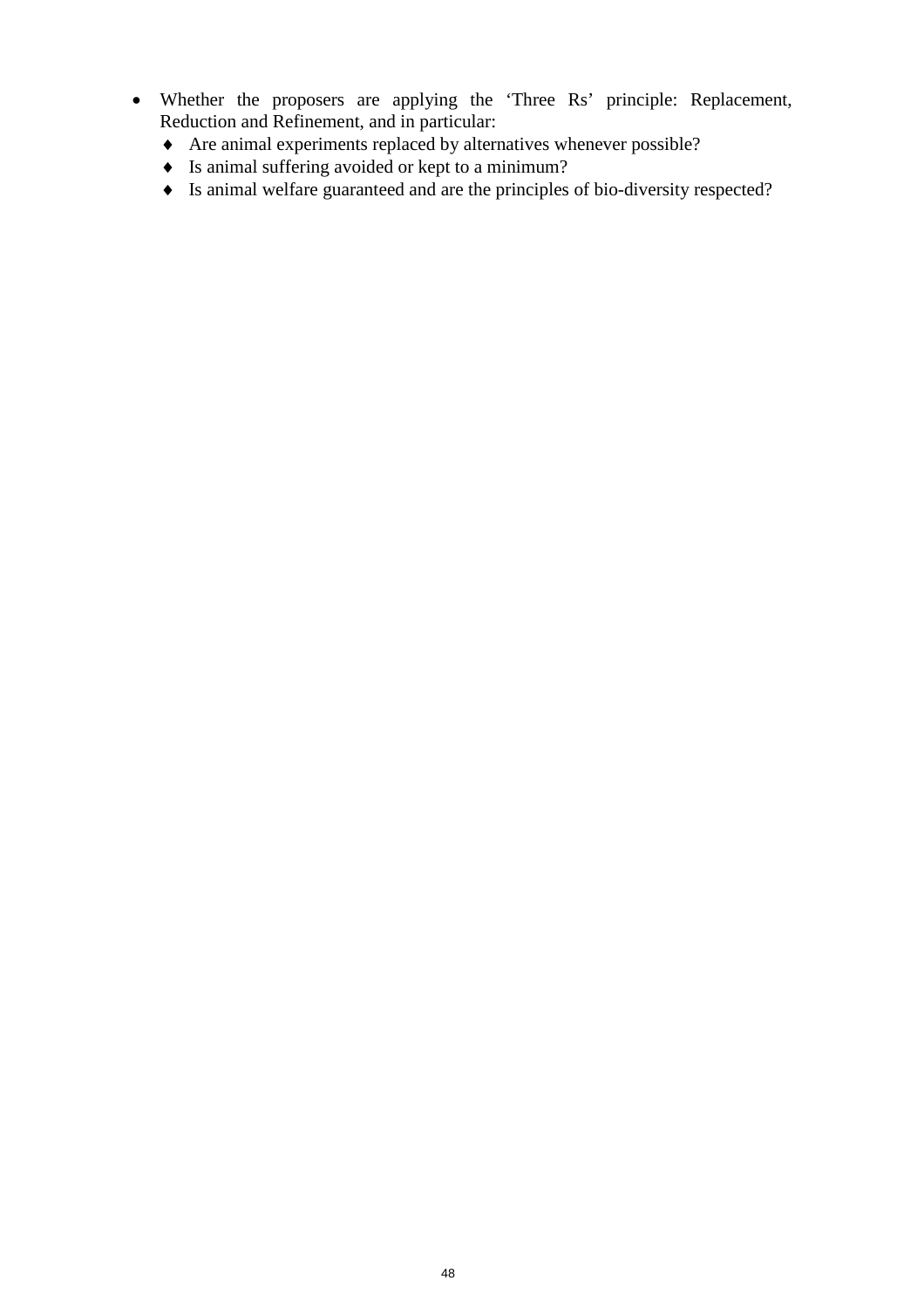- Whether the proposers are applying the ‘Three Rs’ principle: Replacement, Reduction and Refinement, and in particular:
  - Are animal experiments replaced by alternatives whenever possible?
  - Is animal suffering avoided or kept to a minimum?
  - Is animal welfare guaranteed and are the principles of bio-diversity respected?